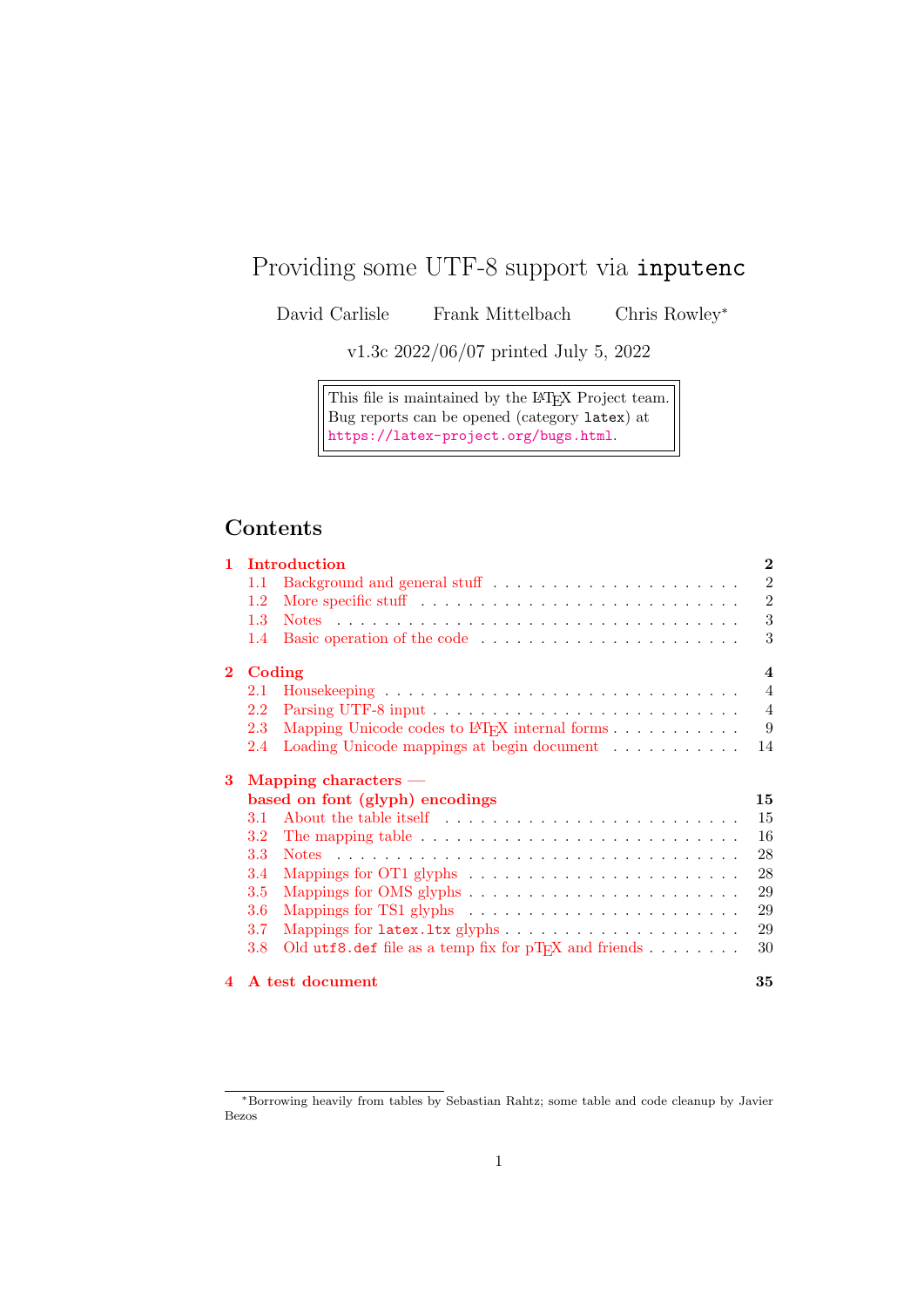# Providing some UTF-8 support via `inputenc`

David Carlisle Frank Mittelbach Chris Rowley*

v1.3c 2022/06/07 printed July 5, 2022

This file is maintained by the LaTeX Project team.
Bug reports can be opened (category `latex`) at
https://latex-project.org/bugs.html.

## Contents

| | | |
|---|---|---|
| **1 Introduction** | | **2** |
| | 1.1 Background and general stuff | 2 |
| | 1.2 More specific stuff | 2 |
| | 1.3 Notes | 3 |
| | 1.4 Basic operation of the code | 3 |
| **2 Coding** | | **4** |
| | 2.1 Housekeeping | 4 |
| | 2.2 Parsing UTF-8 input | 4 |
| | 2.3 Mapping Unicode codes to LaTeX internal forms | 9 |
| | 2.4 Loading Unicode mappings at begin document | 14 |
| **3 Mapping characters — based on font (glyph) encodings** | | **15** |
| | 3.1 About the table itself | 15 |
| | 3.2 The mapping table | 16 |
| | 3.3 Notes | 28 |
| | 3.4 Mappings for OT1 glyphs | 28 |
| | 3.5 Mappings for OMS glyphs | 29 |
| | 3.6 Mappings for TS1 glyphs | 29 |
| | 3.7 Mappings for `latex.ltx` glyphs | 29 |
| | 3.8 Old `utf8.def` file as a temp fix for pTeX and friends | 30 |
| **4 A test document** | | **35** |

*Borrowing heavily from tables by Sebastian Rahtz; some table and code cleanup by Javier Bezos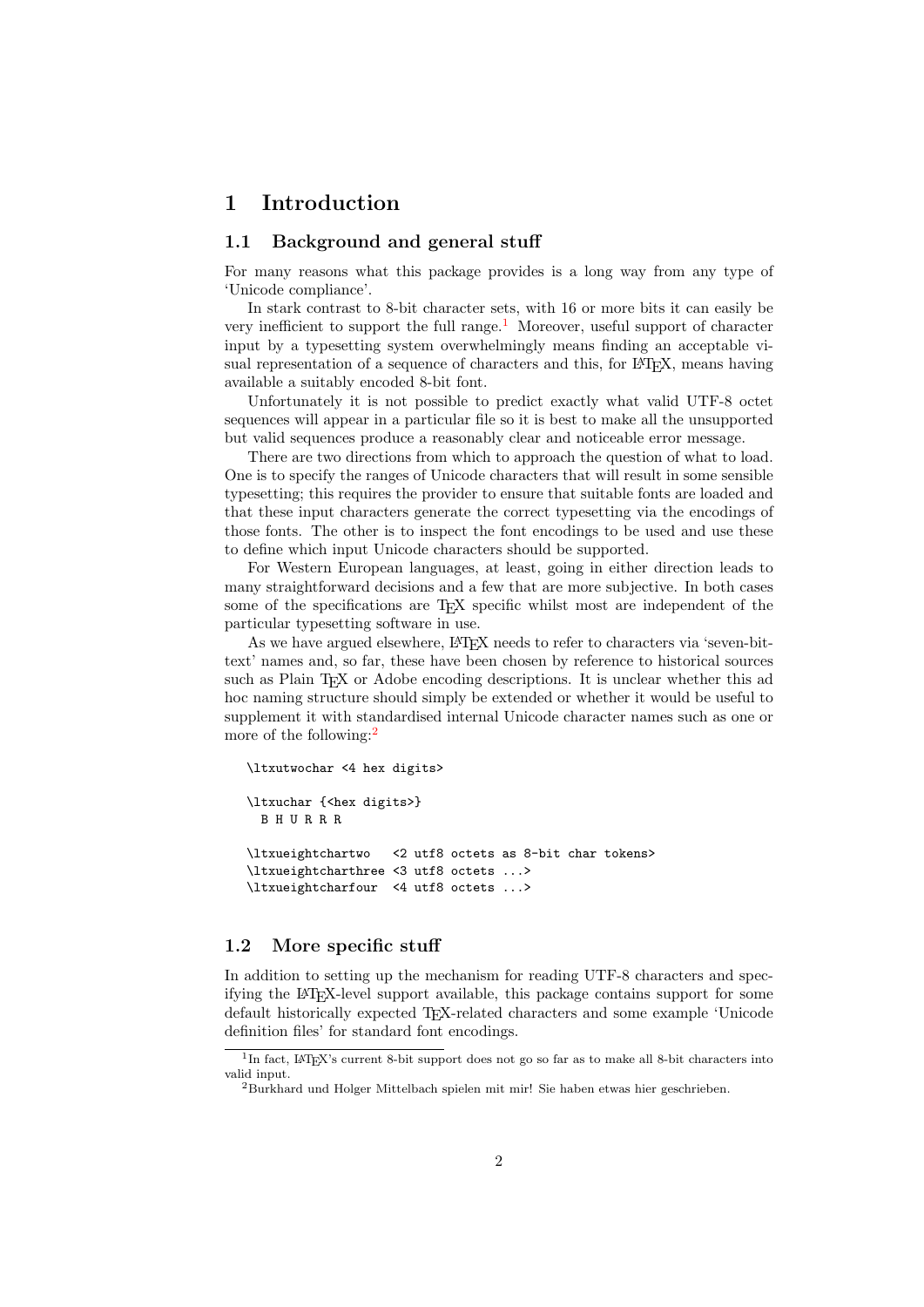# 1 Introduction

## 1.1 Background and general stuff

For many reasons what this package provides is a long way from any type of 'Unicode compliance'.

In stark contrast to 8-bit character sets, with 16 or more bits it can easily be very inefficient to support the full range.[1] Moreover, useful support of character input by a typesetting system overwhelmingly means finding an acceptable visual representation of a sequence of characters and this, for LaTeX, means having available a suitably encoded 8-bit font.

Unfortunately it is not possible to predict exactly what valid UTF-8 octet sequences will appear in a particular file so it is best to make all the unsupported but valid sequences produce a reasonably clear and noticeable error message.

There are two directions from which to approach the question of what to load. One is to specify the ranges of Unicode characters that will result in some sensible typesetting; this requires the provider to ensure that suitable fonts are loaded and that these input characters generate the correct typesetting via the encodings of those fonts. The other is to inspect the font encodings to be used and use these to define which input Unicode characters should be supported.

For Western European languages, at least, going in either direction leads to many straightforward decisions and a few that are more subjective. In both cases some of the specifications are TeX specific whilst most are independent of the particular typesetting software in use.

As we have argued elsewhere, LaTeX needs to refer to characters via 'seven-bit-text' names and, so far, these have been chosen by reference to historical sources such as Plain TeX or Adobe encoding descriptions. It is unclear whether this ad hoc naming structure should simply be extended or whether it would be useful to supplement it with standardised internal Unicode character names such as one or more of the following:[2]

```
\ltxutwochar <4 hex digits>

\ltxuchar {<hex digits>}
  B H U R R R

\ltxueightchartwo   <2 utf8 octets as 8-bit char tokens>
\ltxueightcharthree <3 utf8 octets ...>
\ltxueightcharfour  <4 utf8 octets ...>
```

## 1.2 More specific stuff

In addition to setting up the mechanism for reading UTF-8 characters and specifying the LaTeX-level support available, this package contains support for some default historically expected TeX-related characters and some example 'Unicode definition files' for standard font encodings.

[1] In fact, LaTeX's current 8-bit support does not go so far as to make all 8-bit characters into valid input.

[2] Burkhard und Holger Mittelbach spielen mit mir! Sie haben etwas hier geschrieben.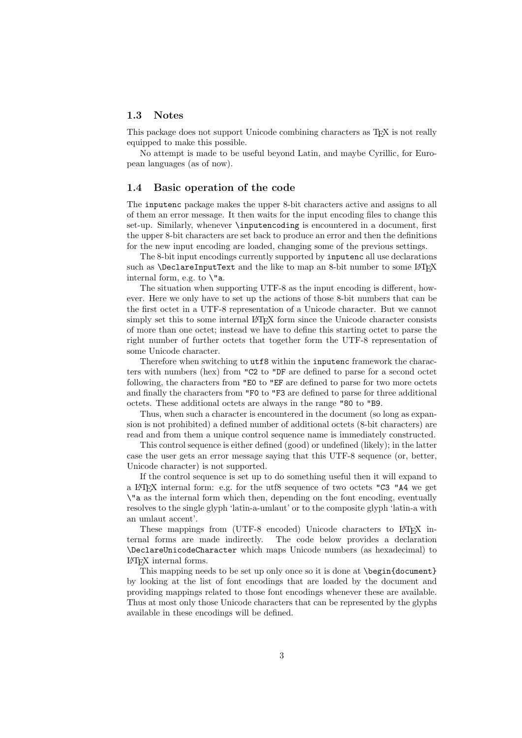### 1.3 Notes

This package does not support Unicode combining characters as TeX is not really equipped to make this possible.

No attempt is made to be useful beyond Latin, and maybe Cyrillic, for European languages (as of now).

### 1.4 Basic operation of the code

The `inputenc` package makes the upper 8-bit characters active and assigns to all of them an error message. It then waits for the input encoding files to change this set-up. Similarly, whenever `\inputencoding` is encountered in a document, first the upper 8-bit characters are set back to produce an error and then the definitions for the new input encoding are loaded, changing some of the previous settings.

The 8-bit input encodings currently supported by `inputenc` all use declarations such as `\DeclareInputText` and the like to map an 8-bit number to some LaTeX internal form, e.g. to `\"a`.

The situation when supporting UTF-8 as the input encoding is different, however. Here we only have to set up the actions of those 8-bit numbers that can be the first octet in a UTF-8 representation of a Unicode character. But we cannot simply set this to some internal LaTeX form since the Unicode character consists of more than one octet; instead we have to define this starting octet to parse the right number of further octets that together form the UTF-8 representation of some Unicode character.

Therefore when switching to `utf8` within the `inputenc` framework the characters with numbers (hex) from `"C2` to `"DF` are defined to parse for a second octet following, the characters from `"E0` to `"EF` are defined to parse for two more octets and finally the characters from `"F0` to `"F3` are defined to parse for three additional octets. These additional octets are always in the range `"80` to `"B9`.

Thus, when such a character is encountered in the document (so long as expansion is not prohibited) a defined number of additional octets (8-bit characters) are read and from them a unique control sequence name is immediately constructed.

This control sequence is either defined (good) or undefined (likely); in the latter case the user gets an error message saying that this UTF-8 sequence (or, better, Unicode character) is not supported.

If the control sequence is set up to do something useful then it will expand to a LaTeX internal form: e.g. for the utf8 sequence of two octets `"C3 "A4` we get `\"a` as the internal form which then, depending on the font encoding, eventually resolves to the single glyph 'latin-a-umlaut' or to the composite glyph 'latin-a with an umlaut accent'.

These mappings from (UTF-8 encoded) Unicode characters to LaTeX internal forms are made indirectly. The code below provides a declaration `\DeclareUnicodeCharacter` which maps Unicode numbers (as hexadecimal) to LaTeX internal forms.

This mapping needs to be set up only once so it is done at `\begin{document}` by looking at the list of font encodings that are loaded by the document and providing mappings related to those font encodings whenever these are available. Thus at most only those Unicode characters that can be represented by the glyphs available in these encodings will be defined.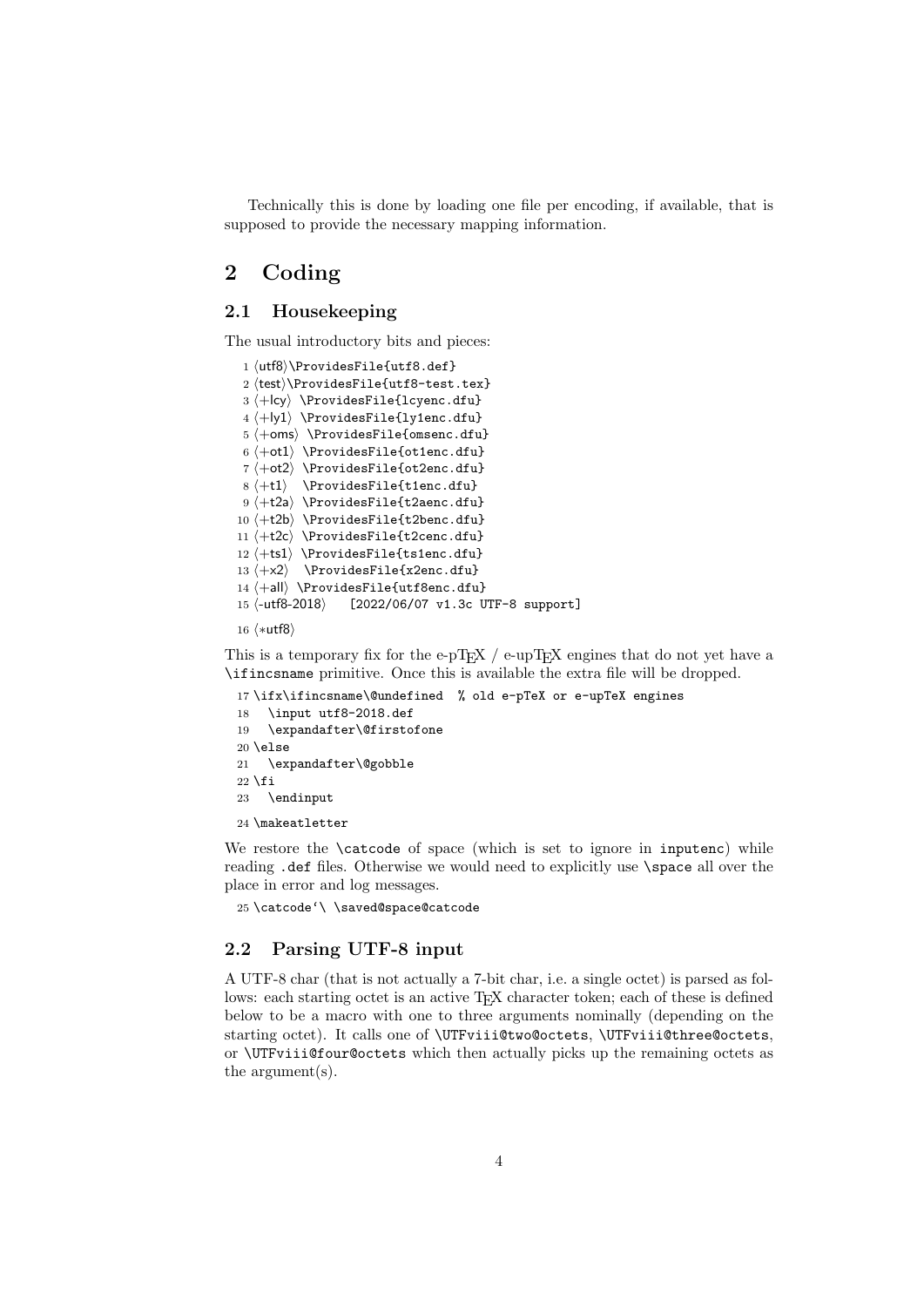Technically this is done by loading one file per encoding, if available, that is supposed to provide the necessary mapping information.

## 2 Coding

### 2.1 Housekeeping

The usual introductory bits and pieces:

```
 1 ⟨utf8⟩\ProvidesFile{utf8.def}
 2 ⟨test⟩\ProvidesFile{utf8-test.tex}
 3 ⟨+lcy⟩ \ProvidesFile{lcyenc.dfu}
 4 ⟨+ly1⟩ \ProvidesFile{ly1enc.dfu}
 5 ⟨+oms⟩ \ProvidesFile{omsenc.dfu}
 6 ⟨+ot1⟩ \ProvidesFile{ot1enc.dfu}
 7 ⟨+ot2⟩ \ProvidesFile{ot2enc.dfu}
 8 ⟨+t1⟩  \ProvidesFile{t1enc.dfu}
 9 ⟨+t2a⟩ \ProvidesFile{t2aenc.dfu}
10 ⟨+t2b⟩ \ProvidesFile{t2benc.dfu}
11 ⟨+t2c⟩ \ProvidesFile{t2cenc.dfu}
12 ⟨+ts1⟩ \ProvidesFile{ts1enc.dfu}
13 ⟨+x2⟩  \ProvidesFile{x2enc.dfu}
14 ⟨+all⟩ \ProvidesFile{utf8enc.dfu}
15 ⟨-utf8-2018⟩   [2022/06/07 v1.3c UTF-8 support]
16 ⟨*utf8⟩
```

This is a temporary fix for the e-pTeX / e-upTeX engines that do not yet have a `\ifincsname` primitive. Once this is available the extra file will be dropped.

```
17 \ifx\ifincsname\@undefined  % old e-pTeX or e-upTeX engines
18   \input utf8-2018.def
19   \expandafter\@firstofone
20 \else
21   \expandafter\@gobble
22 \fi
23   \endinput
24 \makeatletter
```

We restore the `\catcode` of space (which is set to ignore in `inputenc`) while reading `.def` files. Otherwise we would need to explicitly use `\space` all over the place in error and log messages.

```
25 \catcode`\ \saved@space@catcode
```

### 2.2 Parsing UTF-8 input

A UTF-8 char (that is not actually a 7-bit char, i.e. a single octet) is parsed as follows: each starting octet is an active TeX character token; each of these is defined below to be a macro with one to three arguments nominally (depending on the starting octet). It calls one of `\UTFviii@two@octets`, `\UTFviii@three@octets`, or `\UTFviii@four@octets` which then actually picks up the remaining octets as the argument(s).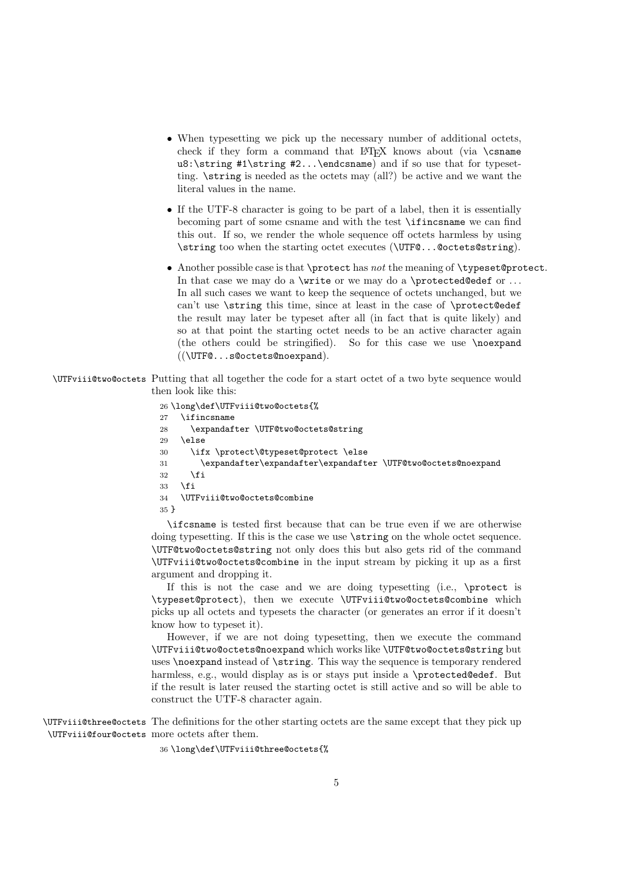- When typesetting we pick up the necessary number of additional octets, check if they form a command that LaTeX knows about (via `\csname u8:\string #1\string #2...\endcsname`) and if so use that for typesetting. `\string` is needed as the octets may (all?) be active and we want the literal values in the name.

- If the UTF-8 character is going to be part of a label, then it is essentially becoming part of some csname and with the test `\ifincsname` we can find this out. If so, we render the whole sequence off octets harmless by using `\string` too when the starting octet executes (`\UTF@...@octets@string`).

- Another possible case is that `\protect` has *not* the meaning of `\typeset@protect`. In that case we may do a `\write` or we may do a `\protected@edef` or ... In all such cases we want to keep the sequence of octets unchanged, but we can't use `\string` this time, since at least in the case of `\protect@edef` the result may later be typeset after all (in fact that is quite likely) and so at that point the starting octet needs to be an active character again (the others could be stringified). So for this case we use `\noexpand` ((`\UTF@...s@octets@noexpand`).

`\UTFviii@two@octets` Putting that all together the code for a start octet of a two byte sequence would then look like this:

```
26 \long\def\UTFviii@two@octets{%
27   \ifincsname
28     \expandafter \UTF@two@octets@string
29   \else
30     \ifx \protect\@typeset@protect \else
31       \expandafter\expandafter\expandafter \UTF@two@octets@noexpand
32     \fi
33   \fi
34   \UTFviii@two@octets@combine
35 }
```

`\ifcsname` is tested first because that can be true even if we are otherwise doing typesetting. If this is the case we use `\string` on the whole octet sequence. `\UTF@two@octets@string` not only does this but also gets rid of the command `\UTFviii@two@octets@combine` in the input stream by picking it up as a first argument and dropping it.

If this is not the case and we are doing typesetting (i.e., `\protect` is `\typeset@protect`), then we execute `\UTFviii@two@octets@combine` which picks up all octets and typesets the character (or generates an error if it doesn't know how to typeset it).

However, if we are not doing typesetting, then we execute the command `\UTFviii@two@octets@noexpand` which works like `\UTF@two@octets@string` but uses `\noexpand` instead of `\string`. This way the sequence is temporary rendered harmless, e.g., would display as is or stays put inside a `\protected@edef`. But if the result is later reused the starting octet is still active and so will be able to construct the UTF-8 character again.

`\UTFviii@three@octets` `\UTFviii@four@octets` The definitions for the other starting octets are the same except that they pick up more octets after them.

```
36 \long\def\UTFviii@three@octets{%
```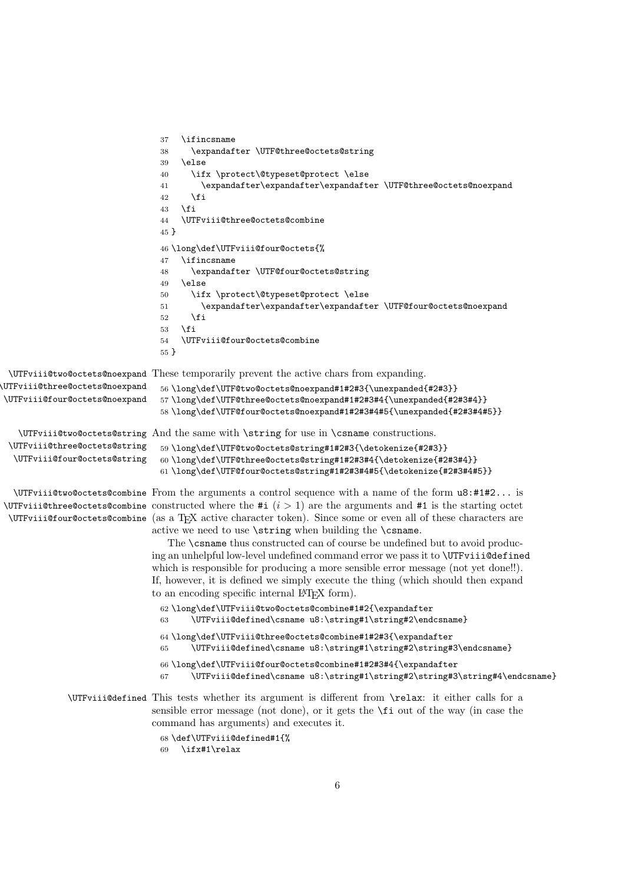```
37   \ifincsname
38     \expandafter \UTF@three@octets@string
39   \else
40     \ifx \protect\@typeset@protect \else
41       \expandafter\expandafter\expandafter \UTF@three@octets@noexpand
42     \fi
43   \fi
44   \UTFviii@three@octets@combine
45 }
46 \long\def\UTFviii@four@octets{%
47   \ifincsname
48     \expandafter \UTF@four@octets@string
49   \else
50     \ifx \protect\@typeset@protect \else
51       \expandafter\expandafter\expandafter \UTF@four@octets@noexpand
52     \fi
53   \fi
54   \UTFviii@four@octets@combine
55 }
```

`\UTFviii@two@octets@noexpand` `\UTFviii@three@octets@noexpand` `\UTFviii@four@octets@noexpand`

These temporarily prevent the active chars from expanding.

```
56 \long\def\UTF@two@octets@noexpand#1#2#3{\unexpanded{#2#3}}
57 \long\def\UTF@three@octets@noexpand#1#2#3#4{\unexpanded{#2#3#4}}
58 \long\def\UTF@four@octets@noexpand#1#2#3#4#5{\unexpanded{#2#3#4#5}}
```

`\UTFviii@two@octets@string` `\UTFviii@three@octets@string` `\UTFviii@four@octets@string`

And the same with `\string` for use in `\csname` constructions.

```
59 \long\def\UTF@two@octets@string#1#2#3{\detokenize{#2#3}}
60 \long\def\UTF@three@octets@string#1#2#3#4{\detokenize{#2#3#4}}
61 \long\def\UTF@four@octets@string#1#2#3#4#5{\detokenize{#2#3#4#5}}
```

`\UTFviii@two@octets@combine` `\UTFviii@three@octets@combine` `\UTFviii@four@octets@combine`

From the arguments a control sequence with a name of the form `u8:#1#2...` is constructed where the `#i` ($i > 1$) are the arguments and `#1` is the starting octet (as a TeX active character token). Since some or even all of these characters are active we need to use `\string` when building the `\csname`.

The `\csname` thus constructed can of course be undefined but to avoid producing an unhelpful low-level undefined command error we pass it to `\UTFviii@defined` which is responsible for producing a more sensible error message (not yet done!!). If, however, it is defined we simply execute the thing (which should then expand to an encoding specific internal LaTeX form).

```
62 \long\def\UTFviii@two@octets@combine#1#2{\expandafter
63     \UTFviii@defined\csname u8:\string#1\string#2\endcsname}
64 \long\def\UTFviii@three@octets@combine#1#2#3{\expandafter
65     \UTFviii@defined\csname u8:\string#1\string#2\string#3\endcsname}
66 \long\def\UTFviii@four@octets@combine#1#2#3#4{\expandafter
67     \UTFviii@defined\csname u8:\string#1\string#2\string#3\string#4\endcsname}
```

`\UTFviii@defined`

This tests whether its argument is different from `\relax`: it either calls for a sensible error message (not done), or it gets the `\fi` out of the way (in case the command has arguments) and executes it.

```
68 \def\UTFviii@defined#1{%
69   \ifx#1\relax
```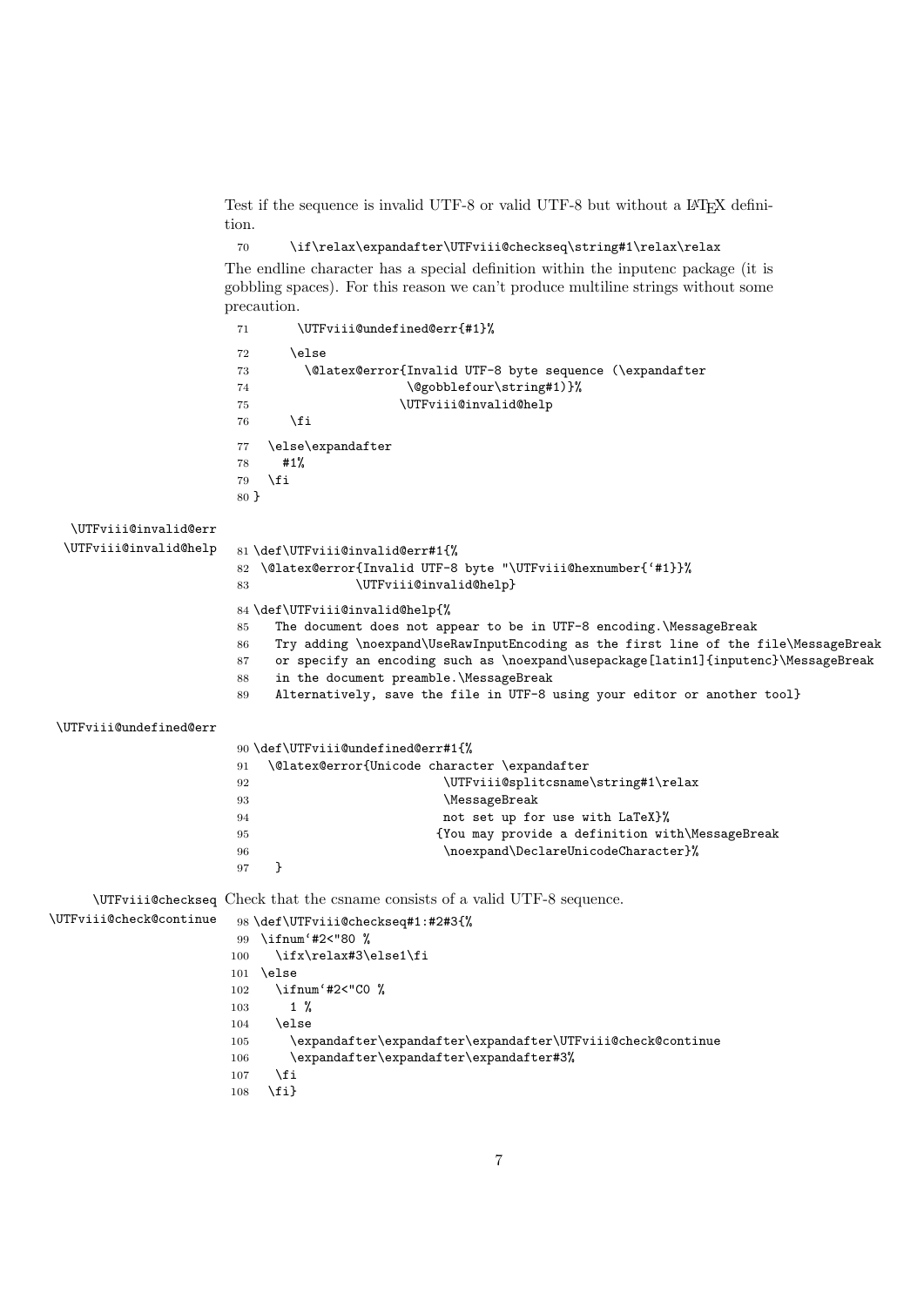Test if the sequence is invalid UTF-8 or valid UTF-8 but without a LaTeX definition.

```
70      \if\relax\expandafter\UTFviii@checkseq\string#1\relax\relax
```

The endline character has a special definition within the inputenc package (it is gobbling spaces). For this reason we can't produce multiline strings without some precaution.

```
71       \UTFviii@undefined@err{#1}%
72      \else
73        \@latex@error{Invalid UTF-8 byte sequence (\expandafter
74                      \@gobblefour\string#1)}%
75                     \UTFviii@invalid@help
76      \fi
77  \else\expandafter
78     #1%
79  \fi
80 }
```

\UTFviii@invalid@err
\UTFviii@invalid@help

```
81 \def\UTFviii@invalid@err#1{%
82  \@latex@error{Invalid UTF-8 byte "\UTFviii@hexnumber{`#1}}%
83               \UTFviii@invalid@help}
84 \def\UTFviii@invalid@help{%
85    The document does not appear to be in UTF-8 encoding.\MessageBreak
86    Try adding \noexpand\UseRawInputEncoding as the first line of the file\MessageBreak
87    or specify an encoding such as \noexpand\usepackage[latin1]{inputenc}\MessageBreak
88    in the document preamble.\MessageBreak
89    Alternatively, save the file in UTF-8 using your editor or another tool}
```

\UTFviii@undefined@err

```
90 \def\UTFviii@undefined@err#1{%
91   \@latex@error{Unicode character \expandafter
92                           \UTFviii@splitcsname\string#1\relax
93                           \MessageBreak
94                           not set up for use with LaTeX}%
95                          {You may provide a definition with\MessageBreak
96                           \noexpand\DeclareUnicodeCharacter}%
97    }
```

\UTFviii@checkseq
\UTFviii@check@continue

Check that the csname consists of a valid UTF-8 sequence.

```
98 \def\UTFviii@checkseq#1:#2#3{%
99  \ifnum`#2<"80 %
100    \ifx\relax#3\else1\fi
101  \else
102    \ifnum`#2<"C0 %
103      1 %
104    \else
105      \expandafter\expandafter\expandafter\UTFviii@check@continue
106      \expandafter\expandafter\expandafter#3%
107    \fi
108  \fi}
```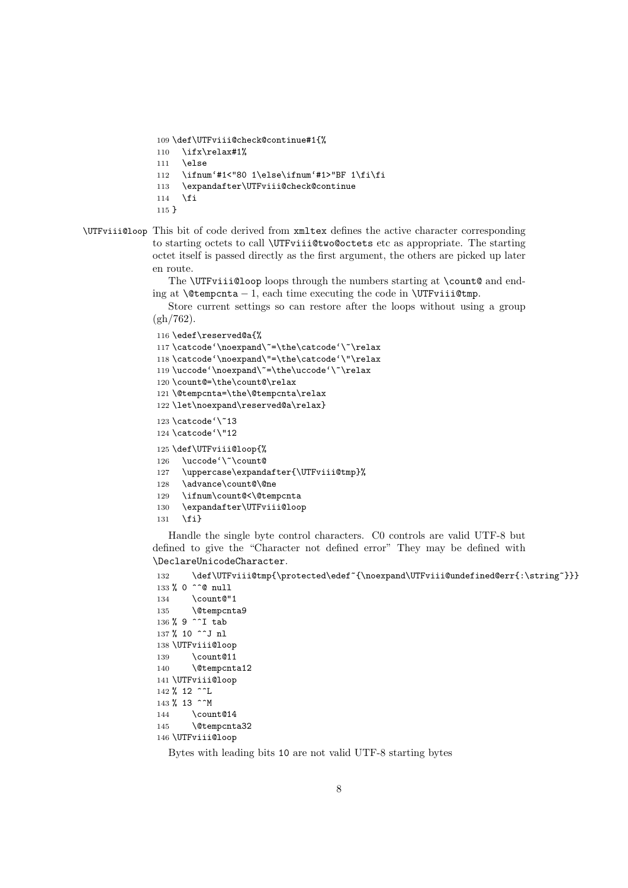```
109 \def\UTFviii@check@continue#1{%
110   \ifx\relax#1%
111   \else
112   \ifnum`#1<"80 1\else\ifnum`#1>"BF 1\fi\fi
113   \expandafter\UTFviii@check@continue
114   \fi
115 }
```

\UTFviii@loop This bit of code derived from `xmltex` defines the active character corresponding to starting octets to call `\UTFviii@two@octets` etc as appropriate. The starting octet itself is passed directly as the first argument, the others are picked up later en route.

The `\UTFviii@loop` loops through the numbers starting at `\count@` and ending at `\@tempcnta` $-1$, each time executing the code in `\UTFviii@tmp`.

Store current settings so can restore after the loops without using a group (gh/762).

```
116 \edef\reserved@a{%
117 \catcode`\noexpand\~=\the\catcode`\~\relax
118 \catcode`\noexpand\"=\the\catcode`\"\relax
119 \uccode`\noexpand\~=\the\uccode`\~\relax
120 \count@=\the\count@\relax
121 \@tempcnta=\the\@tempcnta\relax
122 \let\noexpand\reserved@a\relax}
123 \catcode`\~13
124 \catcode`\"12
125 \def\UTFviii@loop{%
126   \uccode`\~\count@
127   \uppercase\expandafter{\UTFviii@tmp}%
128   \advance\count@\@ne
129   \ifnum\count@<\@tempcnta
130   \expandafter\UTFviii@loop
131   \fi}
```

Handle the single byte control characters. C0 controls are valid UTF-8 but defined to give the "Character not defined error" They may be defined with `\DeclareUnicodeCharacter`.

```
132     \def\UTFviii@tmp{\protected\edef~{\noexpand\UTFviii@undefined@err{:\string~}}}
133 % 0 ^^@ null
134     \count@"1
135     \@tempcnta9
136 % 9 ^^I tab
137 % 10 ^^J nl
138 \UTFviii@loop
139     \count@11
140     \@tempcnta12
141 \UTFviii@loop
142 % 12 ^^L
143 % 13 ^^M
144     \count@14
145     \@tempcnta32
146 \UTFviii@loop
```

Bytes with leading bits `10` are not valid UTF-8 starting bytes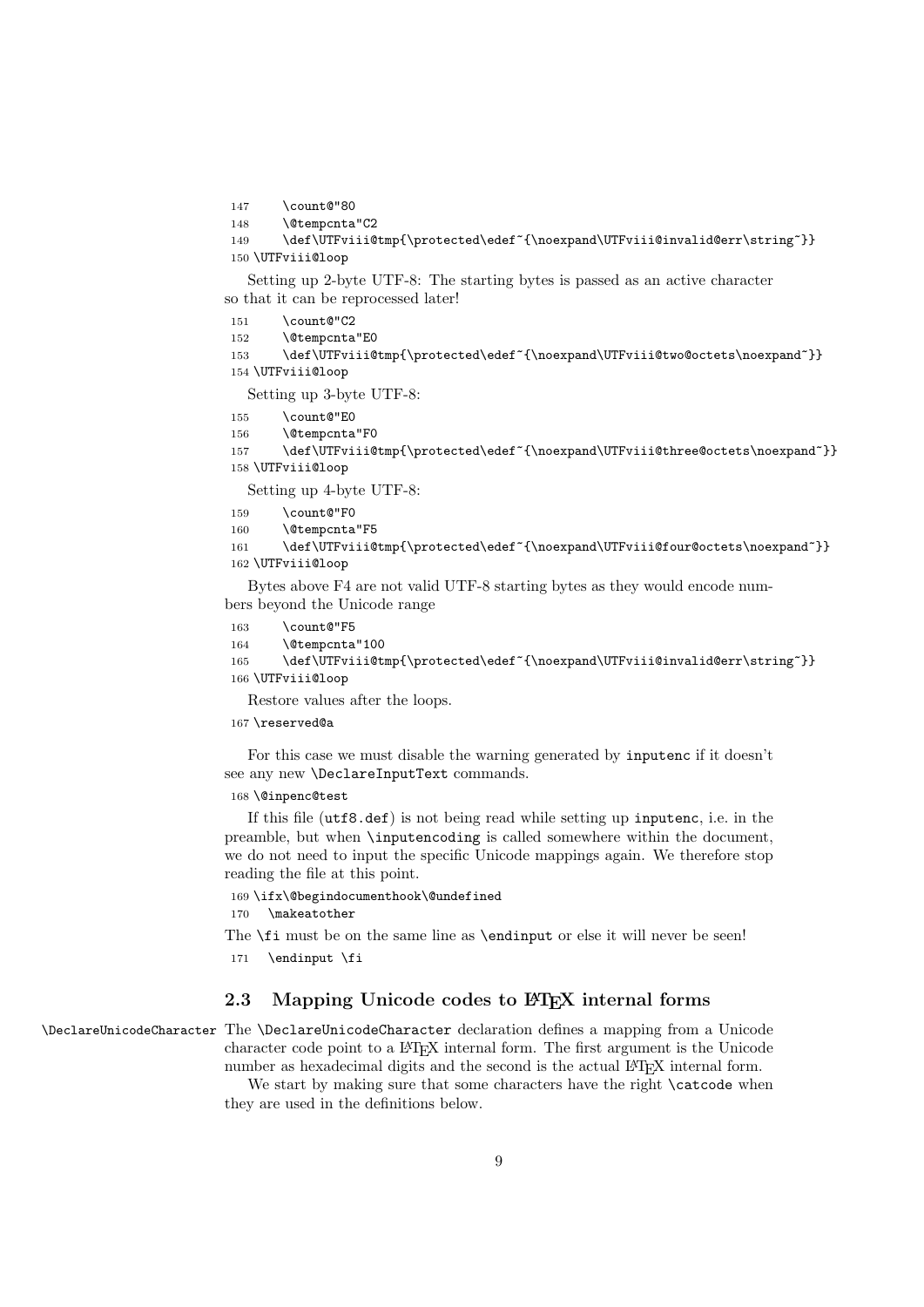```
147     \count@"80
148     \@tempcnta"C2
149     \def\UTFviii@tmp{\protected\edef~{\noexpand\UTFviii@invalid@err\string~}}
150 \UTFviii@loop
```

Setting up 2-byte UTF-8: The starting bytes is passed as an active character so that it can be reprocessed later!

```
151     \count@"C2
152     \@tempcnta"E0
153     \def\UTFviii@tmp{\protected\edef~{\noexpand\UTFviii@two@octets\noexpand~}}
154 \UTFviii@loop
```

Setting up 3-byte UTF-8:

```
155     \count@"E0
156     \@tempcnta"F0
157     \def\UTFviii@tmp{\protected\edef~{\noexpand\UTFviii@three@octets\noexpand~}}
158 \UTFviii@loop
```

Setting up 4-byte UTF-8:

```
159     \count@"F0
160     \@tempcnta"F5
161     \def\UTFviii@tmp{\protected\edef~{\noexpand\UTFviii@four@octets\noexpand~}}
162 \UTFviii@loop
```

Bytes above F4 are not valid UTF-8 starting bytes as they would encode numbers beyond the Unicode range

```
163     \count@"F5
164     \@tempcnta"100
165     \def\UTFviii@tmp{\protected\edef~{\noexpand\UTFviii@invalid@err\string~}}
166 \UTFviii@loop
```

Restore values after the loops.

```
167 \reserved@a
```

For this case we must disable the warning generated by `inputenc` if it doesn't see any new `\DeclareInputText` commands.

```
168 \@inpenc@test
```

If this file (`utf8.def`) is not being read while setting up `inputenc`, i.e. in the preamble, but when `\inputencoding` is called somewhere within the document, we do not need to input the specific Unicode mappings again. We therefore stop reading the file at this point.

```
169 \ifx\@begindocumenthook\@undefined
170   \makeatother
```

The `\fi` must be on the same line as `\endinput` or else it will never be seen!

```
171   \endinput \fi
```

## 2.3 Mapping Unicode codes to LaTeX internal forms

`\DeclareUnicodeCharacter` The `\DeclareUnicodeCharacter` declaration defines a mapping from a Unicode character code point to a LaTeX internal form. The first argument is the Unicode number as hexadecimal digits and the second is the actual LaTeX internal form.

We start by making sure that some characters have the right `\catcode` when they are used in the definitions below.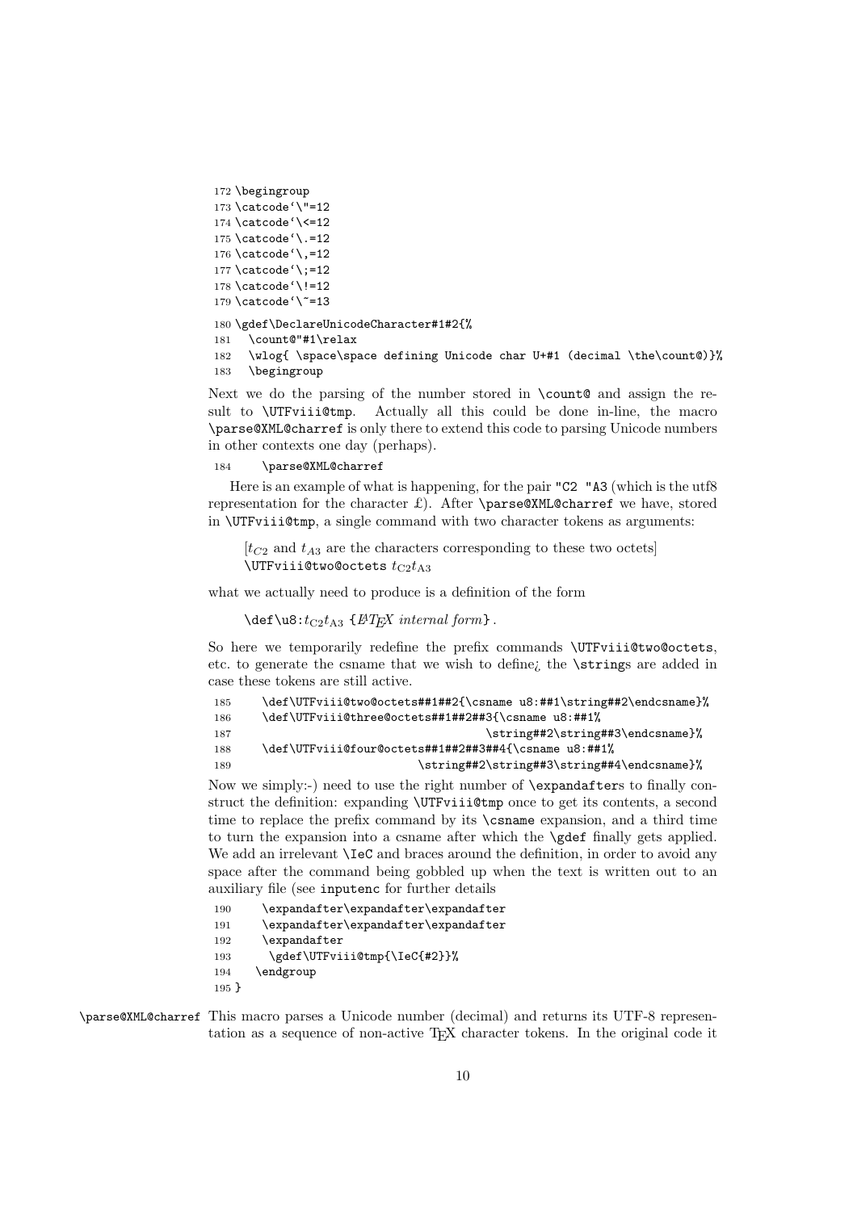```
172 \begingroup
173 \catcode`\"=12
174 \catcode`\<=12
175 \catcode`\.=12
176 \catcode`\,=12
177 \catcode`\;=12
178 \catcode`\!=12
179 \catcode`\~=13
180 \gdef\DeclareUnicodeCharacter#1#2{%
181   \count@"#1\relax
182   \wlog{ \space\space defining Unicode char U+#1 (decimal \the\count@)}%
183   \begingroup
```

Next we do the parsing of the number stored in `\count@` and assign the result to `\UTFviii@tmp`. Actually all this could be done in-line, the macro `\parse@XML@charref` is only there to extend this code to parsing Unicode numbers in other contexts one day (perhaps).

```
184     \parse@XML@charref
```

Here is an example of what is happening, for the pair `"C2 "A3` (which is the utf8 representation for the character £). After `\parse@XML@charref` we have, stored in `\UTFviii@tmp`, a single command with two character tokens as arguments:

> [$t_{C2}$ and $t_{A3}$ are the characters corresponding to these two octets]
> `\UTFviii@two@octets` $t_{\mathrm{C2}}t_{\mathrm{A3}}$

what we actually need to produce is a definition of the form

> `\def\u8:`$t_{\mathrm{C2}}t_{\mathrm{A3}}$ `{`*LaTeX internal form*`}`.

So here we temporarily redefine the prefix commands `\UTFviii@two@octets`, etc. to generate the csname that we wish to define¿ the `\string`s are added in case these tokens are still active.

```
185     \def\UTFviii@two@octets##1##2{\csname u8:##1\string##2\endcsname}%
186     \def\UTFviii@three@octets##1##2##3{\csname u8:##1%
187                                   \string##2\string##3\endcsname}%
188     \def\UTFviii@four@octets##1##2##3##4{\csname u8:##1%
189                          \string##2\string##3\string##4\endcsname}%
```

Now we simply:-) need to use the right number of `\expandafter`s to finally construct the definition: expanding `\UTFviii@tmp` once to get its contents, a second time to replace the prefix command by its `\csname` expansion, and a third time to turn the expansion into a csname after which the `\gdef` finally gets applied. We add an irrelevant `\IeC` and braces around the definition, in order to avoid any space after the command being gobbled up when the text is written out to an auxiliary file (see `inputenc` for further details

```
190     \expandafter\expandafter\expandafter
191     \expandafter\expandafter\expandafter
192     \expandafter
193      \gdef\UTFviii@tmp{\IeC{#2}}%
194   \endgroup
195 }
```

`\parse@XML@charref` This macro parses a Unicode number (decimal) and returns its UTF-8 representation as a sequence of non-active TeX character tokens. In the original code it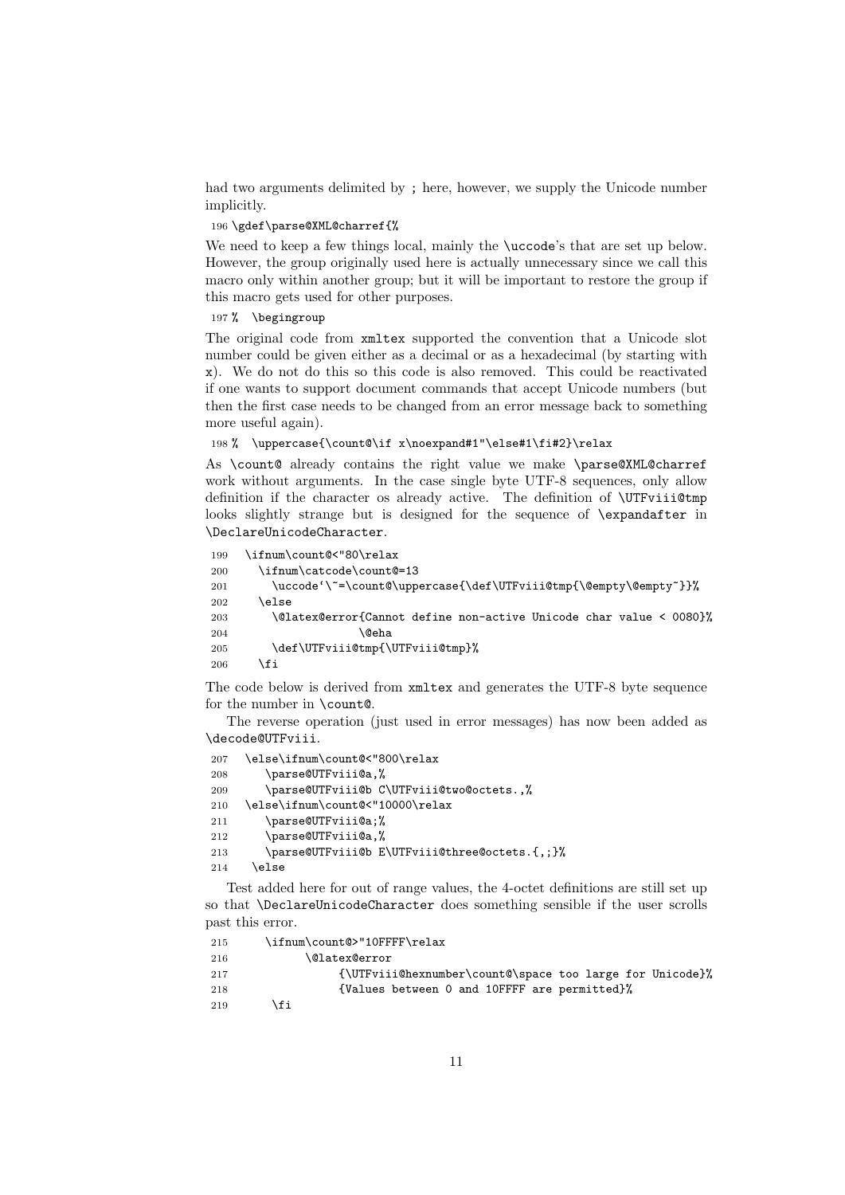had two arguments delimited by `;` here, however, we supply the Unicode number implicitly.

```
196 \gdef\parse@XML@charref{%
```

We need to keep a few things local, mainly the `\uccode`'s that are set up below. However, the group originally used here is actually unnecessary since we call this macro only within another group; but it will be important to restore the group if this macro gets used for other purposes.

```
197 %  \begingroup
```

The original code from `xmltex` supported the convention that a Unicode slot number could be given either as a decimal or as a hexadecimal (by starting with `x`). We do not do this so this code is also removed. This could be reactivated if one wants to support document commands that accept Unicode numbers (but then the first case needs to be changed from an error message back to something more useful again).

```
198 %  \uppercase{\count@\if x\noexpand#1"\else#1\fi#2}\relax
```

As `\count@` already contains the right value we make `\parse@XML@charref` work without arguments. In the case single byte UTF-8 sequences, only allow definition if the character os already active. The definition of `\UTFviii@tmp` looks slightly strange but is designed for the sequence of `\expandafter` in `\DeclareUnicodeCharacter`.

```
199   \ifnum\count@<"80\relax
200     \ifnum\catcode\count@=13
201       \uccode`\~=\count@\uppercase{\def\UTFviii@tmp{\@empty\@empty~}}%
202     \else
203       \@latex@error{Cannot define non-active Unicode char value < 0080}%
204                    \@eha
205       \def\UTFviii@tmp{\UTFviii@tmp}%
206     \fi
```

The code below is derived from `xmltex` and generates the UTF-8 byte sequence for the number in `\count@`.

The reverse operation (just used in error messages) has now been added as `\decode@UTFviii`.

```
207   \else\ifnum\count@<"800\relax
208      \parse@UTFviii@a,%
209      \parse@UTFviii@b C\UTFviii@two@octets.,%
210   \else\ifnum\count@<"10000\relax
211      \parse@UTFviii@a;%
212      \parse@UTFviii@a,%
213      \parse@UTFviii@b E\UTFviii@three@octets.{,;}%
214    \else
```

Test added here for out of range values, the 4-octet definitions are still set up so that `\DeclareUnicodeCharacter` does something sensible if the user scrolls past this error.

```
215      \ifnum\count@>"10FFFF\relax
216            \@latex@error
217                 {\UTFviii@hexnumber\count@\space too large for Unicode}%
218                 {Values between 0 and 10FFFF are permitted}%
219       \fi
```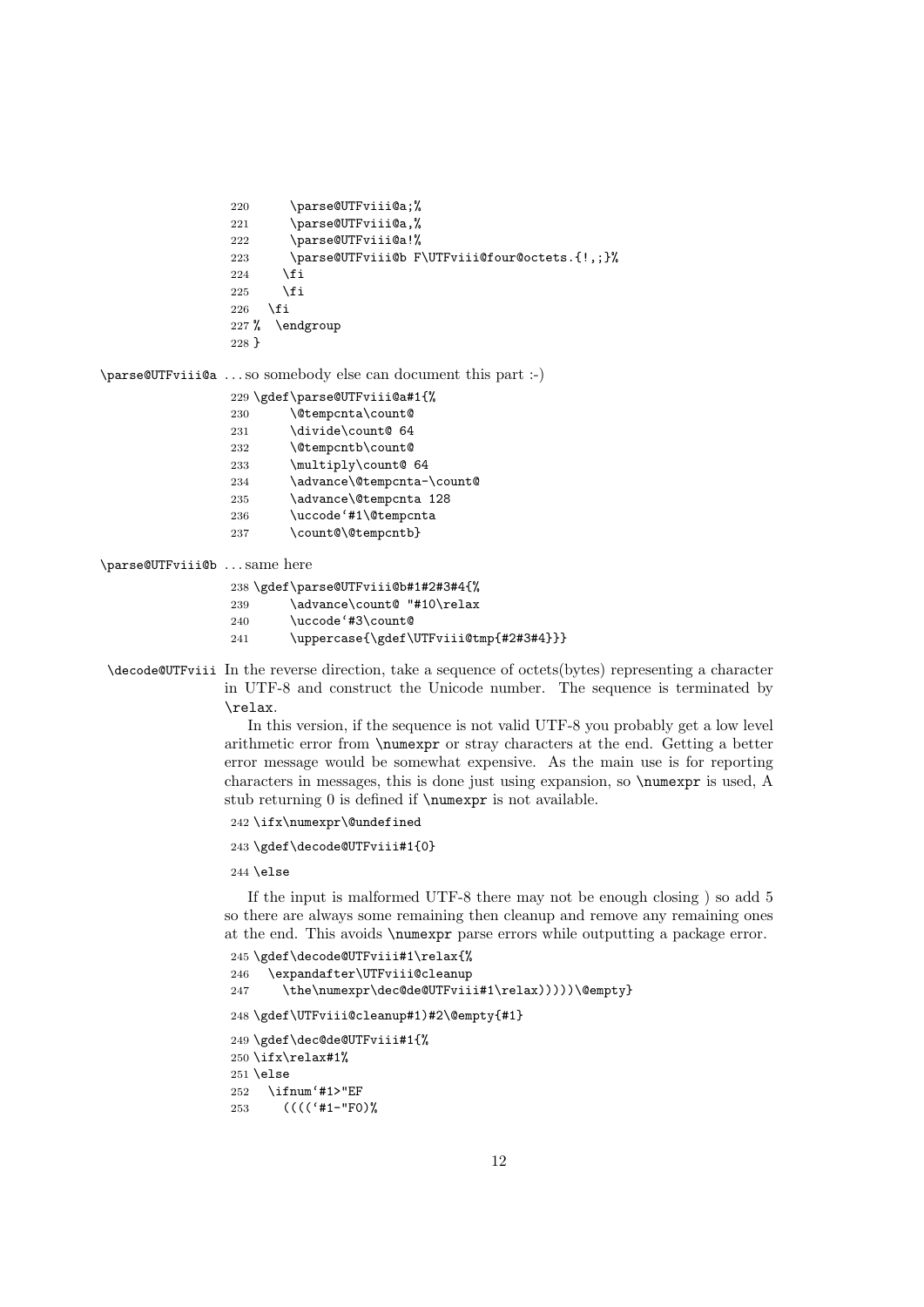```
220      \parse@UTFviii@a;%
221      \parse@UTFviii@a,%
222      \parse@UTFviii@a!%
223      \parse@UTFviii@b F\UTFviii@four@octets.{!,;}%
224     \fi
225     \fi
226   \fi
227 %  \endgroup
228 }
```

\parse@UTFviii@a …so somebody else can document this part :-)

```
229 \gdef\parse@UTFviii@a#1{%
230      \@tempcnta\count@
231      \divide\count@ 64
232      \@tempcntb\count@
233      \multiply\count@ 64
234      \advance\@tempcnta-\count@
235      \advance\@tempcnta 128
236      \uccode`#1\@tempcnta
237      \count@\@tempcntb}
```

\parse@UTFviii@b …same here

```
238 \gdef\parse@UTFviii@b#1#2#3#4{%
239      \advance\count@ "#10\relax
240      \uccode`#3\count@
241      \uppercase{\gdef\UTFviii@tmp{#2#3#4}}}
```

\decode@UTFviii In the reverse direction, take a sequence of octets(bytes) representing a character in UTF-8 and construct the Unicode number. The sequence is terminated by \relax.

In this version, if the sequence is not valid UTF-8 you probably get a low level arithmetic error from \numexpr or stray characters at the end. Getting a better error message would be somewhat expensive. As the main use is for reporting characters in messages, this is done just using expansion, so \numexpr is used, A stub returning 0 is defined if \numexpr is not available.

```
242 \ifx\numexpr\@undefined
243 \gdef\decode@UTFviii#1{0}
244 \else
```

If the input is malformed UTF-8 there may not be enough closing ) so add 5 so there are always some remaining then cleanup and remove any remaining ones at the end. This avoids \numexpr parse errors while outputting a package error.

```
245 \gdef\decode@UTFviii#1\relax{%
246   \expandafter\UTFviii@cleanup
247     \the\numexpr\dec@de@UTFviii#1\relax)))))\@empty}
248 \gdef\UTFviii@cleanup#1)#2\@empty{#1}
249 \gdef\dec@de@UTFviii#1{%
250 \ifx\relax#1%
251 \else
252   \ifnum`#1>"EF
253     ((((`#1-"F0)%
```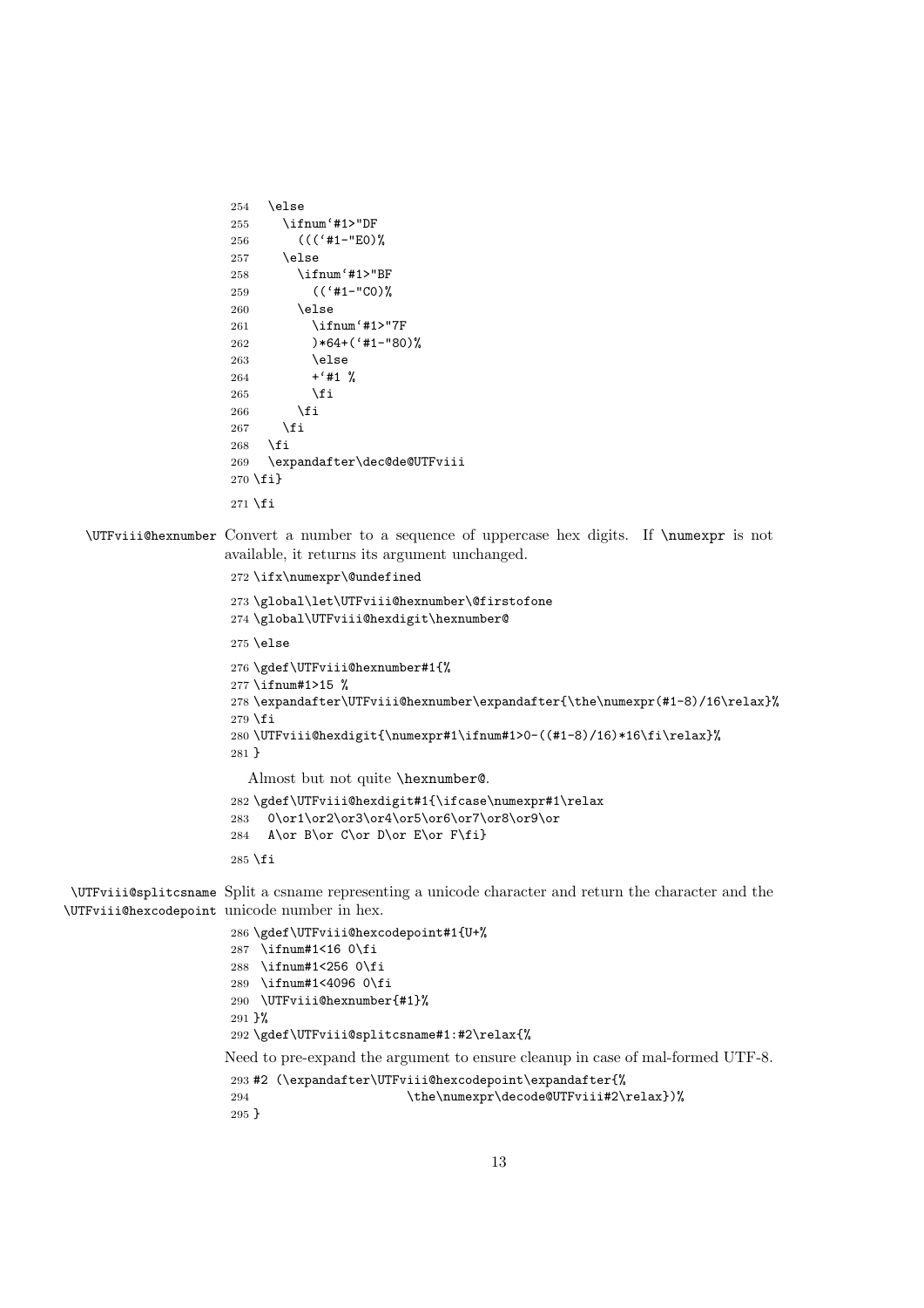```
254  \else
255    \ifnum`#1>"DF
256      (((`#1-"E0)%
257    \else
258      \ifnum`#1>"BF
259        ((`#1-"C0)%
260      \else
261        \ifnum`#1>"7F
262        )*64+(`#1-"80)%
263        \else
264        +`#1 %
265        \fi
266      \fi
267    \fi
268  \fi
269  \expandafter\dec@de@UTFviii
270 \fi}
271 \fi
```

**\UTFviii@hexnumber** Convert a number to a sequence of uppercase hex digits. If \numexpr is not available, it returns its argument unchanged.

```
272 \ifx\numexpr\@undefined
273 \global\let\UTFviii@hexnumber\@firstofone
274 \global\UTFviii@hexdigit\hexnumber@
275 \else
276 \gdef\UTFviii@hexnumber#1{%
277 \ifnum#1>15 %
278 \expandafter\UTFviii@hexnumber\expandafter{\the\numexpr(#1-8)/16\relax}%
279 \fi
280 \UTFviii@hexdigit{\numexpr#1\ifnum#1>0-((#1-8)/16)*16\fi\relax}%
281 }
```

Almost but not quite \hexnumber@.

```
282 \gdef\UTFviii@hexdigit#1{\ifcase\numexpr#1\relax
283   0\or1\or2\or3\or4\or5\or6\or7\or8\or9\or
284   A\or B\or C\or D\or E\or F\fi}
285 \fi
```

**\UTFviii@splitcsname**
**\UTFviii@hexcodepoint** Split a csname representing a unicode character and return the character and the unicode number in hex.

```
286 \gdef\UTFviii@hexcodepoint#1{U+%
287  \ifnum#1<16 0\fi
288  \ifnum#1<256 0\fi
289  \ifnum#1<4096 0\fi
290  \UTFviii@hexnumber{#1}%
291 }%
292 \gdef\UTFviii@splitcsname#1:#2\relax{%
```

Need to pre-expand the argument to ensure cleanup in case of mal-formed UTF-8.

```
293 #2 (\expandafter\UTFviii@hexcodepoint\expandafter{%
294                       \the\numexpr\decode@UTFviii#2\relax})%
295 }
```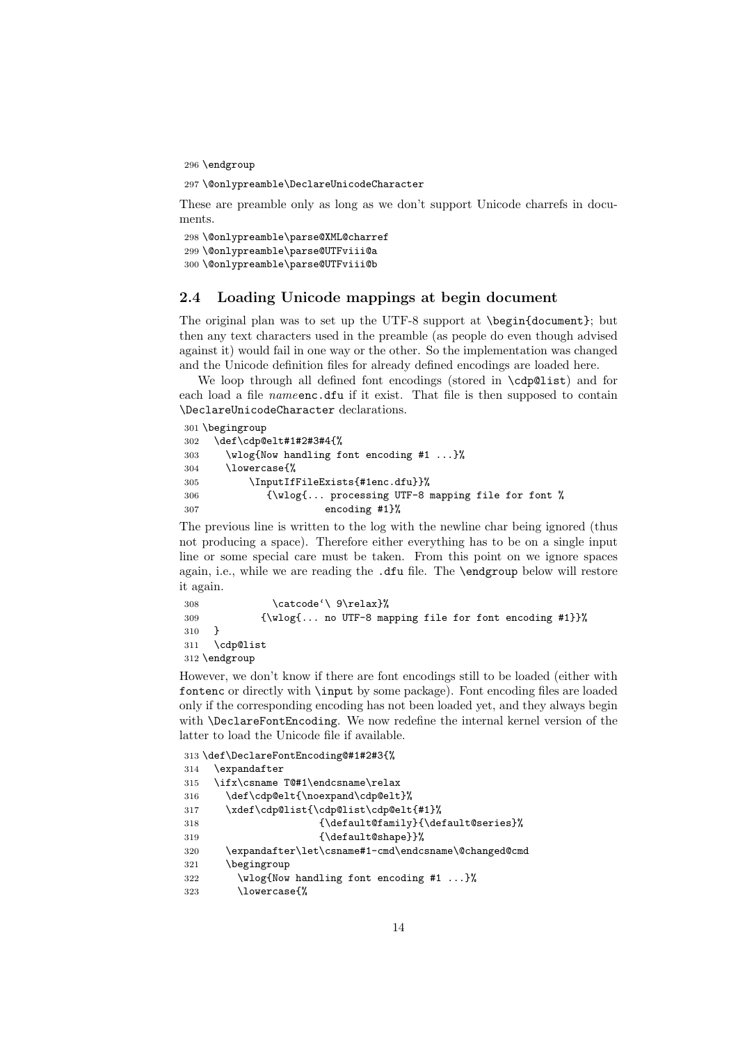```
296 \endgroup
297 \@onlypreamble\DeclareUnicodeCharacter
```

These are preamble only as long as we don't support Unicode charrefs in documents.

```
298 \@onlypreamble\parse@XML@charref
299 \@onlypreamble\parse@UTFviii@a
300 \@onlypreamble\parse@UTFviii@b
```

## 2.4 Loading Unicode mappings at begin document

The original plan was to set up the UTF-8 support at `\begin{document}`; but then any text characters used in the preamble (as people do even though advised against it) would fail in one way or the other. So the implementation was changed and the Unicode definition files for already defined encodings are loaded here.

We loop through all defined font encodings (stored in `\cdp@list`) and for each load a file *name*`enc.dfu` if it exist. That file is then supposed to contain `\DeclareUnicodeCharacter` declarations.

```
301 \begingroup
302   \def\cdp@elt#1#2#3#4{%
303     \wlog{Now handling font encoding #1 ...}%
304     \lowercase{%
305         \InputIfFileExists{#1enc.dfu}}%
306            {\wlog{... processing UTF-8 mapping file for font %
307                       encoding #1}%
```

The previous line is written to the log with the newline char being ignored (thus not producing a space). Therefore either everything has to be on a single input line or some special care must be taken. From this point on we ignore spaces again, i.e., while we are reading the `.dfu` file. The `\endgroup` below will restore it again.

```
308             \catcode`\ 9\relax}%
309           {\wlog{... no UTF-8 mapping file for font encoding #1}}%
310   }
311   \cdp@list
312 \endgroup
```

However, we don't know if there are font encodings still to be loaded (either with `fontenc` or directly with `\input` by some package). Font encoding files are loaded only if the corresponding encoding has not been loaded yet, and they always begin with `\DeclareFontEncoding`. We now redefine the internal kernel version of the latter to load the Unicode file if available.

```
313 \def\DeclareFontEncoding@#1#2#3{%
314   \expandafter
315   \ifx\csname T@#1\endcsname\relax
316     \def\cdp@elt{\noexpand\cdp@elt}%
317     \xdef\cdp@list{\cdp@list\cdp@elt{#1}%
318                     {\default@family}{\default@series}%
319                     {\default@shape}}%
320     \expandafter\let\csname#1-cmd\endcsname\@changed@cmd
321     \begingroup
322       \wlog{Now handling font encoding #1 ...}%
323       \lowercase{%
```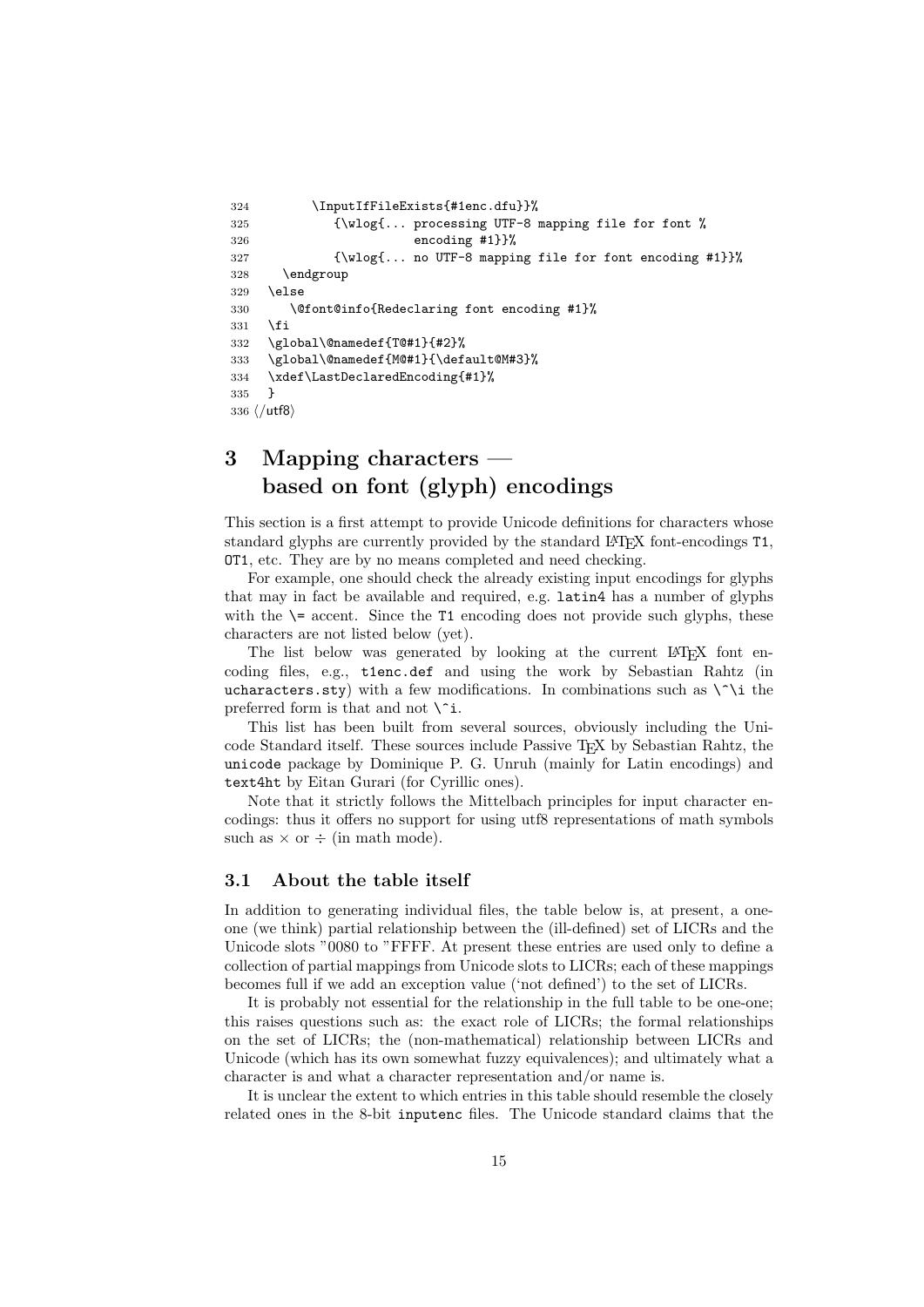```
324       \InputIfFileExists{#1enc.dfu}}%
325          {\wlog{... processing UTF-8 mapping file for font %
326                     encoding #1}}%
327          {\wlog{... no UTF-8 mapping file for font encoding #1}}%
328    \endgroup
329  \else
330     \@font@info{Redeclaring font encoding #1}%
331  \fi
332  \global\@namedef{T@#1}{#2}%
333  \global\@namedef{M@#1}{\default@M#3}%
334  \xdef\LastDeclaredEncoding{#1}%
335  }
336 ⟨/utf8⟩
```

# 3 Mapping characters — based on font (glyph) encodings

This section is a first attempt to provide Unicode definitions for characters whose standard glyphs are currently provided by the standard LaTeX font-encodings `T1`, `OT1`, etc. They are by no means completed and need checking.

For example, one should check the already existing input encodings for glyphs that may in fact be available and required, e.g. `latin4` has a number of glyphs with the `\=` accent. Since the `T1` encoding does not provide such glyphs, these characters are not listed below (yet).

The list below was generated by looking at the current LaTeX font encoding files, e.g., `t1enc.def` and using the work by Sebastian Rahtz (in `ucharacters.sty`) with a few modifications. In combinations such as `\^\i` the preferred form is that and not `\^i`.

This list has been built from several sources, obviously including the Unicode Standard itself. These sources include Passive TeX by Sebastian Rahtz, the `unicode` package by Dominique P. G. Unruh (mainly for Latin encodings) and `text4ht` by Eitan Gurari (for Cyrillic ones).

Note that it strictly follows the Mittelbach principles for input character encodings: thus it offers no support for using utf8 representations of math symbols such as $\times$ or $\div$ (in math mode).

## 3.1 About the table itself

In addition to generating individual files, the table below is, at present, a one-one (we think) partial relationship between the (ill-defined) set of LICRs and the Unicode slots "0080 to "FFFF. At present these entries are used only to define a collection of partial mappings from Unicode slots to LICRs; each of these mappings becomes full if we add an exception value ('not defined') to the set of LICRs.

It is probably not essential for the relationship in the full table to be one-one; this raises questions such as: the exact role of LICRs; the formal relationships on the set of LICRs; the (non-mathematical) relationship between LICRs and Unicode (which has its own somewhat fuzzy equivalences); and ultimately what a character is and what a character representation and/or name is.

It is unclear the extent to which entries in this table should resemble the closely related ones in the 8-bit `inputenc` files. The Unicode standard claims that the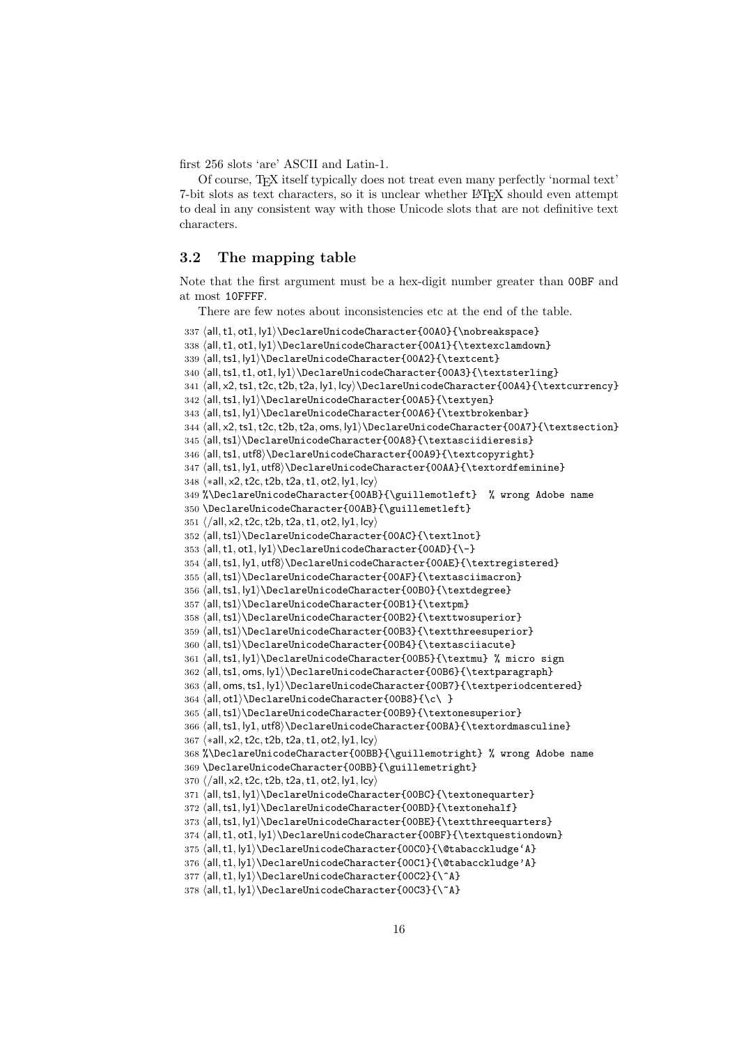first 256 slots 'are' ASCII and Latin-1.

Of course, TEX itself typically does not treat even many perfectly 'normal text' 7-bit slots as text characters, so it is unclear whether LATEX should even attempt to deal in any consistent way with those Unicode slots that are not definitive text characters.

### 3.2 The mapping table

Note that the first argument must be a hex-digit number greater than 00BF and at most 10FFFF.

There are few notes about inconsistencies etc at the end of the table.

```
337 ⟨all, t1, ot1, ly1⟩\DeclareUnicodeCharacter{00A0}{\nobreakspace}
338 ⟨all, t1, ot1, ly1⟩\DeclareUnicodeCharacter{00A1}{\textexclamdown}
339 ⟨all, ts1, ly1⟩\DeclareUnicodeCharacter{00A2}{\textcent}
340 ⟨all, ts1, t1, ot1, ly1⟩\DeclareUnicodeCharacter{00A3}{\textsterling}
341 ⟨all, x2, ts1, t2c, t2b, t2a, ly1, lcy⟩\DeclareUnicodeCharacter{00A4}{\textcurrency}
342 ⟨all, ts1, ly1⟩\DeclareUnicodeCharacter{00A5}{\textyen}
343 ⟨all, ts1, ly1⟩\DeclareUnicodeCharacter{00A6}{\textbrokenbar}
344 ⟨all, x2, ts1, t2c, t2b, t2a, oms, ly1⟩\DeclareUnicodeCharacter{00A7}{\textsection}
345 ⟨all, ts1⟩\DeclareUnicodeCharacter{00A8}{\textasciidieresis}
346 ⟨all, ts1, utf8⟩\DeclareUnicodeCharacter{00A9}{\textcopyright}
347 ⟨all, ts1, ly1, utf8⟩\DeclareUnicodeCharacter{00AA}{\textordfeminine}
348 ⟨*all, x2, t2c, t2b, t2a, t1, ot2, ly1, lcy⟩
349 %\DeclareUnicodeCharacter{00AB}{\guillemotleft}  % wrong Adobe name
350 \DeclareUnicodeCharacter{00AB}{\guillemetleft}
351 ⟨/all, x2, t2c, t2b, t2a, t1, ot2, ly1, lcy⟩
352 ⟨all, ts1⟩\DeclareUnicodeCharacter{00AC}{\textlnot}
353 ⟨all, t1, ot1, ly1⟩\DeclareUnicodeCharacter{00AD}{\-}
354 ⟨all, ts1, ly1, utf8⟩\DeclareUnicodeCharacter{00AE}{\textregistered}
355 ⟨all, ts1⟩\DeclareUnicodeCharacter{00AF}{\textasciimacron}
356 ⟨all, ts1, ly1⟩\DeclareUnicodeCharacter{00B0}{\textdegree}
357 ⟨all, ts1⟩\DeclareUnicodeCharacter{00B1}{\textpm}
358 ⟨all, ts1⟩\DeclareUnicodeCharacter{00B2}{\texttwosuperior}
359 ⟨all, ts1⟩\DeclareUnicodeCharacter{00B3}{\textthreesuperior}
360 ⟨all, ts1⟩\DeclareUnicodeCharacter{00B4}{\textasciiacute}
361 ⟨all, ts1, ly1⟩\DeclareUnicodeCharacter{00B5}{\textmu} % micro sign
362 ⟨all, ts1, oms, ly1⟩\DeclareUnicodeCharacter{00B6}{\textparagraph}
363 ⟨all, oms, ts1, ly1⟩\DeclareUnicodeCharacter{00B7}{\textperiodcentered}
364 ⟨all, ot1⟩\DeclareUnicodeCharacter{00B8}{\c\ }
365 ⟨all, ts1⟩\DeclareUnicodeCharacter{00B9}{\textonesuperior}
366 ⟨all, ts1, ly1, utf8⟩\DeclareUnicodeCharacter{00BA}{\textordmasculine}
367 ⟨*all, x2, t2c, t2b, t2a, t1, ot2, ly1, lcy⟩
368 %\DeclareUnicodeCharacter{00BB}{\guillemotright} % wrong Adobe name
369 \DeclareUnicodeCharacter{00BB}{\guillemetright}
370 ⟨/all, x2, t2c, t2b, t2a, t1, ot2, ly1, lcy⟩
371 ⟨all, ts1, ly1⟩\DeclareUnicodeCharacter{00BC}{\textonequarter}
372 ⟨all, ts1, ly1⟩\DeclareUnicodeCharacter{00BD}{\textonehalf}
373 ⟨all, ts1, ly1⟩\DeclareUnicodeCharacter{00BE}{\textthreequarters}
374 ⟨all, t1, ot1, ly1⟩\DeclareUnicodeCharacter{00BF}{\textquestiondown}
375 ⟨all, t1, ly1⟩\DeclareUnicodeCharacter{00C0}{\@tabacckludge`A}
376 ⟨all, t1, ly1⟩\DeclareUnicodeCharacter{00C1}{\@tabacckludge'A}
377 ⟨all, t1, ly1⟩\DeclareUnicodeCharacter{00C2}{\^A}
378 ⟨all, t1, ly1⟩\DeclareUnicodeCharacter{00C3}{\~A}
```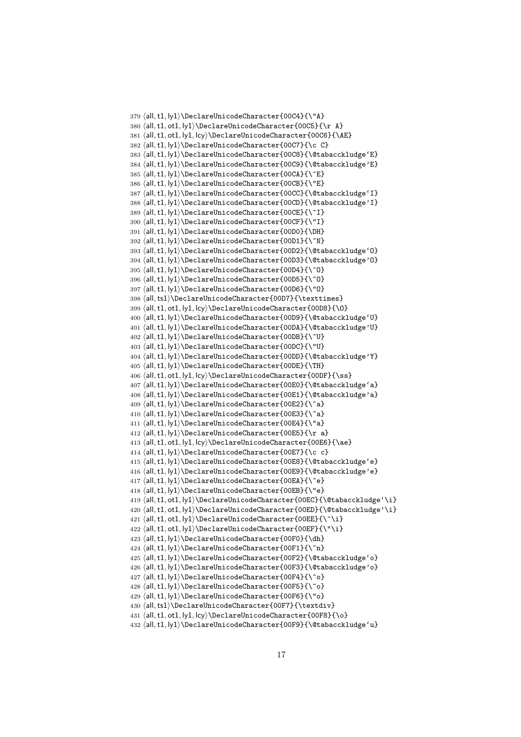```
379 ⟨all, t1, ly1⟩\DeclareUnicodeCharacter{00C4}{\"A}
380 ⟨all, t1, ot1, ly1⟩\DeclareUnicodeCharacter{00C5}{\r A}
381 ⟨all, t1, ot1, ly1, lcy⟩\DeclareUnicodeCharacter{00C6}{\AE}
382 ⟨all, t1, ly1⟩\DeclareUnicodeCharacter{00C7}{\c C}
383 ⟨all, t1, ly1⟩\DeclareUnicodeCharacter{00C8}{\@tabacckludge`E}
384 ⟨all, t1, ly1⟩\DeclareUnicodeCharacter{00C9}{\@tabacckludge'E}
385 ⟨all, t1, ly1⟩\DeclareUnicodeCharacter{00CA}{\^E}
386 ⟨all, t1, ly1⟩\DeclareUnicodeCharacter{00CB}{\"E}
387 ⟨all, t1, ly1⟩\DeclareUnicodeCharacter{00CC}{\@tabacckludge`I}
388 ⟨all, t1, ly1⟩\DeclareUnicodeCharacter{00CD}{\@tabacckludge'I}
389 ⟨all, t1, ly1⟩\DeclareUnicodeCharacter{00CE}{\^I}
390 ⟨all, t1, ly1⟩\DeclareUnicodeCharacter{00CF}{\"I}
391 ⟨all, t1, ly1⟩\DeclareUnicodeCharacter{00D0}{\DH}
392 ⟨all, t1, ly1⟩\DeclareUnicodeCharacter{00D1}{\~N}
393 ⟨all, t1, ly1⟩\DeclareUnicodeCharacter{00D2}{\@tabacckludge`O}
394 ⟨all, t1, ly1⟩\DeclareUnicodeCharacter{00D3}{\@tabacckludge'O}
395 ⟨all, t1, ly1⟩\DeclareUnicodeCharacter{00D4}{\^O}
396 ⟨all, t1, ly1⟩\DeclareUnicodeCharacter{00D5}{\~O}
397 ⟨all, t1, ly1⟩\DeclareUnicodeCharacter{00D6}{\"O}
398 ⟨all, ts1⟩\DeclareUnicodeCharacter{00D7}{\texttimes}
399 ⟨all, t1, ot1, ly1, lcy⟩\DeclareUnicodeCharacter{00D8}{\O}
400 ⟨all, t1, ly1⟩\DeclareUnicodeCharacter{00D9}{\@tabacckludge`U}
401 ⟨all, t1, ly1⟩\DeclareUnicodeCharacter{00DA}{\@tabacckludge'U}
402 ⟨all, t1, ly1⟩\DeclareUnicodeCharacter{00DB}{\^U}
403 ⟨all, t1, ly1⟩\DeclareUnicodeCharacter{00DC}{\"U}
404 ⟨all, t1, ly1⟩\DeclareUnicodeCharacter{00DD}{\@tabacckludge'Y}
405 ⟨all, t1, ly1⟩\DeclareUnicodeCharacter{00DE}{\TH}
406 ⟨all, t1, ot1, ly1, lcy⟩\DeclareUnicodeCharacter{00DF}{\ss}
407 ⟨all, t1, ly1⟩\DeclareUnicodeCharacter{00E0}{\@tabacckludge`a}
408 ⟨all, t1, ly1⟩\DeclareUnicodeCharacter{00E1}{\@tabacckludge'a}
409 ⟨all, t1, ly1⟩\DeclareUnicodeCharacter{00E2}{\^a}
410 ⟨all, t1, ly1⟩\DeclareUnicodeCharacter{00E3}{\~a}
411 ⟨all, t1, ly1⟩\DeclareUnicodeCharacter{00E4}{\"a}
412 ⟨all, t1, ly1⟩\DeclareUnicodeCharacter{00E5}{\r a}
413 ⟨all, t1, ot1, ly1, lcy⟩\DeclareUnicodeCharacter{00E6}{\ae}
414 ⟨all, t1, ly1⟩\DeclareUnicodeCharacter{00E7}{\c c}
415 ⟨all, t1, ly1⟩\DeclareUnicodeCharacter{00E8}{\@tabacckludge`e}
416 ⟨all, t1, ly1⟩\DeclareUnicodeCharacter{00E9}{\@tabacckludge'e}
417 ⟨all, t1, ly1⟩\DeclareUnicodeCharacter{00EA}{\^e}
418 ⟨all, t1, ly1⟩\DeclareUnicodeCharacter{00EB}{\"e}
419 ⟨all, t1, ot1, ly1⟩\DeclareUnicodeCharacter{00EC}{\@tabacckludge`\i}
420 ⟨all, t1, ot1, ly1⟩\DeclareUnicodeCharacter{00ED}{\@tabacckludge'\i}
421 ⟨all, t1, ot1, ly1⟩\DeclareUnicodeCharacter{00EE}{\^\i}
422 ⟨all, t1, ot1, ly1⟩\DeclareUnicodeCharacter{00EF}{\"\i}
423 ⟨all, t1, ly1⟩\DeclareUnicodeCharacter{00F0}{\dh}
424 ⟨all, t1, ly1⟩\DeclareUnicodeCharacter{00F1}{\~n}
425 ⟨all, t1, ly1⟩\DeclareUnicodeCharacter{00F2}{\@tabacckludge`o}
426 ⟨all, t1, ly1⟩\DeclareUnicodeCharacter{00F3}{\@tabacckludge'o}
427 ⟨all, t1, ly1⟩\DeclareUnicodeCharacter{00F4}{\^o}
428 ⟨all, t1, ly1⟩\DeclareUnicodeCharacter{00F5}{\~o}
429 ⟨all, t1, ly1⟩\DeclareUnicodeCharacter{00F6}{\"o}
430 ⟨all, ts1⟩\DeclareUnicodeCharacter{00F7}{\textdiv}
431 ⟨all, t1, ot1, ly1, lcy⟩\DeclareUnicodeCharacter{00F8}{\o}
432 ⟨all, t1, ly1⟩\DeclareUnicodeCharacter{00F9}{\@tabacckludge`u}
```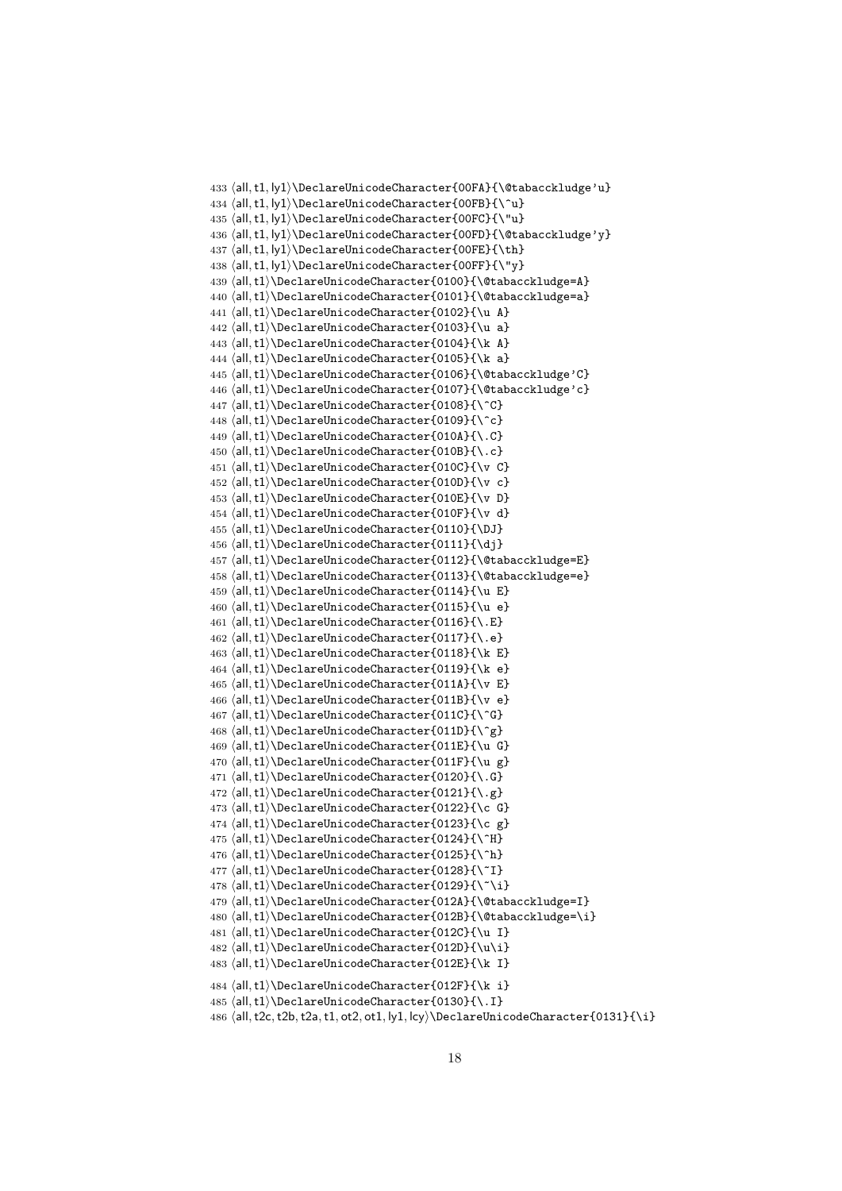```
433 ⟨all, t1, ly1⟩\DeclareUnicodeCharacter{00FA}{\@tabacckludge'u}
434 ⟨all, t1, ly1⟩\DeclareUnicodeCharacter{00FB}{\^u}
435 ⟨all, t1, ly1⟩\DeclareUnicodeCharacter{00FC}{\"u}
436 ⟨all, t1, ly1⟩\DeclareUnicodeCharacter{00FD}{\@tabacckludge'y}
437 ⟨all, t1, ly1⟩\DeclareUnicodeCharacter{00FE}{\th}
438 ⟨all, t1, ly1⟩\DeclareUnicodeCharacter{00FF}{\"y}
439 ⟨all, t1⟩\DeclareUnicodeCharacter{0100}{\@tabacckludge=A}
440 ⟨all, t1⟩\DeclareUnicodeCharacter{0101}{\@tabacckludge=a}
441 ⟨all, t1⟩\DeclareUnicodeCharacter{0102}{\u A}
442 ⟨all, t1⟩\DeclareUnicodeCharacter{0103}{\u a}
443 ⟨all, t1⟩\DeclareUnicodeCharacter{0104}{\k A}
444 ⟨all, t1⟩\DeclareUnicodeCharacter{0105}{\k a}
445 ⟨all, t1⟩\DeclareUnicodeCharacter{0106}{\@tabacckludge'C}
446 ⟨all, t1⟩\DeclareUnicodeCharacter{0107}{\@tabacckludge'c}
447 ⟨all, t1⟩\DeclareUnicodeCharacter{0108}{\^C}
448 ⟨all, t1⟩\DeclareUnicodeCharacter{0109}{\^c}
449 ⟨all, t1⟩\DeclareUnicodeCharacter{010A}{\.C}
450 ⟨all, t1⟩\DeclareUnicodeCharacter{010B}{\.c}
451 ⟨all, t1⟩\DeclareUnicodeCharacter{010C}{\v C}
452 ⟨all, t1⟩\DeclareUnicodeCharacter{010D}{\v c}
453 ⟨all, t1⟩\DeclareUnicodeCharacter{010E}{\v D}
454 ⟨all, t1⟩\DeclareUnicodeCharacter{010F}{\v d}
455 ⟨all, t1⟩\DeclareUnicodeCharacter{0110}{\DJ}
456 ⟨all, t1⟩\DeclareUnicodeCharacter{0111}{\dj}
457 ⟨all, t1⟩\DeclareUnicodeCharacter{0112}{\@tabacckludge=E}
458 ⟨all, t1⟩\DeclareUnicodeCharacter{0113}{\@tabacckludge=e}
459 ⟨all, t1⟩\DeclareUnicodeCharacter{0114}{\u E}
460 ⟨all, t1⟩\DeclareUnicodeCharacter{0115}{\u e}
461 ⟨all, t1⟩\DeclareUnicodeCharacter{0116}{\.E}
462 ⟨all, t1⟩\DeclareUnicodeCharacter{0117}{\.e}
463 ⟨all, t1⟩\DeclareUnicodeCharacter{0118}{\k E}
464 ⟨all, t1⟩\DeclareUnicodeCharacter{0119}{\k e}
465 ⟨all, t1⟩\DeclareUnicodeCharacter{011A}{\v E}
466 ⟨all, t1⟩\DeclareUnicodeCharacter{011B}{\v e}
467 ⟨all, t1⟩\DeclareUnicodeCharacter{011C}{\^G}
468 ⟨all, t1⟩\DeclareUnicodeCharacter{011D}{\^g}
469 ⟨all, t1⟩\DeclareUnicodeCharacter{011E}{\u G}
470 ⟨all, t1⟩\DeclareUnicodeCharacter{011F}{\u g}
471 ⟨all, t1⟩\DeclareUnicodeCharacter{0120}{\.G}
472 ⟨all, t1⟩\DeclareUnicodeCharacter{0121}{\.g}
473 ⟨all, t1⟩\DeclareUnicodeCharacter{0122}{\c G}
474 ⟨all, t1⟩\DeclareUnicodeCharacter{0123}{\c g}
475 ⟨all, t1⟩\DeclareUnicodeCharacter{0124}{\^H}
476 ⟨all, t1⟩\DeclareUnicodeCharacter{0125}{\^h}
477 ⟨all, t1⟩\DeclareUnicodeCharacter{0128}{\~I}
478 ⟨all, t1⟩\DeclareUnicodeCharacter{0129}{\~\i}
479 ⟨all, t1⟩\DeclareUnicodeCharacter{012A}{\@tabacckludge=I}
480 ⟨all, t1⟩\DeclareUnicodeCharacter{012B}{\@tabacckludge=\i}
481 ⟨all, t1⟩\DeclareUnicodeCharacter{012C}{\u I}
482 ⟨all, t1⟩\DeclareUnicodeCharacter{012D}{\u\i}
483 ⟨all, t1⟩\DeclareUnicodeCharacter{012E}{\k I}
484 ⟨all, t1⟩\DeclareUnicodeCharacter{012F}{\k i}
485 ⟨all, t1⟩\DeclareUnicodeCharacter{0130}{\.I}
486 ⟨all, t2c, t2b, t2a, t1, ot2, ot1, ly1, lcy⟩\DeclareUnicodeCharacter{0131}{\i}
```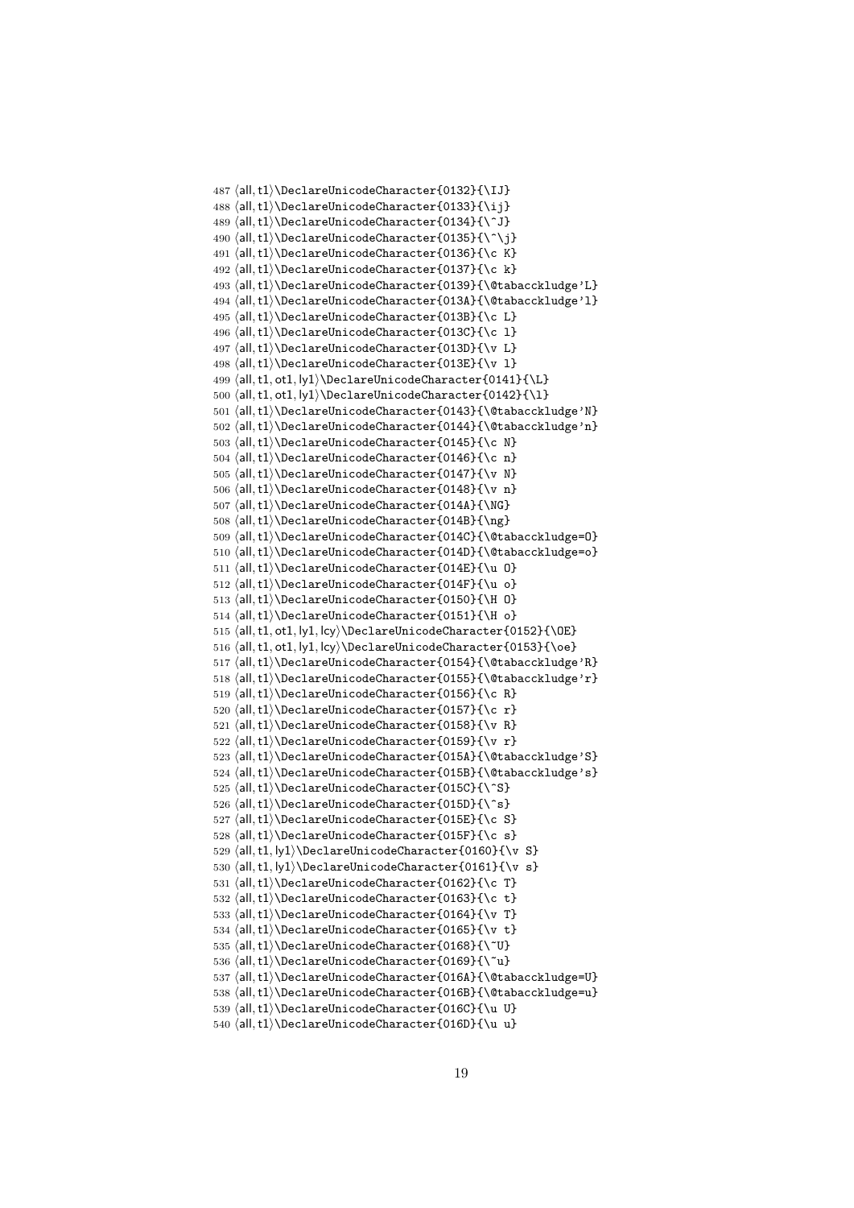```
487 ⟨all, t1⟩\DeclareUnicodeCharacter{0132}{\IJ}
488 ⟨all, t1⟩\DeclareUnicodeCharacter{0133}{\ij}
489 ⟨all, t1⟩\DeclareUnicodeCharacter{0134}{\^J}
490 ⟨all, t1⟩\DeclareUnicodeCharacter{0135}{\^\j}
491 ⟨all, t1⟩\DeclareUnicodeCharacter{0136}{\c K}
492 ⟨all, t1⟩\DeclareUnicodeCharacter{0137}{\c k}
493 ⟨all, t1⟩\DeclareUnicodeCharacter{0139}{\@tabacckludge'L}
494 ⟨all, t1⟩\DeclareUnicodeCharacter{013A}{\@tabacckludge'l}
495 ⟨all, t1⟩\DeclareUnicodeCharacter{013B}{\c L}
496 ⟨all, t1⟩\DeclareUnicodeCharacter{013C}{\c l}
497 ⟨all, t1⟩\DeclareUnicodeCharacter{013D}{\v L}
498 ⟨all, t1⟩\DeclareUnicodeCharacter{013E}{\v l}
499 ⟨all, t1, ot1, ly1⟩\DeclareUnicodeCharacter{0141}{\L}
500 ⟨all, t1, ot1, ly1⟩\DeclareUnicodeCharacter{0142}{\l}
501 ⟨all, t1⟩\DeclareUnicodeCharacter{0143}{\@tabacckludge'N}
502 ⟨all, t1⟩\DeclareUnicodeCharacter{0144}{\@tabacckludge'n}
503 ⟨all, t1⟩\DeclareUnicodeCharacter{0145}{\c N}
504 ⟨all, t1⟩\DeclareUnicodeCharacter{0146}{\c n}
505 ⟨all, t1⟩\DeclareUnicodeCharacter{0147}{\v N}
506 ⟨all, t1⟩\DeclareUnicodeCharacter{0148}{\v n}
507 ⟨all, t1⟩\DeclareUnicodeCharacter{014A}{\NG}
508 ⟨all, t1⟩\DeclareUnicodeCharacter{014B}{\ng}
509 ⟨all, t1⟩\DeclareUnicodeCharacter{014C}{\@tabacckludge=O}
510 ⟨all, t1⟩\DeclareUnicodeCharacter{014D}{\@tabacckludge=o}
511 ⟨all, t1⟩\DeclareUnicodeCharacter{014E}{\u O}
512 ⟨all, t1⟩\DeclareUnicodeCharacter{014F}{\u o}
513 ⟨all, t1⟩\DeclareUnicodeCharacter{0150}{\H O}
514 ⟨all, t1⟩\DeclareUnicodeCharacter{0151}{\H o}
515 ⟨all, t1, ot1, ly1, lcy⟩\DeclareUnicodeCharacter{0152}{\OE}
516 ⟨all, t1, ot1, ly1, lcy⟩\DeclareUnicodeCharacter{0153}{\oe}
517 ⟨all, t1⟩\DeclareUnicodeCharacter{0154}{\@tabacckludge'R}
518 ⟨all, t1⟩\DeclareUnicodeCharacter{0155}{\@tabacckludge'r}
519 ⟨all, t1⟩\DeclareUnicodeCharacter{0156}{\c R}
520 ⟨all, t1⟩\DeclareUnicodeCharacter{0157}{\c r}
521 ⟨all, t1⟩\DeclareUnicodeCharacter{0158}{\v R}
522 ⟨all, t1⟩\DeclareUnicodeCharacter{0159}{\v r}
523 ⟨all, t1⟩\DeclareUnicodeCharacter{015A}{\@tabacckludge'S}
524 ⟨all, t1⟩\DeclareUnicodeCharacter{015B}{\@tabacckludge's}
525 ⟨all, t1⟩\DeclareUnicodeCharacter{015C}{\^S}
526 ⟨all, t1⟩\DeclareUnicodeCharacter{015D}{\^s}
527 ⟨all, t1⟩\DeclareUnicodeCharacter{015E}{\c S}
528 ⟨all, t1⟩\DeclareUnicodeCharacter{015F}{\c s}
529 ⟨all, t1, ly1⟩\DeclareUnicodeCharacter{0160}{\v S}
530 ⟨all, t1, ly1⟩\DeclareUnicodeCharacter{0161}{\v s}
531 ⟨all, t1⟩\DeclareUnicodeCharacter{0162}{\c T}
532 ⟨all, t1⟩\DeclareUnicodeCharacter{0163}{\c t}
533 ⟨all, t1⟩\DeclareUnicodeCharacter{0164}{\v T}
534 ⟨all, t1⟩\DeclareUnicodeCharacter{0165}{\v t}
535 ⟨all, t1⟩\DeclareUnicodeCharacter{0168}{\~U}
536 ⟨all, t1⟩\DeclareUnicodeCharacter{0169}{\~u}
537 ⟨all, t1⟩\DeclareUnicodeCharacter{016A}{\@tabacckludge=U}
538 ⟨all, t1⟩\DeclareUnicodeCharacter{016B}{\@tabacckludge=u}
539 ⟨all, t1⟩\DeclareUnicodeCharacter{016C}{\u U}
540 ⟨all, t1⟩\DeclareUnicodeCharacter{016D}{\u u}
```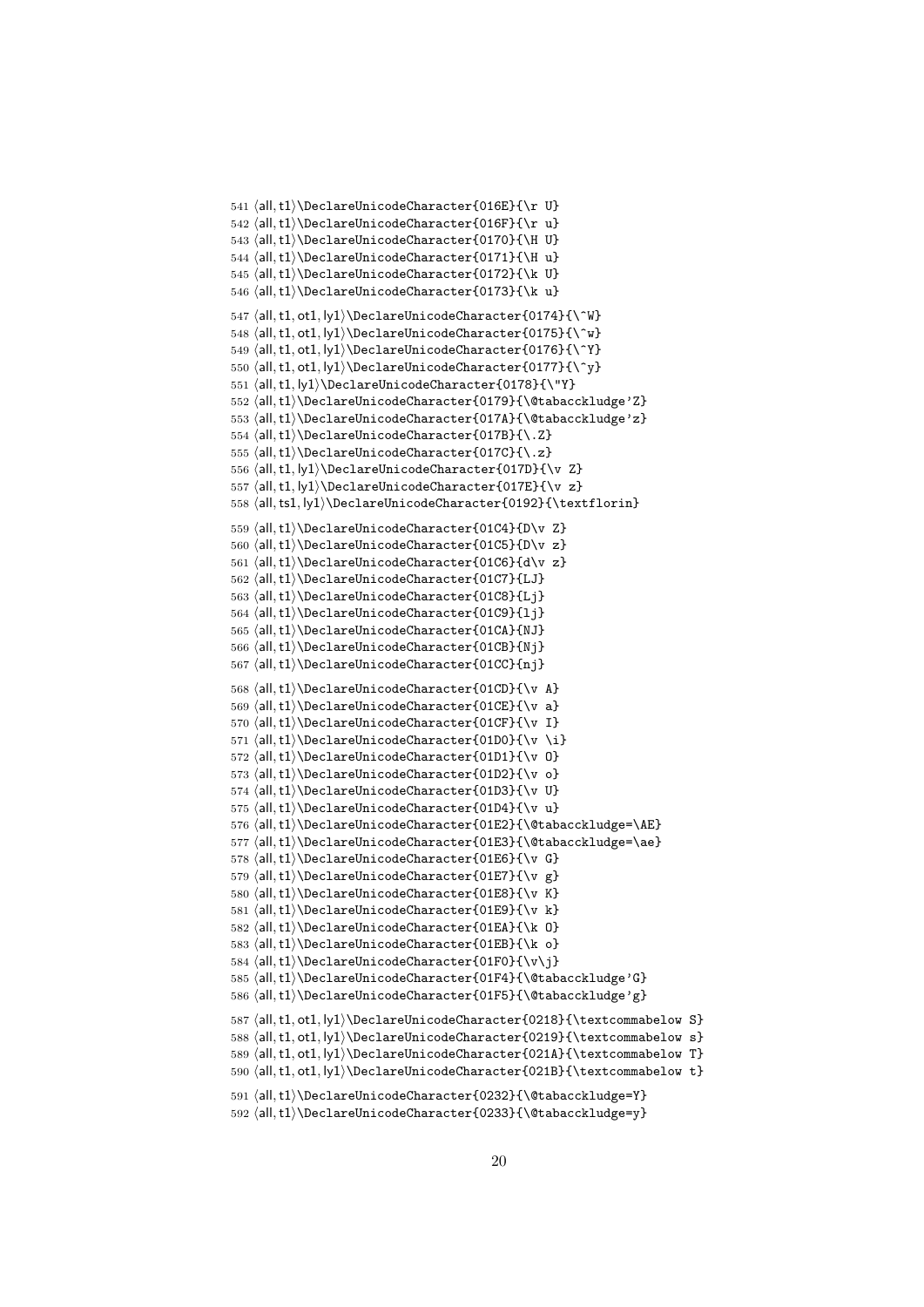```
541 ⟨all, t1⟩\DeclareUnicodeCharacter{016E}{\r U}
542 ⟨all, t1⟩\DeclareUnicodeCharacter{016F}{\r u}
543 ⟨all, t1⟩\DeclareUnicodeCharacter{0170}{\H U}
544 ⟨all, t1⟩\DeclareUnicodeCharacter{0171}{\H u}
545 ⟨all, t1⟩\DeclareUnicodeCharacter{0172}{\k U}
546 ⟨all, t1⟩\DeclareUnicodeCharacter{0173}{\k u}

547 ⟨all, t1, ot1, ly1⟩\DeclareUnicodeCharacter{0174}{\^W}
548 ⟨all, t1, ot1, ly1⟩\DeclareUnicodeCharacter{0175}{\^w}
549 ⟨all, t1, ot1, ly1⟩\DeclareUnicodeCharacter{0176}{\^Y}
550 ⟨all, t1, ot1, ly1⟩\DeclareUnicodeCharacter{0177}{\^y}
551 ⟨all, t1, ly1⟩\DeclareUnicodeCharacter{0178}{\"Y}
552 ⟨all, t1⟩\DeclareUnicodeCharacter{0179}{\@tabacckludge'Z}
553 ⟨all, t1⟩\DeclareUnicodeCharacter{017A}{\@tabacckludge'z}
554 ⟨all, t1⟩\DeclareUnicodeCharacter{017B}{\.Z}
555 ⟨all, t1⟩\DeclareUnicodeCharacter{017C}{\.z}
556 ⟨all, t1, ly1⟩\DeclareUnicodeCharacter{017D}{\v Z}
557 ⟨all, t1, ly1⟩\DeclareUnicodeCharacter{017E}{\v z}
558 ⟨all, ts1, ly1⟩\DeclareUnicodeCharacter{0192}{\textflorin}

559 ⟨all, t1⟩\DeclareUnicodeCharacter{01C4}{D\v Z}
560 ⟨all, t1⟩\DeclareUnicodeCharacter{01C5}{D\v z}
561 ⟨all, t1⟩\DeclareUnicodeCharacter{01C6}{d\v z}
562 ⟨all, t1⟩\DeclareUnicodeCharacter{01C7}{LJ}
563 ⟨all, t1⟩\DeclareUnicodeCharacter{01C8}{Lj}
564 ⟨all, t1⟩\DeclareUnicodeCharacter{01C9}{lj}
565 ⟨all, t1⟩\DeclareUnicodeCharacter{01CA}{NJ}
566 ⟨all, t1⟩\DeclareUnicodeCharacter{01CB}{Nj}
567 ⟨all, t1⟩\DeclareUnicodeCharacter{01CC}{nj}

568 ⟨all, t1⟩\DeclareUnicodeCharacter{01CD}{\v A}
569 ⟨all, t1⟩\DeclareUnicodeCharacter{01CE}{\v a}
570 ⟨all, t1⟩\DeclareUnicodeCharacter{01CF}{\v I}
571 ⟨all, t1⟩\DeclareUnicodeCharacter{01D0}{\v \i}
572 ⟨all, t1⟩\DeclareUnicodeCharacter{01D1}{\v O}
573 ⟨all, t1⟩\DeclareUnicodeCharacter{01D2}{\v o}
574 ⟨all, t1⟩\DeclareUnicodeCharacter{01D3}{\v U}
575 ⟨all, t1⟩\DeclareUnicodeCharacter{01D4}{\v u}
576 ⟨all, t1⟩\DeclareUnicodeCharacter{01E2}{\@tabacckludge=\AE}
577 ⟨all, t1⟩\DeclareUnicodeCharacter{01E3}{\@tabacckludge=\ae}
578 ⟨all, t1⟩\DeclareUnicodeCharacter{01E6}{\v G}
579 ⟨all, t1⟩\DeclareUnicodeCharacter{01E7}{\v g}
580 ⟨all, t1⟩\DeclareUnicodeCharacter{01E8}{\v K}
581 ⟨all, t1⟩\DeclareUnicodeCharacter{01E9}{\v k}
582 ⟨all, t1⟩\DeclareUnicodeCharacter{01EA}{\k O}
583 ⟨all, t1⟩\DeclareUnicodeCharacter{01EB}{\k o}
584 ⟨all, t1⟩\DeclareUnicodeCharacter{01F0}{\v\j}
585 ⟨all, t1⟩\DeclareUnicodeCharacter{01F4}{\@tabacckludge'G}
586 ⟨all, t1⟩\DeclareUnicodeCharacter{01F5}{\@tabacckludge'g}

587 ⟨all, t1, ot1, ly1⟩\DeclareUnicodeCharacter{0218}{\textcommabelow S}
588 ⟨all, t1, ot1, ly1⟩\DeclareUnicodeCharacter{0219}{\textcommabelow s}
589 ⟨all, t1, ot1, ly1⟩\DeclareUnicodeCharacter{021A}{\textcommabelow T}
590 ⟨all, t1, ot1, ly1⟩\DeclareUnicodeCharacter{021B}{\textcommabelow t}

591 ⟨all, t1⟩\DeclareUnicodeCharacter{0232}{\@tabacckludge=Y}
592 ⟨all, t1⟩\DeclareUnicodeCharacter{0233}{\@tabacckludge=y}
```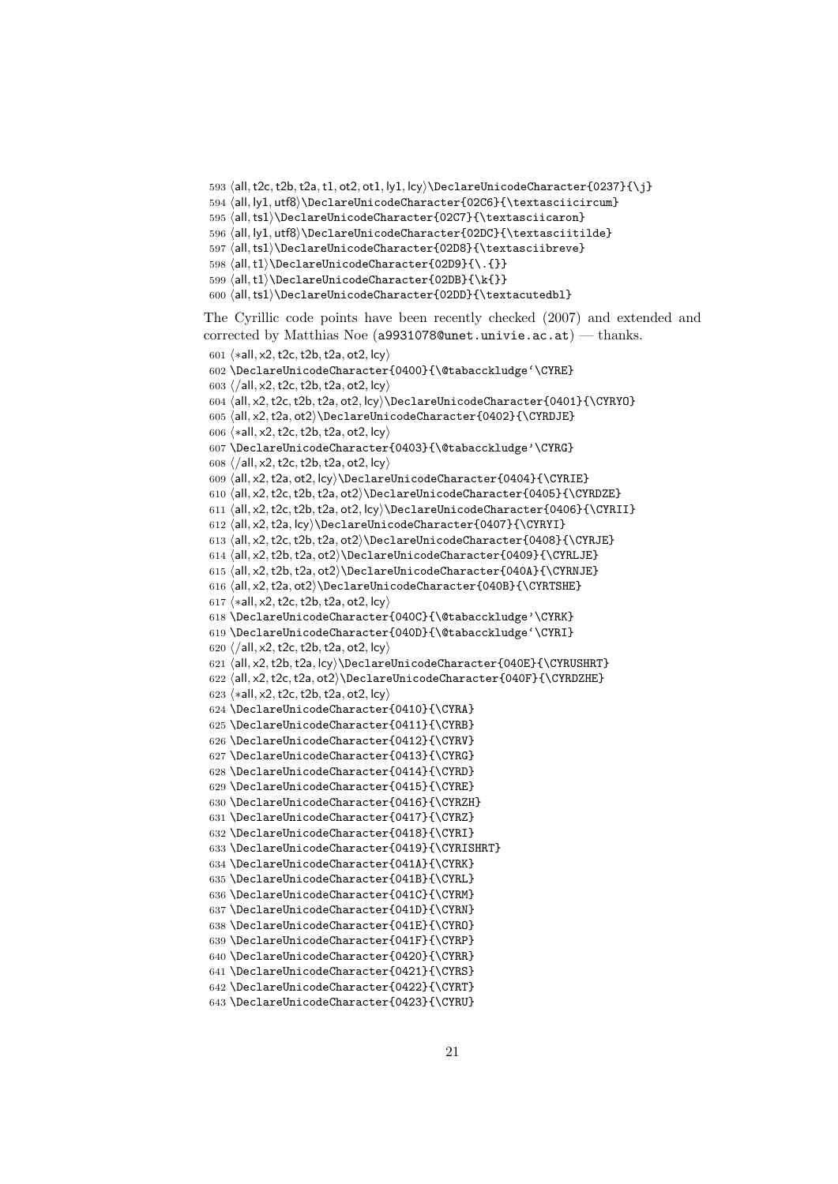```
593 ⟨all, t2c, t2b, t2a, t1, ot2, ot1, ly1, lcy⟩\DeclareUnicodeCharacter{0237}{\j}
594 ⟨all, ly1, utf8⟩\DeclareUnicodeCharacter{02C6}{\textasciicircum}
595 ⟨all, ts1⟩\DeclareUnicodeCharacter{02C7}{\textasciicaron}
596 ⟨all, ly1, utf8⟩\DeclareUnicodeCharacter{02DC}{\textasciitilde}
597 ⟨all, ts1⟩\DeclareUnicodeCharacter{02D8}{\textasciibreve}
598 ⟨all, t1⟩\DeclareUnicodeCharacter{02D9}{\.{}}
599 ⟨all, t1⟩\DeclareUnicodeCharacter{02DB}{\k{}}
600 ⟨all, ts1⟩\DeclareUnicodeCharacter{02DD}{\textacutedbl}
```

The Cyrillic code points have been recently checked (2007) and extended and corrected by Matthias Noe (a9931078@unet.univie.ac.at) — thanks.

```
601 ⟨*all, x2, t2c, t2b, t2a, ot2, lcy⟩
602 \DeclareUnicodeCharacter{0400}{\@tabacckludge`\CYRE}
603 ⟨/all, x2, t2c, t2b, t2a, ot2, lcy⟩
604 ⟨all, x2, t2c, t2b, t2a, ot2, lcy⟩\DeclareUnicodeCharacter{0401}{\CYRYO}
605 ⟨all, x2, t2a, ot2⟩\DeclareUnicodeCharacter{0402}{\CYRDJE}
606 ⟨*all, x2, t2c, t2b, t2a, ot2, lcy⟩
607 \DeclareUnicodeCharacter{0403}{\@tabacckludge'\CYRG}
608 ⟨/all, x2, t2c, t2b, t2a, ot2, lcy⟩
609 ⟨all, x2, t2a, ot2, lcy⟩\DeclareUnicodeCharacter{0404}{\CYRIE}
610 ⟨all, x2, t2c, t2b, t2a, ot2⟩\DeclareUnicodeCharacter{0405}{\CYRDZE}
611 ⟨all, x2, t2c, t2b, t2a, ot2, lcy⟩\DeclareUnicodeCharacter{0406}{\CYRII}
612 ⟨all, x2, t2a, lcy⟩\DeclareUnicodeCharacter{0407}{\CYRYI}
613 ⟨all, x2, t2c, t2b, t2a, ot2⟩\DeclareUnicodeCharacter{0408}{\CYRJE}
614 ⟨all, x2, t2b, t2a, ot2⟩\DeclareUnicodeCharacter{0409}{\CYRLJE}
615 ⟨all, x2, t2b, t2a, ot2⟩\DeclareUnicodeCharacter{040A}{\CYRNJE}
616 ⟨all, x2, t2a, ot2⟩\DeclareUnicodeCharacter{040B}{\CYRTSHE}
617 ⟨*all, x2, t2c, t2b, t2a, ot2, lcy⟩
618 \DeclareUnicodeCharacter{040C}{\@tabacckludge'\CYRK}
619 \DeclareUnicodeCharacter{040D}{\@tabacckludge`\CYRI}
620 ⟨/all, x2, t2c, t2b, t2a, ot2, lcy⟩
621 ⟨all, x2, t2b, t2a, lcy⟩\DeclareUnicodeCharacter{040E}{\CYRUSHRT}
622 ⟨all, x2, t2c, t2a, ot2⟩\DeclareUnicodeCharacter{040F}{\CYRDZHE}
623 ⟨*all, x2, t2c, t2b, t2a, ot2, lcy⟩
624 \DeclareUnicodeCharacter{0410}{\CYRA}
625 \DeclareUnicodeCharacter{0411}{\CYRB}
626 \DeclareUnicodeCharacter{0412}{\CYRV}
627 \DeclareUnicodeCharacter{0413}{\CYRG}
628 \DeclareUnicodeCharacter{0414}{\CYRD}
629 \DeclareUnicodeCharacter{0415}{\CYRE}
630 \DeclareUnicodeCharacter{0416}{\CYRZH}
631 \DeclareUnicodeCharacter{0417}{\CYRZ}
632 \DeclareUnicodeCharacter{0418}{\CYRI}
633 \DeclareUnicodeCharacter{0419}{\CYRISHRT}
634 \DeclareUnicodeCharacter{041A}{\CYRK}
635 \DeclareUnicodeCharacter{041B}{\CYRL}
636 \DeclareUnicodeCharacter{041C}{\CYRM}
637 \DeclareUnicodeCharacter{041D}{\CYRN}
638 \DeclareUnicodeCharacter{041E}{\CYRO}
639 \DeclareUnicodeCharacter{041F}{\CYRP}
640 \DeclareUnicodeCharacter{0420}{\CYRR}
641 \DeclareUnicodeCharacter{0421}{\CYRS}
642 \DeclareUnicodeCharacter{0422}{\CYRT}
643 \DeclareUnicodeCharacter{0423}{\CYRU}
```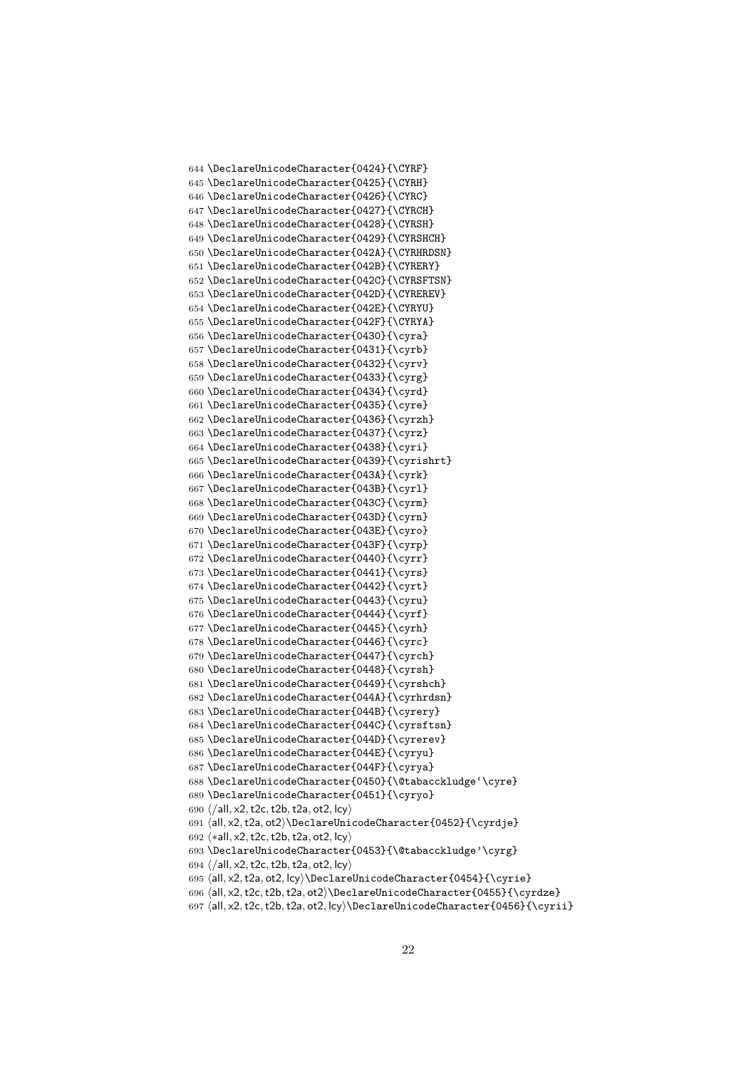```
644 \DeclareUnicodeCharacter{0424}{\CYRF}
645 \DeclareUnicodeCharacter{0425}{\CYRH}
646 \DeclareUnicodeCharacter{0426}{\CYRC}
647 \DeclareUnicodeCharacter{0427}{\CYRCH}
648 \DeclareUnicodeCharacter{0428}{\CYRSH}
649 \DeclareUnicodeCharacter{0429}{\CYRSHCH}
650 \DeclareUnicodeCharacter{042A}{\CYRHRDSN}
651 \DeclareUnicodeCharacter{042B}{\CYRERY}
652 \DeclareUnicodeCharacter{042C}{\CYRSFTSN}
653 \DeclareUnicodeCharacter{042D}{\CYREREV}
654 \DeclareUnicodeCharacter{042E}{\CYRYU}
655 \DeclareUnicodeCharacter{042F}{\CYRYA}
656 \DeclareUnicodeCharacter{0430}{\cyra}
657 \DeclareUnicodeCharacter{0431}{\cyrb}
658 \DeclareUnicodeCharacter{0432}{\cyrv}
659 \DeclareUnicodeCharacter{0433}{\cyrg}
660 \DeclareUnicodeCharacter{0434}{\cyrd}
661 \DeclareUnicodeCharacter{0435}{\cyre}
662 \DeclareUnicodeCharacter{0436}{\cyrzh}
663 \DeclareUnicodeCharacter{0437}{\cyrz}
664 \DeclareUnicodeCharacter{0438}{\cyri}
665 \DeclareUnicodeCharacter{0439}{\cyrishrt}
666 \DeclareUnicodeCharacter{043A}{\cyrk}
667 \DeclareUnicodeCharacter{043B}{\cyrl}
668 \DeclareUnicodeCharacter{043C}{\cyrm}
669 \DeclareUnicodeCharacter{043D}{\cyrn}
670 \DeclareUnicodeCharacter{043E}{\cyro}
671 \DeclareUnicodeCharacter{043F}{\cyrp}
672 \DeclareUnicodeCharacter{0440}{\cyrr}
673 \DeclareUnicodeCharacter{0441}{\cyrs}
674 \DeclareUnicodeCharacter{0442}{\cyrt}
675 \DeclareUnicodeCharacter{0443}{\cyru}
676 \DeclareUnicodeCharacter{0444}{\cyrf}
677 \DeclareUnicodeCharacter{0445}{\cyrh}
678 \DeclareUnicodeCharacter{0446}{\cyrc}
679 \DeclareUnicodeCharacter{0447}{\cyrch}
680 \DeclareUnicodeCharacter{0448}{\cyrsh}
681 \DeclareUnicodeCharacter{0449}{\cyrshch}
682 \DeclareUnicodeCharacter{044A}{\cyrhrdsn}
683 \DeclareUnicodeCharacter{044B}{\cyrery}
684 \DeclareUnicodeCharacter{044C}{\cyrsftsn}
685 \DeclareUnicodeCharacter{044D}{\cyrerev}
686 \DeclareUnicodeCharacter{044E}{\cyryu}
687 \DeclareUnicodeCharacter{044F}{\cyrya}
688 \DeclareUnicodeCharacter{0450}{\@tabacckludge`\cyre}
689 \DeclareUnicodeCharacter{0451}{\cyryo}
690 ⟨/all, x2, t2c, t2b, t2a, ot2, lcy⟩
691 ⟨all, x2, t2a, ot2⟩\DeclareUnicodeCharacter{0452}{\cyrdje}
692 ⟨*all, x2, t2c, t2b, t2a, ot2, lcy⟩
693 \DeclareUnicodeCharacter{0453}{\@tabacckludge'\cyrg}
694 ⟨/all, x2, t2c, t2b, t2a, ot2, lcy⟩
695 ⟨all, x2, t2a, ot2, lcy⟩\DeclareUnicodeCharacter{0454}{\cyrie}
696 ⟨all, x2, t2c, t2b, t2a, ot2⟩\DeclareUnicodeCharacter{0455}{\cyrdze}
697 ⟨all, x2, t2c, t2b, t2a, ot2, lcy⟩\DeclareUnicodeCharacter{0456}{\cyrii}
```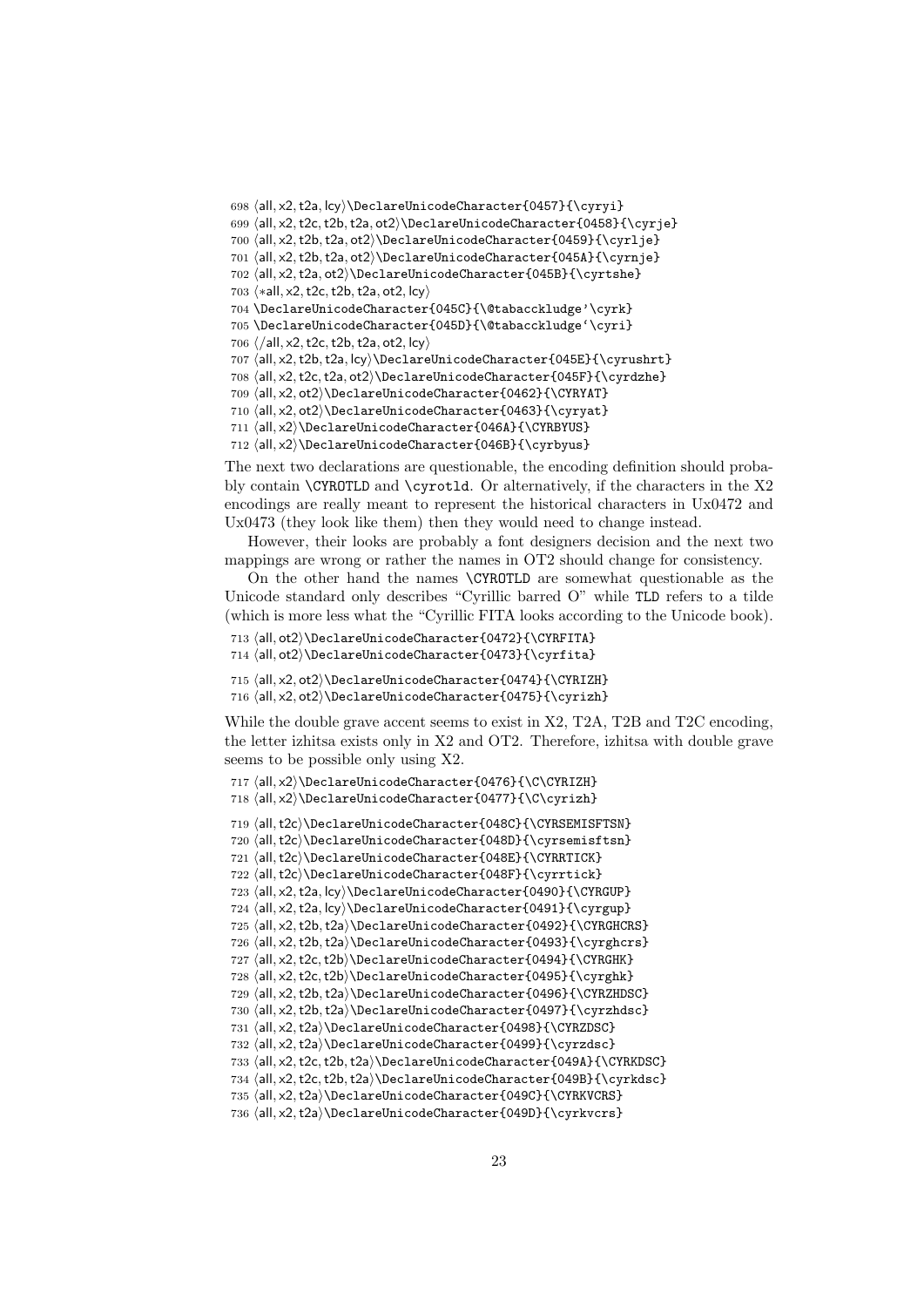```
698 ⟨all, x2, t2a, lcy⟩\DeclareUnicodeCharacter{0457}{\cyryi}
699 ⟨all, x2, t2c, t2b, t2a, ot2⟩\DeclareUnicodeCharacter{0458}{\cyrje}
700 ⟨all, x2, t2b, t2a, ot2⟩\DeclareUnicodeCharacter{0459}{\cyrlje}
701 ⟨all, x2, t2b, t2a, ot2⟩\DeclareUnicodeCharacter{045A}{\cyrnje}
702 ⟨all, x2, t2a, ot2⟩\DeclareUnicodeCharacter{045B}{\cyrtshe}
703 ⟨*all, x2, t2c, t2b, t2a, ot2, lcy⟩
704 \DeclareUnicodeCharacter{045C}{\@tabacckludge'\cyrk}
705 \DeclareUnicodeCharacter{045D}{\@tabacckludge`\cyri}
706 ⟨/all, x2, t2c, t2b, t2a, ot2, lcy⟩
707 ⟨all, x2, t2b, t2a, lcy⟩\DeclareUnicodeCharacter{045E}{\cyrushrt}
708 ⟨all, x2, t2c, t2a, ot2⟩\DeclareUnicodeCharacter{045F}{\cyrdzhe}
709 ⟨all, x2, ot2⟩\DeclareUnicodeCharacter{0462}{\CYRYAT}
710 ⟨all, x2, ot2⟩\DeclareUnicodeCharacter{0463}{\cyryat}
711 ⟨all, x2⟩\DeclareUnicodeCharacter{046A}{\CYRBYUS}
712 ⟨all, x2⟩\DeclareUnicodeCharacter{046B}{\cyrbyus}
```

The next two declarations are questionable, the encoding definition should probably contain \CYROTLD and \cyrotld. Or alternatively, if the characters in the X2 encodings are really meant to represent the historical characters in Ux0472 and Ux0473 (they look like them) then they would need to change instead.

However, their looks are probably a font designers decision and the next two mappings are wrong or rather the names in OT2 should change for consistency.

On the other hand the names \CYROTLD are somewhat questionable as the Unicode standard only describes "Cyrillic barred O" while TLD refers to a tilde (which is more less what the "Cyrillic FITA looks according to the Unicode book).

```
713 ⟨all, ot2⟩\DeclareUnicodeCharacter{0472}{\CYRFITA}
714 ⟨all, ot2⟩\DeclareUnicodeCharacter{0473}{\cyrfita}
715 ⟨all, x2, ot2⟩\DeclareUnicodeCharacter{0474}{\CYRIZH}
716 ⟨all, x2, ot2⟩\DeclareUnicodeCharacter{0475}{\cyrizh}
```

While the double grave accent seems to exist in X2, T2A, T2B and T2C encoding, the letter izhitsa exists only in X2 and OT2. Therefore, izhitsa with double grave seems to be possible only using X2.

```
717 ⟨all, x2⟩\DeclareUnicodeCharacter{0476}{\C\CYRIZH}
718 ⟨all, x2⟩\DeclareUnicodeCharacter{0477}{\C\cyrizh}
719 ⟨all, t2c⟩\DeclareUnicodeCharacter{048C}{\CYRSEMISFTSN}
720 ⟨all, t2c⟩\DeclareUnicodeCharacter{048D}{\cyrsemisftsn}
721 ⟨all, t2c⟩\DeclareUnicodeCharacter{048E}{\CYRRTICK}
722 ⟨all, t2c⟩\DeclareUnicodeCharacter{048F}{\cyrrtick}
723 ⟨all, x2, t2a, lcy⟩\DeclareUnicodeCharacter{0490}{\CYRGUP}
724 ⟨all, x2, t2a, lcy⟩\DeclareUnicodeCharacter{0491}{\cyrgup}
725 ⟨all, x2, t2b, t2a⟩\DeclareUnicodeCharacter{0492}{\CYRGHCRS}
726 ⟨all, x2, t2b, t2a⟩\DeclareUnicodeCharacter{0493}{\cyrghcrs}
727 ⟨all, x2, t2c, t2b⟩\DeclareUnicodeCharacter{0494}{\CYRGHK}
728 ⟨all, x2, t2c, t2b⟩\DeclareUnicodeCharacter{0495}{\cyrghk}
729 ⟨all, x2, t2b, t2a⟩\DeclareUnicodeCharacter{0496}{\CYRZHDSC}
730 ⟨all, x2, t2b, t2a⟩\DeclareUnicodeCharacter{0497}{\cyrzhdsc}
731 ⟨all, x2, t2a⟩\DeclareUnicodeCharacter{0498}{\CYRZDSC}
732 ⟨all, x2, t2a⟩\DeclareUnicodeCharacter{0499}{\cyrzdsc}
733 ⟨all, x2, t2c, t2b, t2a⟩\DeclareUnicodeCharacter{049A}{\CYRKDSC}
734 ⟨all, x2, t2c, t2b, t2a⟩\DeclareUnicodeCharacter{049B}{\cyrkdsc}
735 ⟨all, x2, t2a⟩\DeclareUnicodeCharacter{049C}{\CYRKVCRS}
736 ⟨all, x2, t2a⟩\DeclareUnicodeCharacter{049D}{\cyrkvcrs}
```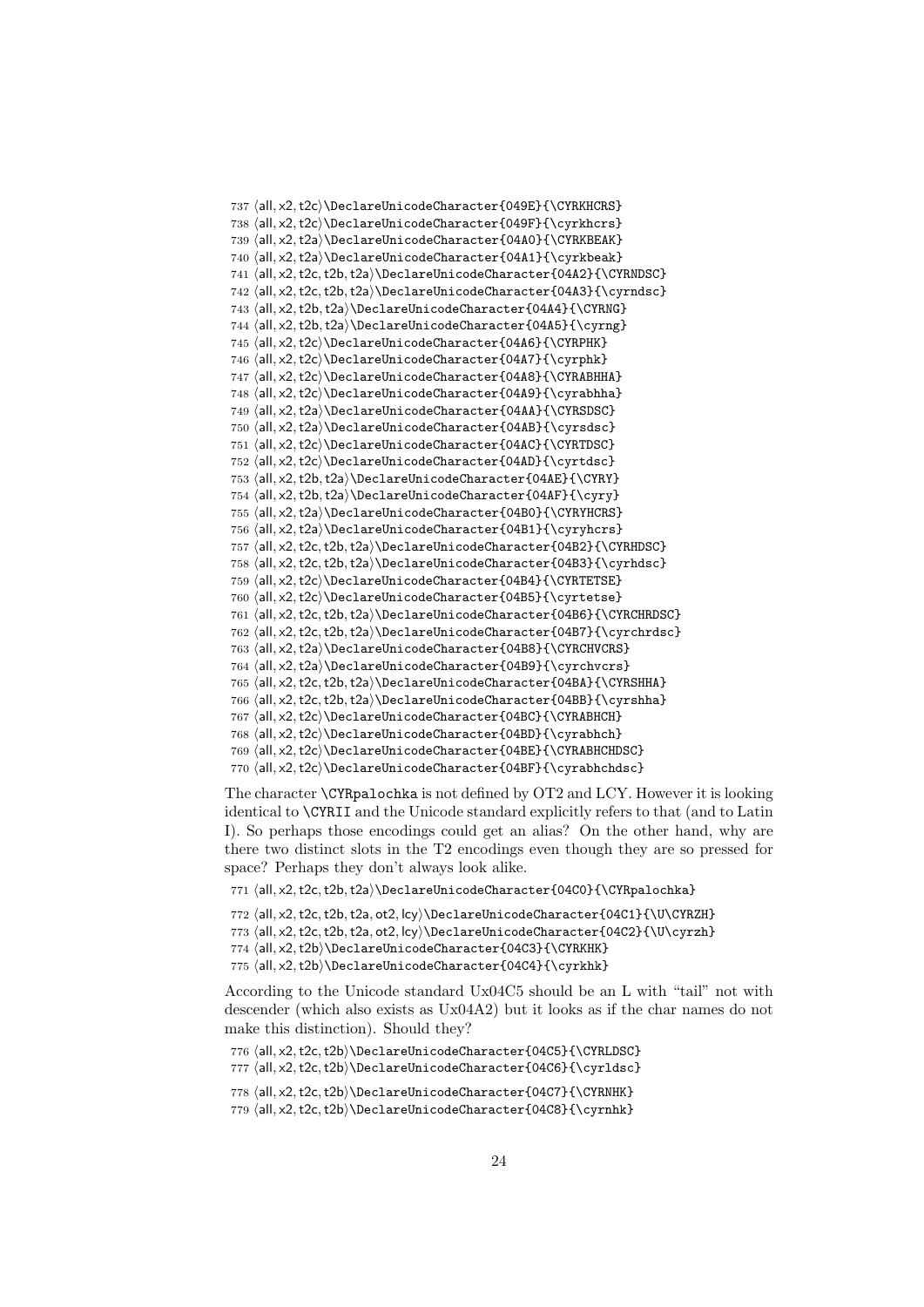```
737 ⟨all, x2, t2c⟩\DeclareUnicodeCharacter{049E}{\CYRKHCRS}
738 ⟨all, x2, t2c⟩\DeclareUnicodeCharacter{049F}{\cyrkhcrs}
739 ⟨all, x2, t2a⟩\DeclareUnicodeCharacter{04A0}{\CYRKBEAK}
740 ⟨all, x2, t2a⟩\DeclareUnicodeCharacter{04A1}{\cyrkbeak}
741 ⟨all, x2, t2c, t2b, t2a⟩\DeclareUnicodeCharacter{04A2}{\CYRNDSC}
742 ⟨all, x2, t2c, t2b, t2a⟩\DeclareUnicodeCharacter{04A3}{\cyrndsc}
743 ⟨all, x2, t2b, t2a⟩\DeclareUnicodeCharacter{04A4}{\CYRNG}
744 ⟨all, x2, t2b, t2a⟩\DeclareUnicodeCharacter{04A5}{\cyrng}
745 ⟨all, x2, t2c⟩\DeclareUnicodeCharacter{04A6}{\CYRPHK}
746 ⟨all, x2, t2c⟩\DeclareUnicodeCharacter{04A7}{\cyrphk}
747 ⟨all, x2, t2c⟩\DeclareUnicodeCharacter{04A8}{\CYRABHHA}
748 ⟨all, x2, t2c⟩\DeclareUnicodeCharacter{04A9}{\cyrabhha}
749 ⟨all, x2, t2a⟩\DeclareUnicodeCharacter{04AA}{\CYRSDSC}
750 ⟨all, x2, t2a⟩\DeclareUnicodeCharacter{04AB}{\cyrsdsc}
751 ⟨all, x2, t2c⟩\DeclareUnicodeCharacter{04AC}{\CYRTDSC}
752 ⟨all, x2, t2c⟩\DeclareUnicodeCharacter{04AD}{\cyrtdsc}
753 ⟨all, x2, t2b, t2a⟩\DeclareUnicodeCharacter{04AE}{\CYRY}
754 ⟨all, x2, t2b, t2a⟩\DeclareUnicodeCharacter{04AF}{\cyry}
755 ⟨all, x2, t2a⟩\DeclareUnicodeCharacter{04B0}{\CYRYHCRS}
756 ⟨all, x2, t2a⟩\DeclareUnicodeCharacter{04B1}{\cyryhcrs}
757 ⟨all, x2, t2c, t2b, t2a⟩\DeclareUnicodeCharacter{04B2}{\CYRHDSC}
758 ⟨all, x2, t2c, t2b, t2a⟩\DeclareUnicodeCharacter{04B3}{\cyrhdsc}
759 ⟨all, x2, t2c⟩\DeclareUnicodeCharacter{04B4}{\CYRTETSE}
760 ⟨all, x2, t2c⟩\DeclareUnicodeCharacter{04B5}{\cyrtetse}
761 ⟨all, x2, t2c, t2b, t2a⟩\DeclareUnicodeCharacter{04B6}{\CYRCHRDSC}
762 ⟨all, x2, t2c, t2b, t2a⟩\DeclareUnicodeCharacter{04B7}{\cyrchrdsc}
763 ⟨all, x2, t2a⟩\DeclareUnicodeCharacter{04B8}{\CYRCHVCRS}
764 ⟨all, x2, t2a⟩\DeclareUnicodeCharacter{04B9}{\cyrchvcrs}
765 ⟨all, x2, t2c, t2b, t2a⟩\DeclareUnicodeCharacter{04BA}{\CYRSHHA}
766 ⟨all, x2, t2c, t2b, t2a⟩\DeclareUnicodeCharacter{04BB}{\cyrshha}
767 ⟨all, x2, t2c⟩\DeclareUnicodeCharacter{04BC}{\CYRABHCH}
768 ⟨all, x2, t2c⟩\DeclareUnicodeCharacter{04BD}{\cyrabhch}
769 ⟨all, x2, t2c⟩\DeclareUnicodeCharacter{04BE}{\CYRABHCHDSC}
770 ⟨all, x2, t2c⟩\DeclareUnicodeCharacter{04BF}{\cyrabhchdsc}
```

The character `\CYRpalochka` is not defined by OT2 and LCY. However it is looking identical to `\CYRII` and the Unicode standard explicitly refers to that (and to Latin I). So perhaps those encodings could get an alias? On the other hand, why are there two distinct slots in the T2 encodings even though they are so pressed for space? Perhaps they don't always look alike.

```
771 ⟨all, x2, t2c, t2b, t2a⟩\DeclareUnicodeCharacter{04C0}{\CYRpalochka}
```

```
772 ⟨all, x2, t2c, t2b, t2a, ot2, lcy⟩\DeclareUnicodeCharacter{04C1}{\U\CYRZH}
773 ⟨all, x2, t2c, t2b, t2a, ot2, lcy⟩\DeclareUnicodeCharacter{04C2}{\U\cyrzh}
774 ⟨all, x2, t2b⟩\DeclareUnicodeCharacter{04C3}{\CYRKHK}
775 ⟨all, x2, t2b⟩\DeclareUnicodeCharacter{04C4}{\cyrkhk}
```

According to the Unicode standard Ux04C5 should be an L with "tail" not with descender (which also exists as Ux04A2) but it looks as if the char names do not make this distinction). Should they?

```
776 ⟨all, x2, t2c, t2b⟩\DeclareUnicodeCharacter{04C5}{\CYRLDSC}
777 ⟨all, x2, t2c, t2b⟩\DeclareUnicodeCharacter{04C6}{\cyrldsc}
```

```
778 ⟨all, x2, t2c, t2b⟩\DeclareUnicodeCharacter{04C7}{\CYRNHK}
779 ⟨all, x2, t2c, t2b⟩\DeclareUnicodeCharacter{04C8}{\cyrnhk}
```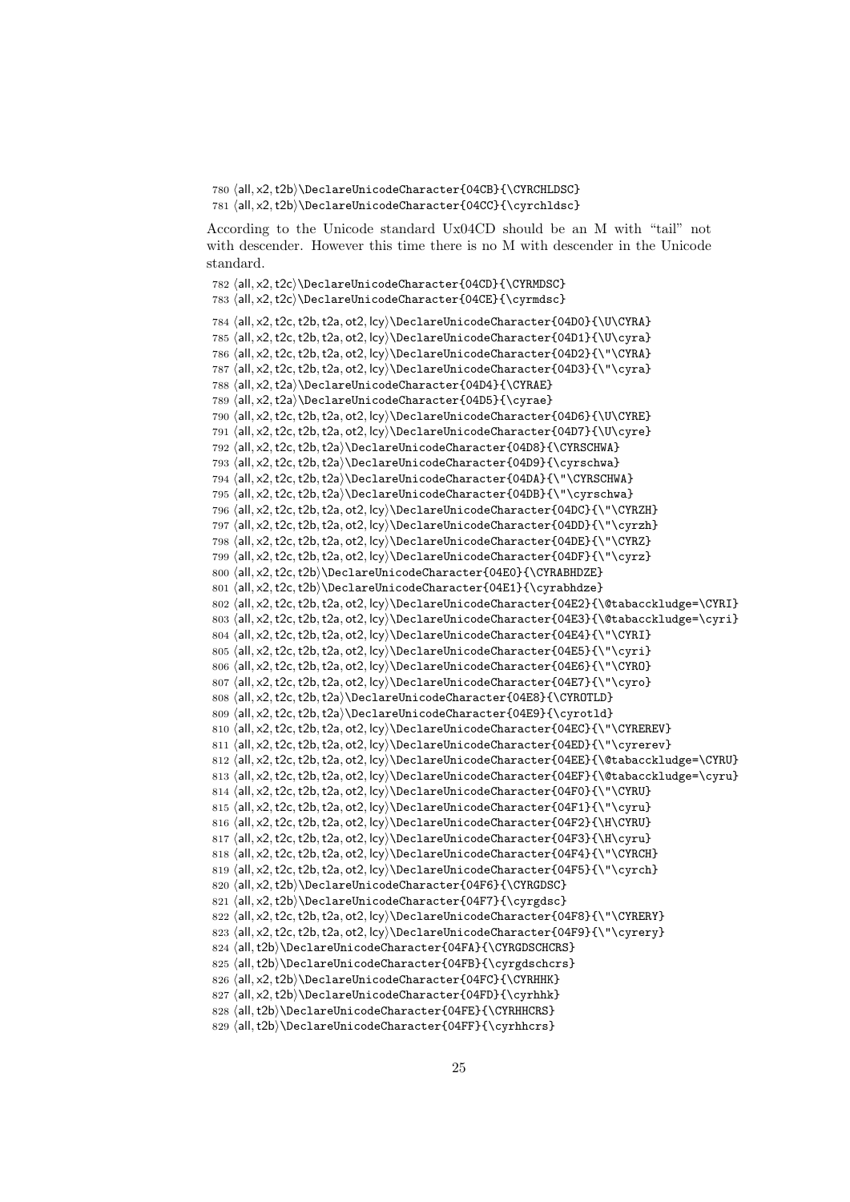```
780 ⟨all, x2, t2b⟩\DeclareUnicodeCharacter{04CB}{\CYRCHLDSC}
781 ⟨all, x2, t2b⟩\DeclareUnicodeCharacter{04CC}{\cyrchldsc}
```

According to the Unicode standard Ux04CD should be an M with “tail” not with descender. However this time there is no M with descender in the Unicode standard.

```
782 ⟨all, x2, t2c⟩\DeclareUnicodeCharacter{04CD}{\CYRMDSC}
783 ⟨all, x2, t2c⟩\DeclareUnicodeCharacter{04CE}{\cyrmdsc}
784 ⟨all, x2, t2c, t2b, t2a, ot2, lcy⟩\DeclareUnicodeCharacter{04D0}{\U\CYRA}
785 ⟨all, x2, t2c, t2b, t2a, ot2, lcy⟩\DeclareUnicodeCharacter{04D1}{\U\cyra}
786 ⟨all, x2, t2c, t2b, t2a, ot2, lcy⟩\DeclareUnicodeCharacter{04D2}{\"\CYRA}
787 ⟨all, x2, t2c, t2b, t2a, ot2, lcy⟩\DeclareUnicodeCharacter{04D3}{\"\cyra}
788 ⟨all, x2, t2a⟩\DeclareUnicodeCharacter{04D4}{\CYRAE}
789 ⟨all, x2, t2a⟩\DeclareUnicodeCharacter{04D5}{\cyrae}
790 ⟨all, x2, t2c, t2b, t2a, ot2, lcy⟩\DeclareUnicodeCharacter{04D6}{\U\CYRE}
791 ⟨all, x2, t2c, t2b, t2a, ot2, lcy⟩\DeclareUnicodeCharacter{04D7}{\U\cyre}
792 ⟨all, x2, t2c, t2b, t2a⟩\DeclareUnicodeCharacter{04D8}{\CYRSCHWA}
793 ⟨all, x2, t2c, t2b, t2a⟩\DeclareUnicodeCharacter{04D9}{\cyrschwa}
794 ⟨all, x2, t2c, t2b, t2a⟩\DeclareUnicodeCharacter{04DA}{\"\CYRSCHWA}
795 ⟨all, x2, t2c, t2b, t2a⟩\DeclareUnicodeCharacter{04DB}{\"\cyrschwa}
796 ⟨all, x2, t2c, t2b, t2a, ot2, lcy⟩\DeclareUnicodeCharacter{04DC}{\"\CYRZH}
797 ⟨all, x2, t2c, t2b, t2a, ot2, lcy⟩\DeclareUnicodeCharacter{04DD}{\"\cyrzh}
798 ⟨all, x2, t2c, t2b, t2a, ot2, lcy⟩\DeclareUnicodeCharacter{04DE}{\"\CYRZ}
799 ⟨all, x2, t2c, t2b, t2a, ot2, lcy⟩\DeclareUnicodeCharacter{04DF}{\"\cyrz}
800 ⟨all, x2, t2c, t2b⟩\DeclareUnicodeCharacter{04E0}{\CYRABHDZE}
801 ⟨all, x2, t2c, t2b⟩\DeclareUnicodeCharacter{04E1}{\cyrabhdze}
802 ⟨all, x2, t2c, t2b, t2a, ot2, lcy⟩\DeclareUnicodeCharacter{04E2}{\@tabacckludge=\CYRI}
803 ⟨all, x2, t2c, t2b, t2a, ot2, lcy⟩\DeclareUnicodeCharacter{04E3}{\@tabacckludge=\cyri}
804 ⟨all, x2, t2c, t2b, t2a, ot2, lcy⟩\DeclareUnicodeCharacter{04E4}{\"\CYRI}
805 ⟨all, x2, t2c, t2b, t2a, ot2, lcy⟩\DeclareUnicodeCharacter{04E5}{\"\cyri}
806 ⟨all, x2, t2c, t2b, t2a, ot2, lcy⟩\DeclareUnicodeCharacter{04E6}{\"\CYRO}
807 ⟨all, x2, t2c, t2b, t2a, ot2, lcy⟩\DeclareUnicodeCharacter{04E7}{\"\cyro}
808 ⟨all, x2, t2c, t2b, t2a⟩\DeclareUnicodeCharacter{04E8}{\CYROTLD}
809 ⟨all, x2, t2c, t2b, t2a⟩\DeclareUnicodeCharacter{04E9}{\cyrotld}
810 ⟨all, x2, t2c, t2b, t2a, ot2, lcy⟩\DeclareUnicodeCharacter{04EC}{\"\CYREREV}
811 ⟨all, x2, t2c, t2b, t2a, ot2, lcy⟩\DeclareUnicodeCharacter{04ED}{\"\cyrerev}
812 ⟨all, x2, t2c, t2b, t2a, ot2, lcy⟩\DeclareUnicodeCharacter{04EE}{\@tabacckludge=\CYRU}
813 ⟨all, x2, t2c, t2b, t2a, ot2, lcy⟩\DeclareUnicodeCharacter{04EF}{\@tabacckludge=\cyru}
814 ⟨all, x2, t2c, t2b, t2a, ot2, lcy⟩\DeclareUnicodeCharacter{04F0}{\"\CYRU}
815 ⟨all, x2, t2c, t2b, t2a, ot2, lcy⟩\DeclareUnicodeCharacter{04F1}{\"\cyru}
816 ⟨all, x2, t2c, t2b, t2a, ot2, lcy⟩\DeclareUnicodeCharacter{04F2}{\H\CYRU}
817 ⟨all, x2, t2c, t2b, t2a, ot2, lcy⟩\DeclareUnicodeCharacter{04F3}{\H\cyru}
818 ⟨all, x2, t2c, t2b, t2a, ot2, lcy⟩\DeclareUnicodeCharacter{04F4}{\"\CYRCH}
819 ⟨all, x2, t2c, t2b, t2a, ot2, lcy⟩\DeclareUnicodeCharacter{04F5}{\"\cyrch}
820 ⟨all, x2, t2b⟩\DeclareUnicodeCharacter{04F6}{\CYRGDSC}
821 ⟨all, x2, t2b⟩\DeclareUnicodeCharacter{04F7}{\cyrgdsc}
822 ⟨all, x2, t2c, t2b, t2a, ot2, lcy⟩\DeclareUnicodeCharacter{04F8}{\"\CYRERY}
823 ⟨all, x2, t2c, t2b, t2a, ot2, lcy⟩\DeclareUnicodeCharacter{04F9}{\"\cyrery}
824 ⟨all, t2b⟩\DeclareUnicodeCharacter{04FA}{\CYRGDSCHCRS}
825 ⟨all, t2b⟩\DeclareUnicodeCharacter{04FB}{\cyrgdschcrs}
826 ⟨all, x2, t2b⟩\DeclareUnicodeCharacter{04FC}{\CYRHHK}
827 ⟨all, x2, t2b⟩\DeclareUnicodeCharacter{04FD}{\cyrhhk}
828 ⟨all, t2b⟩\DeclareUnicodeCharacter{04FE}{\CYRHHCRS}
829 ⟨all, t2b⟩\DeclareUnicodeCharacter{04FF}{\cyrhhcrs}
```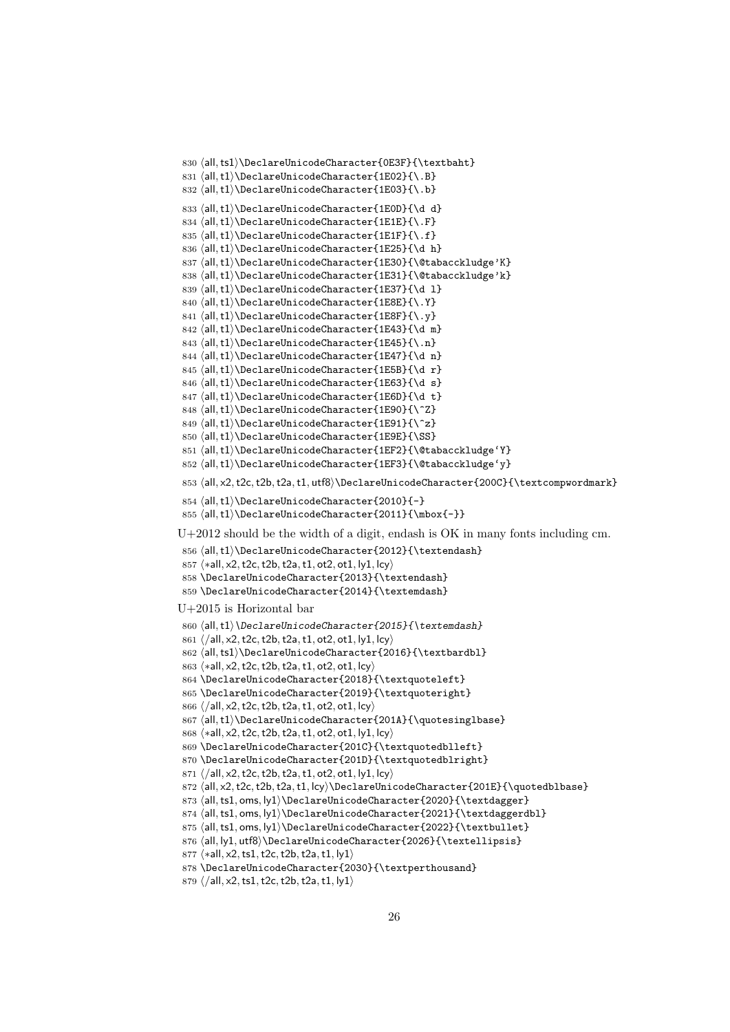```
830 ⟨all, ts1⟩\DeclareUnicodeCharacter{0E3F}{\textbaht}
831 ⟨all, t1⟩\DeclareUnicodeCharacter{1E02}{\.B}
832 ⟨all, t1⟩\DeclareUnicodeCharacter{1E03}{\.b}
833 ⟨all, t1⟩\DeclareUnicodeCharacter{1E0D}{\d d}
834 ⟨all, t1⟩\DeclareUnicodeCharacter{1E1E}{\.F}
835 ⟨all, t1⟩\DeclareUnicodeCharacter{1E1F}{\.f}
836 ⟨all, t1⟩\DeclareUnicodeCharacter{1E25}{\d h}
837 ⟨all, t1⟩\DeclareUnicodeCharacter{1E30}{\@tabacckludge'K}
838 ⟨all, t1⟩\DeclareUnicodeCharacter{1E31}{\@tabacckludge'k}
839 ⟨all, t1⟩\DeclareUnicodeCharacter{1E37}{\d l}
840 ⟨all, t1⟩\DeclareUnicodeCharacter{1E8E}{\.Y}
841 ⟨all, t1⟩\DeclareUnicodeCharacter{1E8F}{\.y}
842 ⟨all, t1⟩\DeclareUnicodeCharacter{1E43}{\d m}
843 ⟨all, t1⟩\DeclareUnicodeCharacter{1E45}{\.n}
844 ⟨all, t1⟩\DeclareUnicodeCharacter{1E47}{\d n}
845 ⟨all, t1⟩\DeclareUnicodeCharacter{1E5B}{\d r}
846 ⟨all, t1⟩\DeclareUnicodeCharacter{1E63}{\d s}
847 ⟨all, t1⟩\DeclareUnicodeCharacter{1E6D}{\d t}
848 ⟨all, t1⟩\DeclareUnicodeCharacter{1E90}{\^Z}
849 ⟨all, t1⟩\DeclareUnicodeCharacter{1E91}{\^z}
850 ⟨all, t1⟩\DeclareUnicodeCharacter{1E9E}{\SS}
851 ⟨all, t1⟩\DeclareUnicodeCharacter{1EF2}{\@tabacckludge`Y}
852 ⟨all, t1⟩\DeclareUnicodeCharacter{1EF3}{\@tabacckludge`y}
853 ⟨all, x2, t2c, t2b, t2a, t1, utf8⟩\DeclareUnicodeCharacter{200C}{\textcompwordmark}
854 ⟨all, t1⟩\DeclareUnicodeCharacter{2010}{-}
855 ⟨all, t1⟩\DeclareUnicodeCharacter{2011}{\mbox{-}}
```

U+2012 should be the width of a digit, endash is OK in many fonts including cm.

```
856 ⟨all, t1⟩\DeclareUnicodeCharacter{2012}{\textendash}
857 ⟨*all, x2, t2c, t2b, t2a, t1, ot2, ot1, ly1, lcy⟩
858 \DeclareUnicodeCharacter{2013}{\textendash}
859 \DeclareUnicodeCharacter{2014}{\textemdash}
```

U+2015 is Horizontal bar

```
860 ⟨all, t1⟩\DeclareUnicodeCharacter{2015}{\textemdash}
861 ⟨/all, x2, t2c, t2b, t2a, t1, ot2, ot1, ly1, lcy⟩
862 ⟨all, ts1⟩\DeclareUnicodeCharacter{2016}{\textbardbl}
863 ⟨*all, x2, t2c, t2b, t2a, t1, ot2, ot1, lcy⟩
864 \DeclareUnicodeCharacter{2018}{\textquoteleft}
865 \DeclareUnicodeCharacter{2019}{\textquoteright}
866 ⟨/all, x2, t2c, t2b, t2a, t1, ot2, ot1, lcy⟩
867 ⟨all, t1⟩\DeclareUnicodeCharacter{201A}{\quotesinglbase}
868 ⟨*all, x2, t2c, t2b, t2a, t1, ot2, ot1, ly1, lcy⟩
869 \DeclareUnicodeCharacter{201C}{\textquotedblleft}
870 \DeclareUnicodeCharacter{201D}{\textquotedblright}
871 ⟨/all, x2, t2c, t2b, t2a, t1, ot2, ot1, ly1, lcy⟩
872 ⟨all, x2, t2c, t2b, t2a, t1, lcy⟩\DeclareUnicodeCharacter{201E}{\quotedblbase}
873 ⟨all, ts1, oms, ly1⟩\DeclareUnicodeCharacter{2020}{\textdagger}
874 ⟨all, ts1, oms, ly1⟩\DeclareUnicodeCharacter{2021}{\textdaggerdbl}
875 ⟨all, ts1, oms, ly1⟩\DeclareUnicodeCharacter{2022}{\textbullet}
876 ⟨all, ly1, utf8⟩\DeclareUnicodeCharacter{2026}{\textellipsis}
877 ⟨*all, x2, ts1, t2c, t2b, t2a, t1, ly1⟩
878 \DeclareUnicodeCharacter{2030}{\textperthousand}
879 ⟨/all, x2, ts1, t2c, t2b, t2a, t1, ly1⟩
```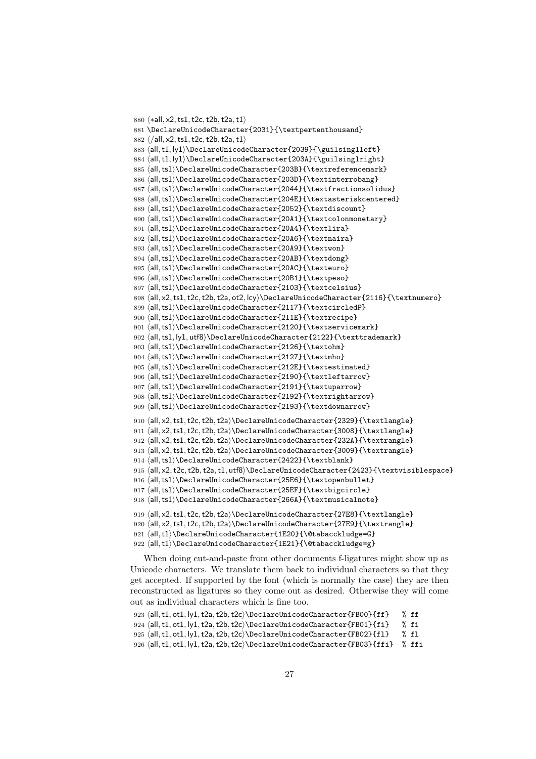```
880 ⟨*all, x2, ts1, t2c, t2b, t2a, t1⟩
881 \DeclareUnicodeCharacter{2031}{\textpertenthousand}
882 ⟨/all, x2, ts1, t2c, t2b, t2a, t1⟩
883 ⟨all, t1, ly1⟩\DeclareUnicodeCharacter{2039}{\guilsinglleft}
884 ⟨all, t1, ly1⟩\DeclareUnicodeCharacter{203A}{\guilsinglright}
885 ⟨all, ts1⟩\DeclareUnicodeCharacter{203B}{\textreferencemark}
886 ⟨all, ts1⟩\DeclareUnicodeCharacter{203D}{\textinterrobang}
887 ⟨all, ts1⟩\DeclareUnicodeCharacter{2044}{\textfractionsolidus}
888 ⟨all, ts1⟩\DeclareUnicodeCharacter{204E}{\textasteriskcentered}
889 ⟨all, ts1⟩\DeclareUnicodeCharacter{2052}{\textdiscount}
890 ⟨all, ts1⟩\DeclareUnicodeCharacter{20A1}{\textcolonmonetary}
891 ⟨all, ts1⟩\DeclareUnicodeCharacter{20A4}{\textlira}
892 ⟨all, ts1⟩\DeclareUnicodeCharacter{20A6}{\textnaira}
893 ⟨all, ts1⟩\DeclareUnicodeCharacter{20A9}{\textwon}
894 ⟨all, ts1⟩\DeclareUnicodeCharacter{20AB}{\textdong}
895 ⟨all, ts1⟩\DeclareUnicodeCharacter{20AC}{\texteuro}
896 ⟨all, ts1⟩\DeclareUnicodeCharacter{20B1}{\textpeso}
897 ⟨all, ts1⟩\DeclareUnicodeCharacter{2103}{\textcelsius}
898 ⟨all, x2, ts1, t2c, t2b, t2a, ot2, lcy⟩\DeclareUnicodeCharacter{2116}{\textnumero}
899 ⟨all, ts1⟩\DeclareUnicodeCharacter{2117}{\textcircledP}
900 ⟨all, ts1⟩\DeclareUnicodeCharacter{211E}{\textrecipe}
901 ⟨all, ts1⟩\DeclareUnicodeCharacter{2120}{\textservicemark}
902 ⟨all, ts1, ly1, utf8⟩\DeclareUnicodeCharacter{2122}{\texttrademark}
903 ⟨all, ts1⟩\DeclareUnicodeCharacter{2126}{\textohm}
904 ⟨all, ts1⟩\DeclareUnicodeCharacter{2127}{\textmho}
905 ⟨all, ts1⟩\DeclareUnicodeCharacter{212E}{\textestimated}
906 ⟨all, ts1⟩\DeclareUnicodeCharacter{2190}{\textleftarrow}
907 ⟨all, ts1⟩\DeclareUnicodeCharacter{2191}{\textuparrow}
908 ⟨all, ts1⟩\DeclareUnicodeCharacter{2192}{\textrightarrow}
909 ⟨all, ts1⟩\DeclareUnicodeCharacter{2193}{\textdownarrow}

910 ⟨all, x2, ts1, t2c, t2b, t2a⟩\DeclareUnicodeCharacter{2329}{\textlangle}
911 ⟨all, x2, ts1, t2c, t2b, t2a⟩\DeclareUnicodeCharacter{3008}{\textlangle}
912 ⟨all, x2, ts1, t2c, t2b, t2a⟩\DeclareUnicodeCharacter{232A}{\textrangle}
913 ⟨all, x2, ts1, t2c, t2b, t2a⟩\DeclareUnicodeCharacter{3009}{\textrangle}
914 ⟨all, ts1⟩\DeclareUnicodeCharacter{2422}{\textblank}
915 ⟨all, x2, t2c, t2b, t2a, t1, utf8⟩\DeclareUnicodeCharacter{2423}{\textvisiblespace}
916 ⟨all, ts1⟩\DeclareUnicodeCharacter{25E6}{\textopenbullet}
917 ⟨all, ts1⟩\DeclareUnicodeCharacter{25EF}{\textbigcircle}
918 ⟨all, ts1⟩\DeclareUnicodeCharacter{266A}{\textmusicalnote}

919 ⟨all, x2, ts1, t2c, t2b, t2a⟩\DeclareUnicodeCharacter{27E8}{\textlangle}
920 ⟨all, x2, ts1, t2c, t2b, t2a⟩\DeclareUnicodeCharacter{27E9}{\textrangle}
921 ⟨all, t1⟩\DeclareUnicodeCharacter{1E20}{\@tabacckludge=G}
922 ⟨all, t1⟩\DeclareUnicodeCharacter{1E21}{\@tabacckludge=g}
```

When doing cut-and-paste from other documents f-ligatures might show up as Unicode characters. We translate them back to individual characters so that they get accepted. If supported by the font (which is normally the case) they are then reconstructed as ligatures so they come out as desired. Otherwise they will come out as individual characters which is fine too.

```
923 ⟨all, t1, ot1, ly1, t2a, t2b, t2c⟩\DeclareUnicodeCharacter{FB00}{ff}   % ff
924 ⟨all, t1, ot1, ly1, t2a, t2b, t2c⟩\DeclareUnicodeCharacter{FB01}{fi}   % fi
925 ⟨all, t1, ot1, ly1, t2a, t2b, t2c⟩\DeclareUnicodeCharacter{FB02}{fl}   % fl
926 ⟨all, t1, ot1, ly1, t2a, t2b, t2c⟩\DeclareUnicodeCharacter{FB03}{ffi}  % ffi
```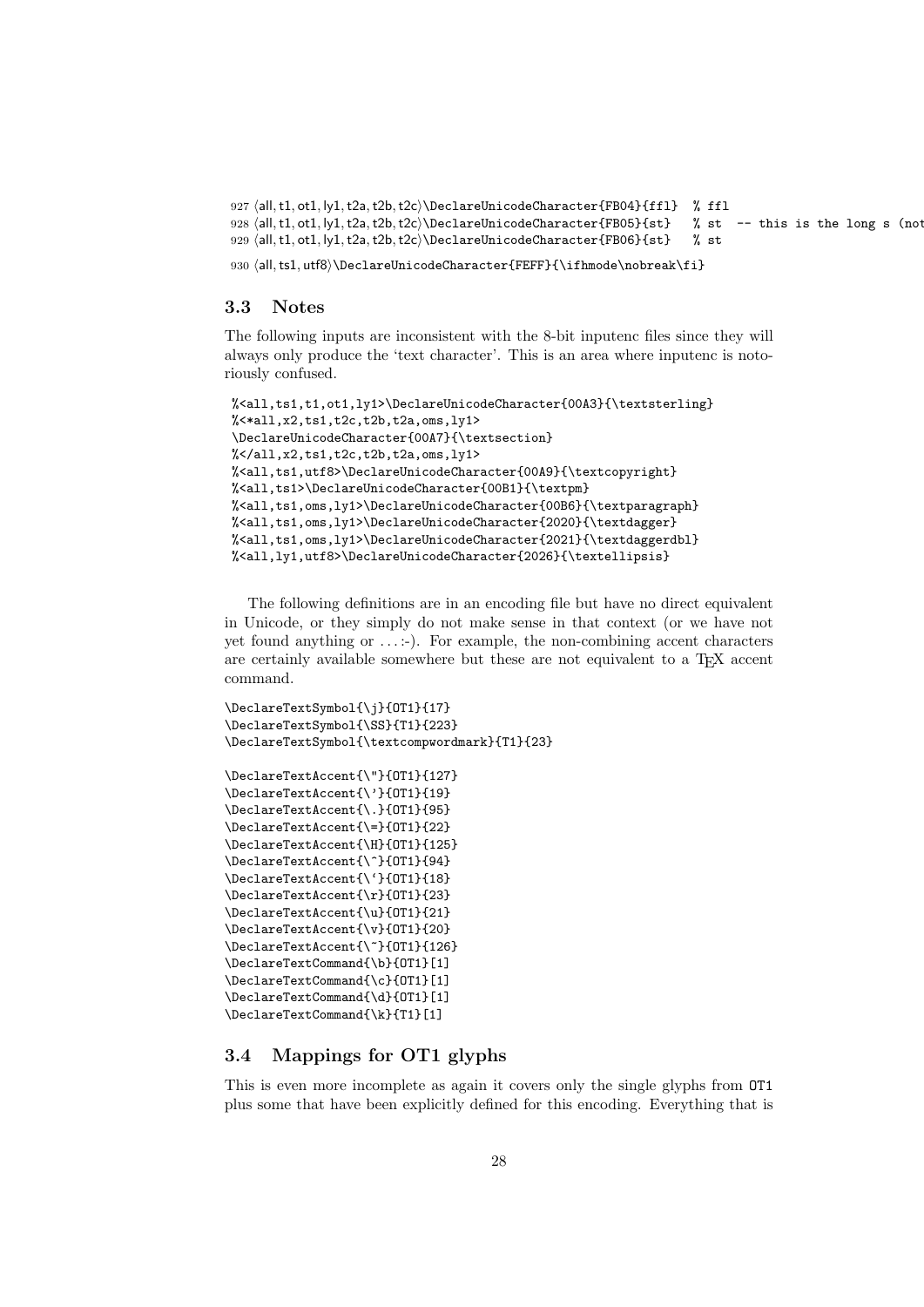```
927 ⟨all, t1, ot1, ly1, t2a, t2b, t2c⟩\DeclareUnicodeCharacter{FB04}{ffl}  % ffl
928 ⟨all, t1, ot1, ly1, t2a, t2b, t2c⟩\DeclareUnicodeCharacter{FB05}{st}   % st  -- this is the long s (not
929 ⟨all, t1, ot1, ly1, t2a, t2b, t2c⟩\DeclareUnicodeCharacter{FB06}{st}   % st
930 ⟨all, ts1, utf8⟩\DeclareUnicodeCharacter{FEFF}{\ifhmode\nobreak\fi}
```

### 3.3 Notes

The following inputs are inconsistent with the 8-bit inputenc files since they will always only produce the 'text character'. This is an area where inputenc is notoriously confused.

```
%<all,ts1,t1,ot1,ly1>\DeclareUnicodeCharacter{00A3}{\textsterling}
%<*all,x2,ts1,t2c,t2b,t2a,oms,ly1>
\DeclareUnicodeCharacter{00A7}{\textsection}
%</all,x2,ts1,t2c,t2b,t2a,oms,ly1>
%<all,ts1,utf8>\DeclareUnicodeCharacter{00A9}{\textcopyright}
%<all,ts1>\DeclareUnicodeCharacter{00B1}{\textpm}
%<all,ts1,oms,ly1>\DeclareUnicodeCharacter{00B6}{\textparagraph}
%<all,ts1,oms,ly1>\DeclareUnicodeCharacter{2020}{\textdagger}
%<all,ts1,oms,ly1>\DeclareUnicodeCharacter{2021}{\textdaggerdbl}
%<all,ly1,utf8>\DeclareUnicodeCharacter{2026}{\textellipsis}
```

The following definitions are in an encoding file but have no direct equivalent in Unicode, or they simply do not make sense in that context (or we have not yet found anything or ...:-). For example, the non-combining accent characters are certainly available somewhere but these are not equivalent to a TeX accent command.

```
\DeclareTextSymbol{\j}{OT1}{17}
\DeclareTextSymbol{\SS}{T1}{223}
\DeclareTextSymbol{\textcompwordmark}{T1}{23}

\DeclareTextAccent{\"}{OT1}{127}
\DeclareTextAccent{\'}{OT1}{19}
\DeclareTextAccent{\.}{OT1}{95}
\DeclareTextAccent{\=}{OT1}{22}
\DeclareTextAccent{\H}{OT1}{125}
\DeclareTextAccent{\^}{OT1}{94}
\DeclareTextAccent{\`}{OT1}{18}
\DeclareTextAccent{\r}{OT1}{23}
\DeclareTextAccent{\u}{OT1}{21}
\DeclareTextAccent{\v}{OT1}{20}
\DeclareTextAccent{\~}{OT1}{126}
\DeclareTextCommand{\b}{OT1}[1]
\DeclareTextCommand{\c}{OT1}[1]
\DeclareTextCommand{\d}{OT1}[1]
\DeclareTextCommand{\k}{T1}[1]
```

### 3.4 Mappings for OT1 glyphs

This is even more incomplete as again it covers only the single glyphs from OT1 plus some that have been explicitly defined for this encoding. Everything that is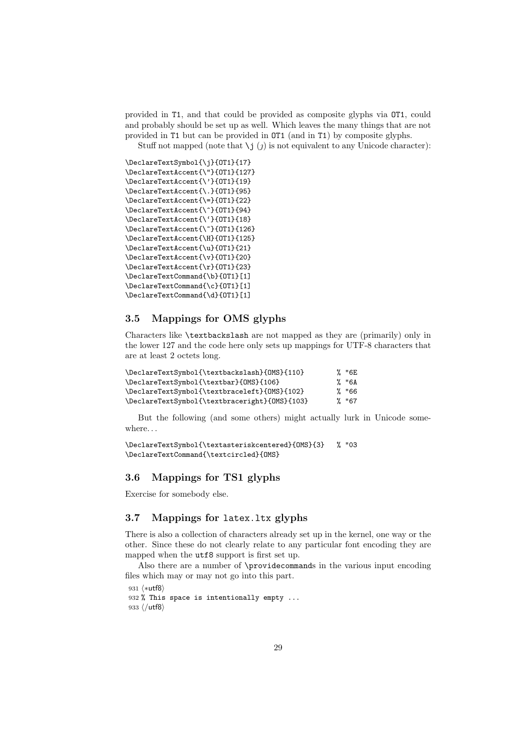provided in T1, and that could be provided as composite glyphs via OT1, could and probably should be set up as well. Which leaves the many things that are not provided in T1 but can be provided in OT1 (and in T1) by composite glyphs.

Stuff not mapped (note that \j (ȷ) is not equivalent to any Unicode character):

```
\DeclareTextSymbol{\j}{OT1}{17}
\DeclareTextAccent{\"}{OT1}{127}
\DeclareTextAccent{\'}{OT1}{19}
\DeclareTextAccent{\.}{OT1}{95}
\DeclareTextAccent{\=}{OT1}{22}
\DeclareTextAccent{\^}{OT1}{94}
\DeclareTextAccent{\`}{OT1}{18}
\DeclareTextAccent{\~}{OT1}{126}
\DeclareTextAccent{\H}{OT1}{125}
\DeclareTextAccent{\u}{OT1}{21}
\DeclareTextAccent{\v}{OT1}{20}
\DeclareTextAccent{\r}{OT1}{23}
\DeclareTextCommand{\b}{OT1}[1]
\DeclareTextCommand{\c}{OT1}[1]
\DeclareTextCommand{\d}{OT1}[1]
```

## 3.5 Mappings for OMS glyphs

Characters like `\textbackslash` are not mapped as they are (primarily) only in the lower 127 and the code here only sets up mappings for UTF-8 characters that are at least 2 octets long.

```
\DeclareTextSymbol{\textbackslash}{OMS}{110}        % "6E
\DeclareTextSymbol{\textbar}{OMS}{106}              % "6A
\DeclareTextSymbol{\textbraceleft}{OMS}{102}        % "66
\DeclareTextSymbol{\textbraceright}{OMS}{103}       % "67
```

But the following (and some others) might actually lurk in Unicode somewhere...

```
\DeclareTextSymbol{\textasteriskcentered}{OMS}{3}   % "03
\DeclareTextCommand{\textcircled}{OMS}
```

## 3.6 Mappings for TS1 glyphs

Exercise for somebody else.

## 3.7 Mappings for `latex.ltx` glyphs

There is also a collection of characters already set up in the kernel, one way or the other. Since these do not clearly relate to any particular font encoding they are mapped when the `utf8` support is first set up.

Also there are a number of `\providecommand`s in the various input encoding files which may or may not go into this part.

```
931 ⟨*utf8⟩
932 % This space is intentionally empty ...
933 ⟨/utf8⟩
```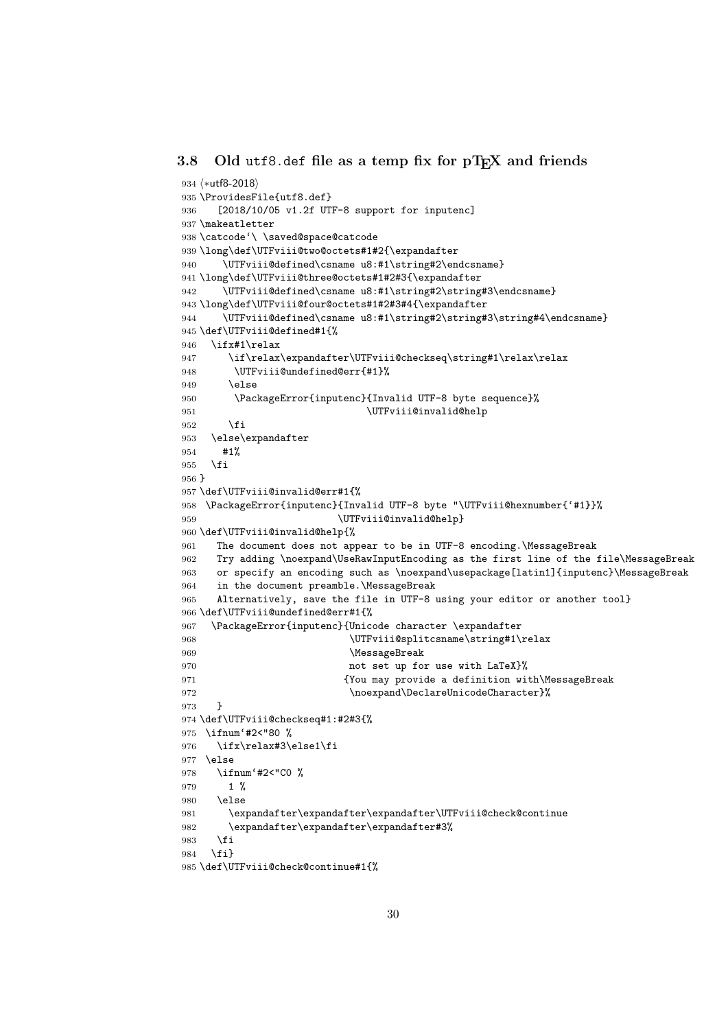### 3.8 Old utf8.def file as a temp fix for pTEX and friends

```
934 ⟨*utf8-2018⟩
935 \ProvidesFile{utf8.def}
936    [2018/10/05 v1.2f UTF-8 support for inputenc]
937 \makeatletter
938 \catcode`\ \saved@space@catcode
939 \long\def\UTFviii@two@octets#1#2{\expandafter
940     \UTFviii@defined\csname u8:#1\string#2\endcsname}
941 \long\def\UTFviii@three@octets#1#2#3{\expandafter
942     \UTFviii@defined\csname u8:#1\string#2\string#3\endcsname}
943 \long\def\UTFviii@four@octets#1#2#3#4{\expandafter
944     \UTFviii@defined\csname u8:#1\string#2\string#3\string#4\endcsname}
945 \def\UTFviii@defined#1{%
946   \ifx#1\relax
947      \if\relax\expandafter\UTFviii@checkseq\string#1\relax\relax
948       \UTFviii@undefined@err{#1}%
949      \else
950       \PackageError{inputenc}{Invalid UTF-8 byte sequence}%
951                              \UTFviii@invalid@help
952      \fi
953   \else\expandafter
954     #1%
955   \fi
956 }
957 \def\UTFviii@invalid@err#1{%
958  \PackageError{inputenc}{Invalid UTF-8 byte "\UTFviii@hexnumber{`#1}}%
959                         \UTFviii@invalid@help}
960 \def\UTFviii@invalid@help{%
961    The document does not appear to be in UTF-8 encoding.\MessageBreak
962    Try adding \noexpand\UseRawInputEncoding as the first line of the file\MessageBreak
963    or specify an encoding such as \noexpand\usepackage[latin1]{inputenc}\MessageBreak
964    in the document preamble.\MessageBreak
965    Alternatively, save the file in UTF-8 using your editor or another tool}
966 \def\UTFviii@undefined@err#1{%
967   \PackageError{inputenc}{Unicode character \expandafter
968                           \UTFviii@splitcsname\string#1\relax
969                           \MessageBreak
970                           not set up for use with LaTeX}%
971                          {You may provide a definition with\MessageBreak
972                           \noexpand\DeclareUnicodeCharacter}%
973    }
974 \def\UTFviii@checkseq#1:#2#3{%
975  \ifnum`#2<"80 %
976    \ifx\relax#3\else1\fi
977  \else
978    \ifnum`#2<"C0 %
979      1 %
980    \else
981      \expandafter\expandafter\expandafter\UTFviii@check@continue
982      \expandafter\expandafter\expandafter#3%
983    \fi
984   \fi}
985 \def\UTFviii@check@continue#1{%
```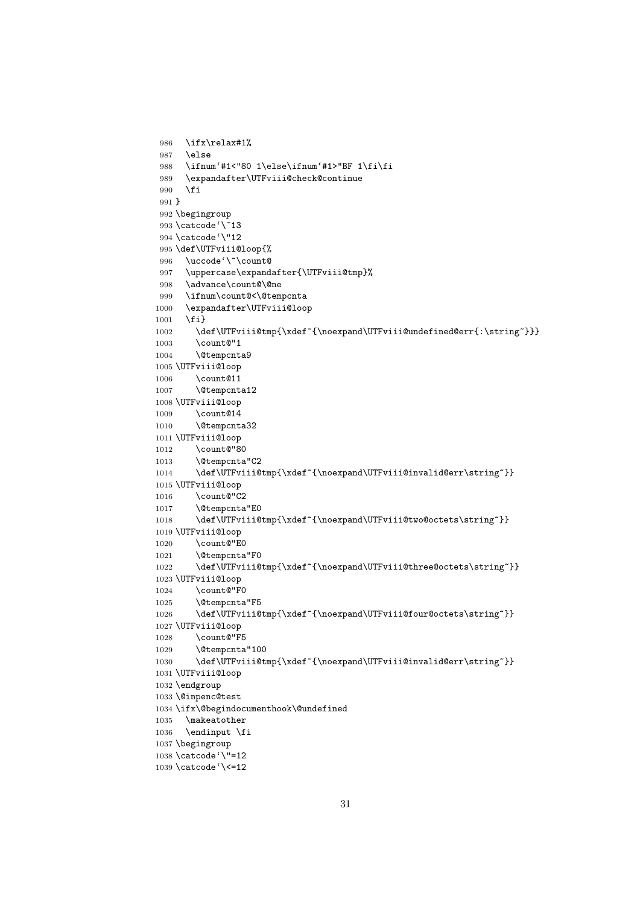```
986   \ifx\relax#1%
987   \else
988   \ifnum`#1<"80 1\else\ifnum`#1>"BF 1\fi\fi
989   \expandafter\UTFviii@check@continue
990   \fi
991 }
992 \begingroup
993 \catcode`\~13
994 \catcode`\"12
995 \def\UTFviii@loop{%
996   \uccode`\~\count@
997   \uppercase\expandafter{\UTFviii@tmp}%
998   \advance\count@\@ne
999   \ifnum\count@<\@tempcnta
1000  \expandafter\UTFviii@loop
1001  \fi}
1002    \def\UTFviii@tmp{\xdef~{\noexpand\UTFviii@undefined@err{:\string~}}}
1003    \count@"1
1004    \@tempcnta9
1005 \UTFviii@loop
1006    \count@11
1007    \@tempcnta12
1008 \UTFviii@loop
1009    \count@14
1010    \@tempcnta32
1011 \UTFviii@loop
1012    \count@"80
1013    \@tempcnta"C2
1014    \def\UTFviii@tmp{\xdef~{\noexpand\UTFviii@invalid@err\string~}}
1015 \UTFviii@loop
1016    \count@"C2
1017    \@tempcnta"E0
1018    \def\UTFviii@tmp{\xdef~{\noexpand\UTFviii@two@octets\string~}}
1019 \UTFviii@loop
1020    \count@"E0
1021    \@tempcnta"F0
1022    \def\UTFviii@tmp{\xdef~{\noexpand\UTFviii@three@octets\string~}}
1023 \UTFviii@loop
1024    \count@"F0
1025    \@tempcnta"F5
1026    \def\UTFviii@tmp{\xdef~{\noexpand\UTFviii@four@octets\string~}}
1027 \UTFviii@loop
1028    \count@"F5
1029    \@tempcnta"100
1030    \def\UTFviii@tmp{\xdef~{\noexpand\UTFviii@invalid@err\string~}}
1031 \UTFviii@loop
1032 \endgroup
1033 \@inpenc@test
1034 \ifx\@begindocumenthook\@undefined
1035   \makeatother
1036   \endinput \fi
1037 \begingroup
1038 \catcode`\"=12
1039 \catcode`\<=12
```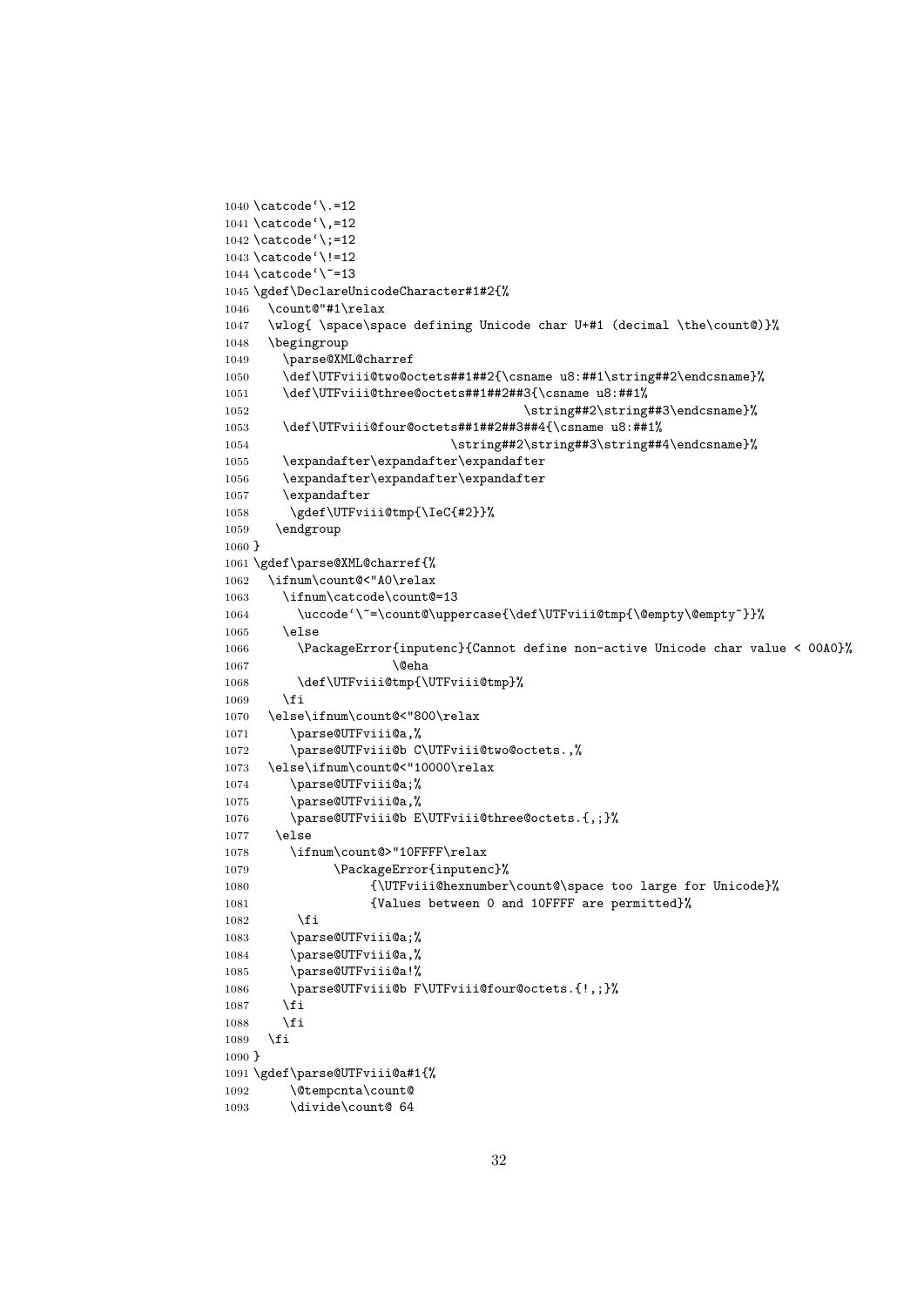```
1040 \catcode`\.=12
1041 \catcode`\,=12
1042 \catcode`\;=12
1043 \catcode`\!=12
1044 \catcode`\~=13
1045 \gdef\DeclareUnicodeCharacter#1#2{%
1046   \count@"#1\relax
1047   \wlog{ \space\space defining Unicode char U+#1 (decimal \the\count@)}%
1048   \begingroup
1049     \parse@XML@charref
1050     \def\UTFviii@two@octets##1##2{\csname u8:##1\string##2\endcsname}%
1051     \def\UTFviii@three@octets##1##2##3{\csname u8:##1%
1052                                     \string##2\string##3\endcsname}%
1053     \def\UTFviii@four@octets##1##2##3##4{\csname u8:##1%
1054                              \string##2\string##3\string##4\endcsname}%
1055     \expandafter\expandafter\expandafter
1056     \expandafter\expandafter\expandafter
1057     \expandafter
1058      \gdef\UTFviii@tmp{\IeC{#2}}%
1059   \endgroup
1060 }
1061 \gdef\parse@XML@charref{%
1062   \ifnum\count@<"A0\relax
1063     \ifnum\catcode\count@=13
1064       \uccode`\~=\count@\uppercase{\def\UTFviii@tmp{\@empty\@empty~}}%
1065     \else
1066       \PackageError{inputenc}{Cannot define non-active Unicode char value < 00A0}%
1067                   \@eha
1068       \def\UTFviii@tmp{\UTFviii@tmp}%
1069     \fi
1070   \else\ifnum\count@<"800\relax
1071      \parse@UTFviii@a,%
1072      \parse@UTFviii@b C\UTFviii@two@octets.,%
1073   \else\ifnum\count@<"10000\relax
1074      \parse@UTFviii@a;%
1075      \parse@UTFviii@a,%
1076      \parse@UTFviii@b E\UTFviii@three@octets.{,;}%
1077    \else
1078      \ifnum\count@>"10FFFF\relax
1079            \PackageError{inputenc}%
1080                 {\UTFviii@hexnumber\count@\space too large for Unicode}%
1081                 {Values between 0 and 10FFFF are permitted}%
1082       \fi
1083      \parse@UTFviii@a;%
1084      \parse@UTFviii@a,%
1085      \parse@UTFviii@a!%
1086      \parse@UTFviii@b F\UTFviii@four@octets.{!,;}%
1087     \fi
1088     \fi
1089   \fi
1090 }
1091 \gdef\parse@UTFviii@a#1{%
1092      \@tempcnta\count@
1093      \divide\count@ 64
```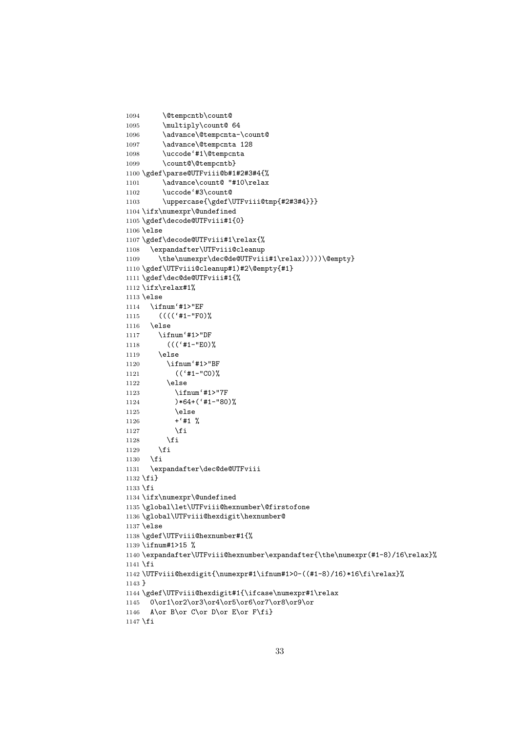```
1094      \@tempcntb\count@
1095      \multiply\count@ 64
1096      \advance\@tempcnta-\count@
1097      \advance\@tempcnta 128
1098      \uccode`#1\@tempcnta
1099      \count@\@tempcntb}
1100 \gdef\parse@UTFviii@b#1#2#3#4{%
1101      \advance\count@ "#10\relax
1102      \uccode`#3\count@
1103      \uppercase{\gdef\UTFviii@tmp{#2#3#4}}}
1104 \ifx\numexpr\@undefined
1105 \gdef\decode@UTFviii#1{0}
1106 \else
1107 \gdef\decode@UTFviii#1\relax{%
1108   \expandafter\UTFviii@cleanup
1109     \the\numexpr\dec@de@UTFviii#1\relax)))))\@empty}
1110 \gdef\UTFviii@cleanup#1)#2\@empty{#1}
1111 \gdef\dec@de@UTFviii#1{%
1112 \ifx\relax#1%
1113 \else
1114   \ifnum`#1>"EF
1115     ((((`#1-"F0)%
1116   \else
1117     \ifnum`#1>"DF
1118       (((`#1-"E0)%
1119     \else
1120       \ifnum`#1>"BF
1121         ((`#1-"C0)%
1122       \else
1123         \ifnum`#1>"7F
1124         )*64+(`#1-"80)%
1125         \else
1126         +`#1 %
1127         \fi
1128       \fi
1129     \fi
1130   \fi
1131   \expandafter\dec@de@UTFviii
1132 \fi}
1133 \fi
1134 \ifx\numexpr\@undefined
1135 \global\let\UTFviii@hexnumber\@firstofone
1136 \global\UTFviii@hexdigit\hexnumber@
1137 \else
1138 \gdef\UTFviii@hexnumber#1{%
1139 \ifnum#1>15 %
1140 \expandafter\UTFviii@hexnumber\expandafter{\the\numexpr(#1-8)/16\relax}%
1141 \fi
1142 \UTFviii@hexdigit{\numexpr#1\ifnum#1>0-((#1-8)/16)*16\fi\relax}%
1143 }
1144 \gdef\UTFviii@hexdigit#1{\ifcase\numexpr#1\relax
1145   0\or1\or2\or3\or4\or5\or6\or7\or8\or9\or
1146   A\or B\or C\or D\or E\or F\fi}
1147 \fi
```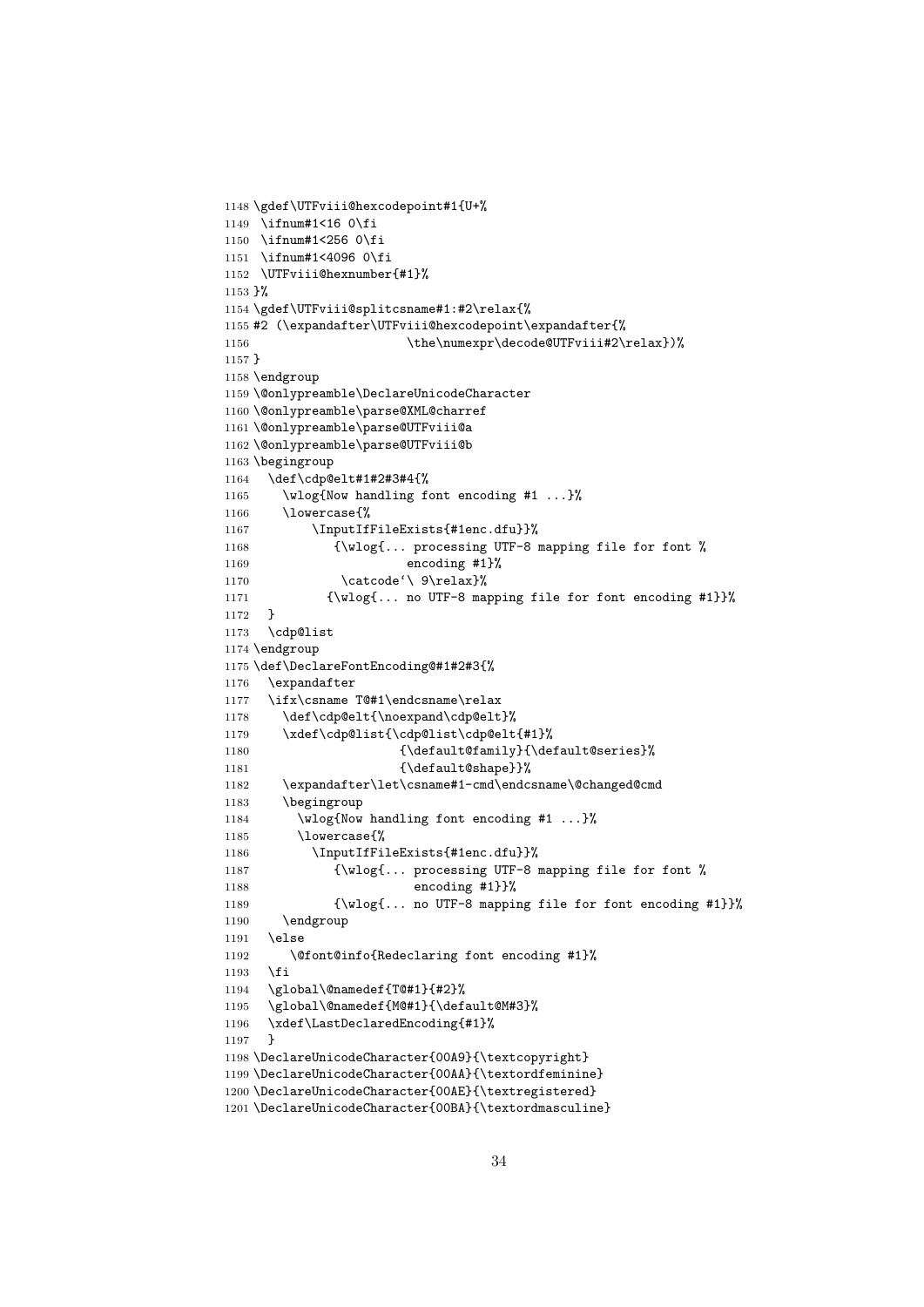```
1148 \gdef\UTFviii@hexcodepoint#1{U+%
1149  \ifnum#1<16 0\fi
1150  \ifnum#1<256 0\fi
1151  \ifnum#1<4096 0\fi
1152  \UTFviii@hexnumber{#1}%
1153 }%
1154 \gdef\UTFviii@splitcsname#1:#2\relax{%
1155 #2 (\expandafter\UTFviii@hexcodepoint\expandafter{%
1156                       \the\numexpr\decode@UTFviii#2\relax})%
1157 }
1158 \endgroup
1159 \@onlypreamble\DeclareUnicodeCharacter
1160 \@onlypreamble\parse@XML@charref
1161 \@onlypreamble\parse@UTFviii@a
1162 \@onlypreamble\parse@UTFviii@b
1163 \begingroup
1164   \def\cdp@elt#1#2#3#4{%
1165     \wlog{Now handling font encoding #1 ...}%
1166     \lowercase{%
1167         \InputIfFileExists{#1enc.dfu}}%
1168            {\wlog{... processing UTF-8 mapping file for font %
1169                       encoding #1}%
1170             \catcode`\ 9\relax}%
1171           {\wlog{... no UTF-8 mapping file for font encoding #1}}%
1172   }
1173   \cdp@list
1174 \endgroup
1175 \def\DeclareFontEncoding@#1#2#3{%
1176   \expandafter
1177   \ifx\csname T@#1\endcsname\relax
1178     \def\cdp@elt{\noexpand\cdp@elt}%
1179     \xdef\cdp@list{\cdp@list\cdp@elt{#1}%
1180                     {\default@family}{\default@series}%
1181                     {\default@shape}}%
1182     \expandafter\let\csname#1-cmd\endcsname\@changed@cmd
1183     \begingroup
1184       \wlog{Now handling font encoding #1 ...}%
1185       \lowercase{%
1186         \InputIfFileExists{#1enc.dfu}}%
1187            {\wlog{... processing UTF-8 mapping file for font %
1188                       encoding #1}}%
1189            {\wlog{... no UTF-8 mapping file for font encoding #1}}%
1190     \endgroup
1191   \else
1192      \@font@info{Redeclaring font encoding #1}%
1193   \fi
1194   \global\@namedef{T@#1}{#2}%
1195   \global\@namedef{M@#1}{\default@M#3}%
1196   \xdef\LastDeclaredEncoding{#1}%
1197   }
1198 \DeclareUnicodeCharacter{00A9}{\textcopyright}
1199 \DeclareUnicodeCharacter{00AA}{\textordfeminine}
1200 \DeclareUnicodeCharacter{00AE}{\textregistered}
1201 \DeclareUnicodeCharacter{00BA}{\textordmasculine}
```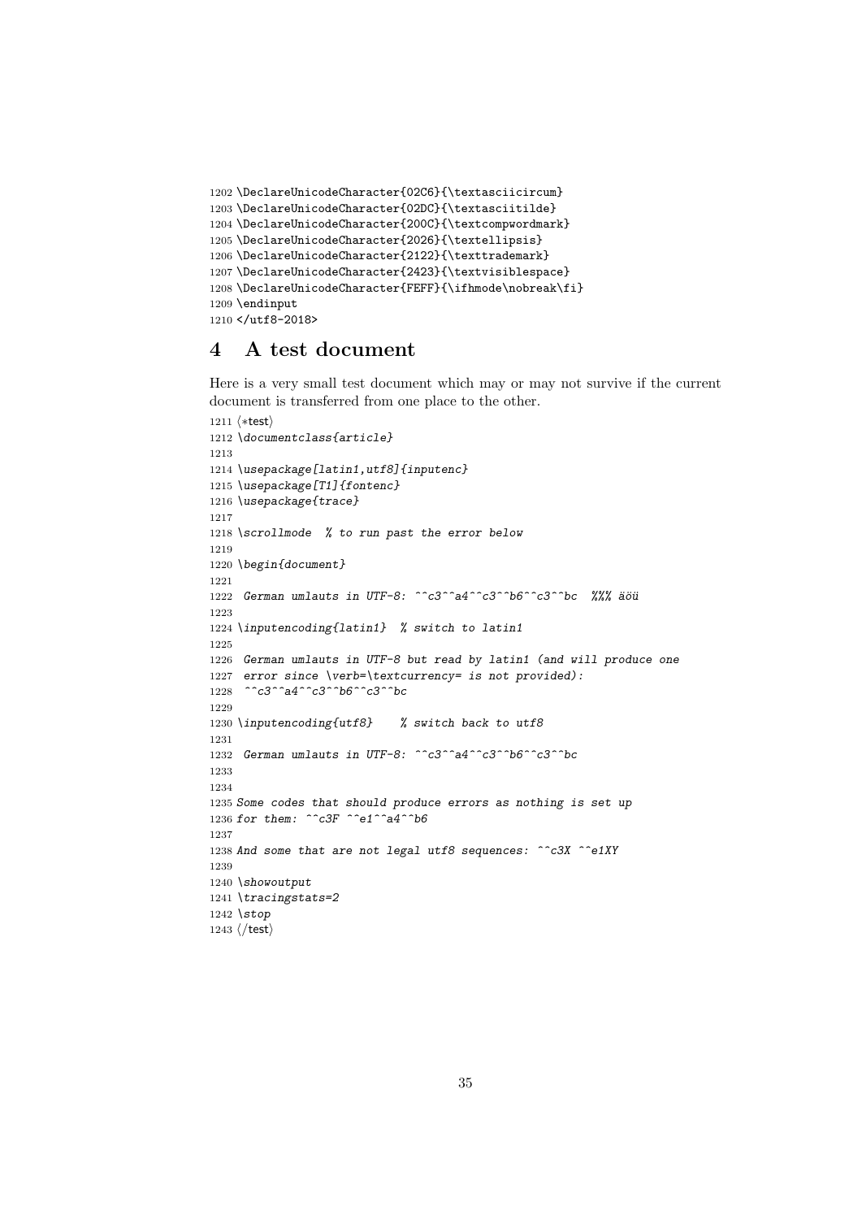```
1202 \DeclareUnicodeCharacter{02C6}{\textasciicircum}
1203 \DeclareUnicodeCharacter{02DC}{\textasciitilde}
1204 \DeclareUnicodeCharacter{200C}{\textcompwordmark}
1205 \DeclareUnicodeCharacter{2026}{\textellipsis}
1206 \DeclareUnicodeCharacter{2122}{\texttrademark}
1207 \DeclareUnicodeCharacter{2423}{\textvisiblespace}
1208 \DeclareUnicodeCharacter{FEFF}{\ifhmode\nobreak\fi}
1209 \endinput
1210 </utf8-2018>
```

## 4 A test document

Here is a very small test document which may or may not survive if the current document is transferred from one place to the other.

```
1211 ⟨*test⟩
1212 \documentclass{article}
1213
1214 \usepackage[latin1,utf8]{inputenc}
1215 \usepackage[T1]{fontenc}
1216 \usepackage{trace}
1217
1218 \scrollmode  % to run past the error below
1219
1220 \begin{document}
1221
1222  German umlauts in UTF-8: ^^c3^^a4^^c3^^b6^^c3^^bc  %%% äöü
1223
1224 \inputencoding{latin1}  % switch to latin1
1225
1226  German umlauts in UTF-8 but read by latin1 (and will produce one
1227  error since \verb=\textcurrency= is not provided):
1228  ^^c3^^a4^^c3^^b6^^c3^^bc
1229
1230 \inputencoding{utf8}    % switch back to utf8
1231
1232  German umlauts in UTF-8: ^^c3^^a4^^c3^^b6^^c3^^bc
1233
1234
1235 Some codes that should produce errors as nothing is set up
1236 for them: ^^c3F ^^e1^^a4^^b6
1237
1238 And some that are not legal utf8 sequences: ^^c3X ^^e1XY
1239
1240 \showoutput
1241 \tracingstats=2
1242 \stop
1243 ⟨/test⟩
```